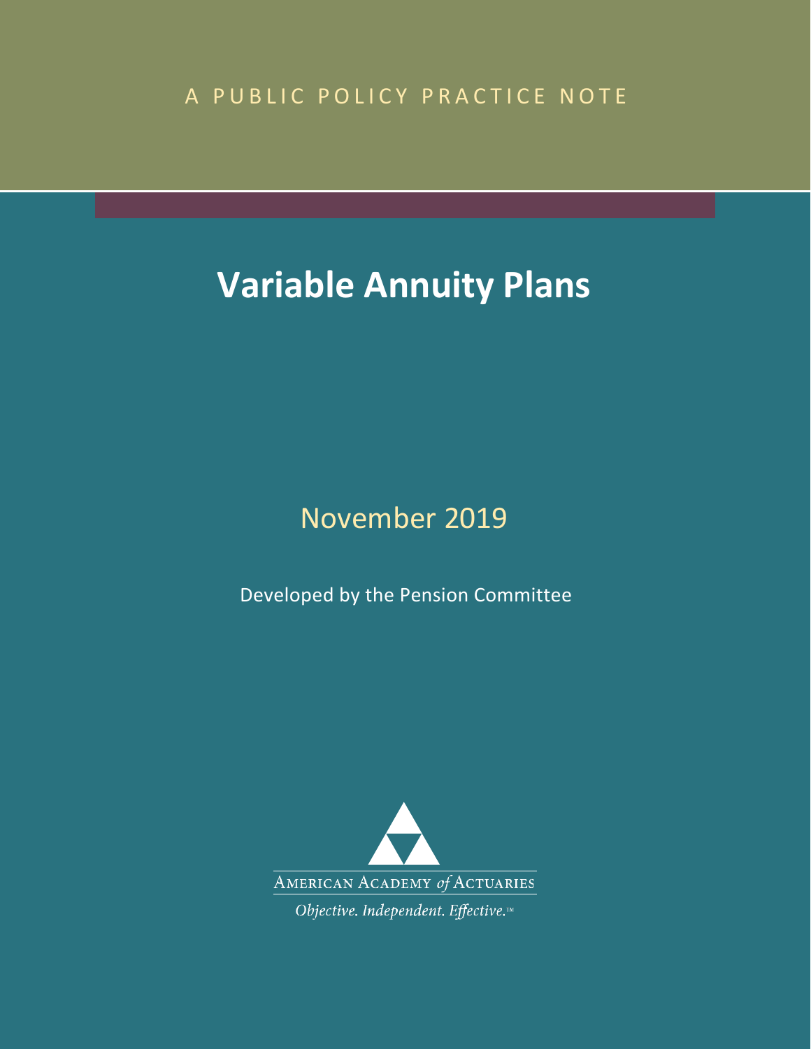A PUBLIC POLICY PRACTICE NOTE

# Variable Annuity Plans

November 2019

Developed by the Pension Committee

AMERICAN ACADEMY *of* ACTUARIES

*Objective. Independent. Effective.*™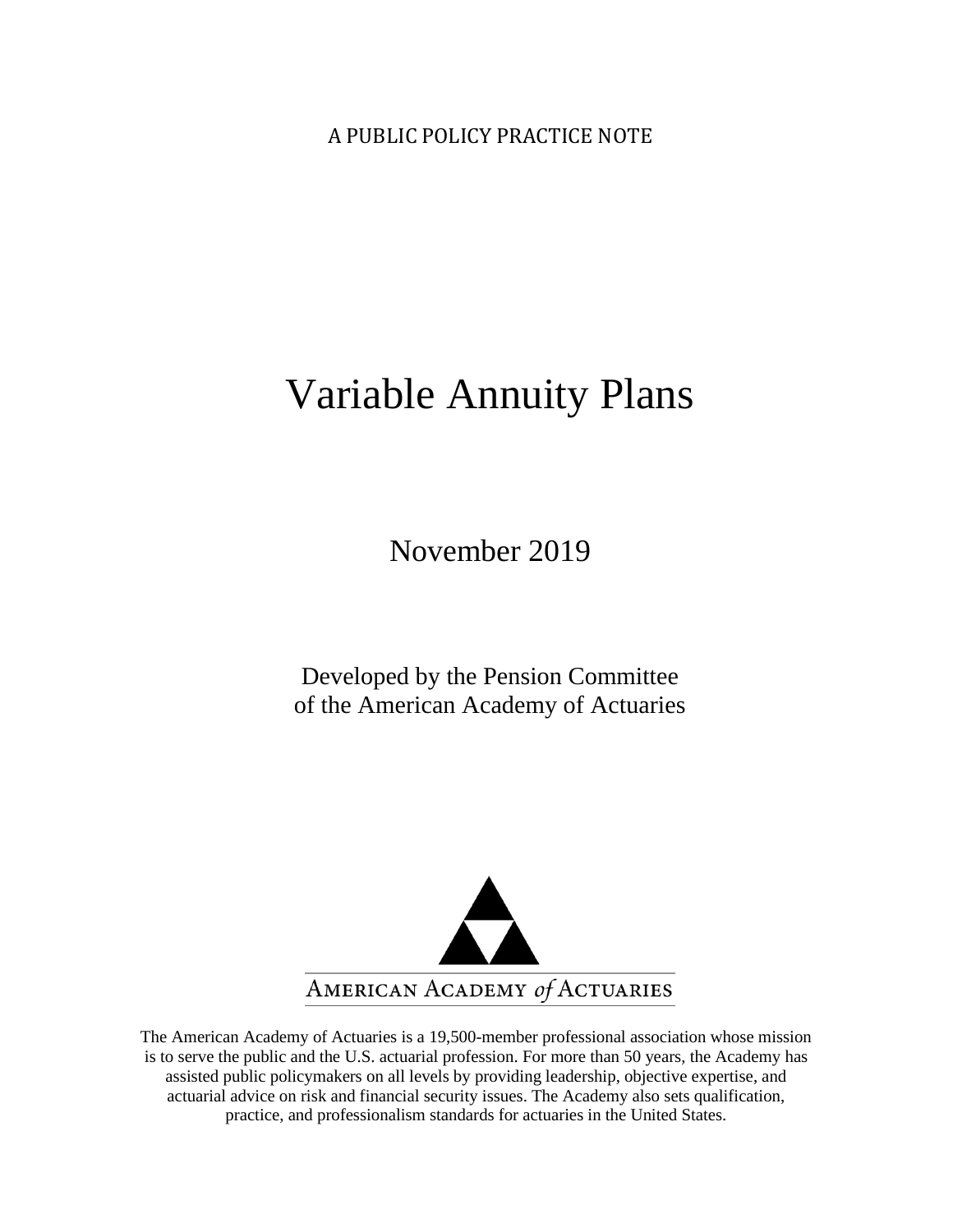A PUBLIC POLICY PRACTICE NOTE

# Variable Annuity Plans

November 2019

Developed by the Pension Committee
of the American Academy of Actuaries

AMERICAN ACADEMY *of* ACTUARIES

The American Academy of Actuaries is a 19,500-member professional association whose mission is to serve the public and the U.S. actuarial profession. For more than 50 years, the Academy has assisted public policymakers on all levels by providing leadership, objective expertise, and actuarial advice on risk and financial security issues. The Academy also sets qualification, practice, and professionalism standards for actuaries in the United States.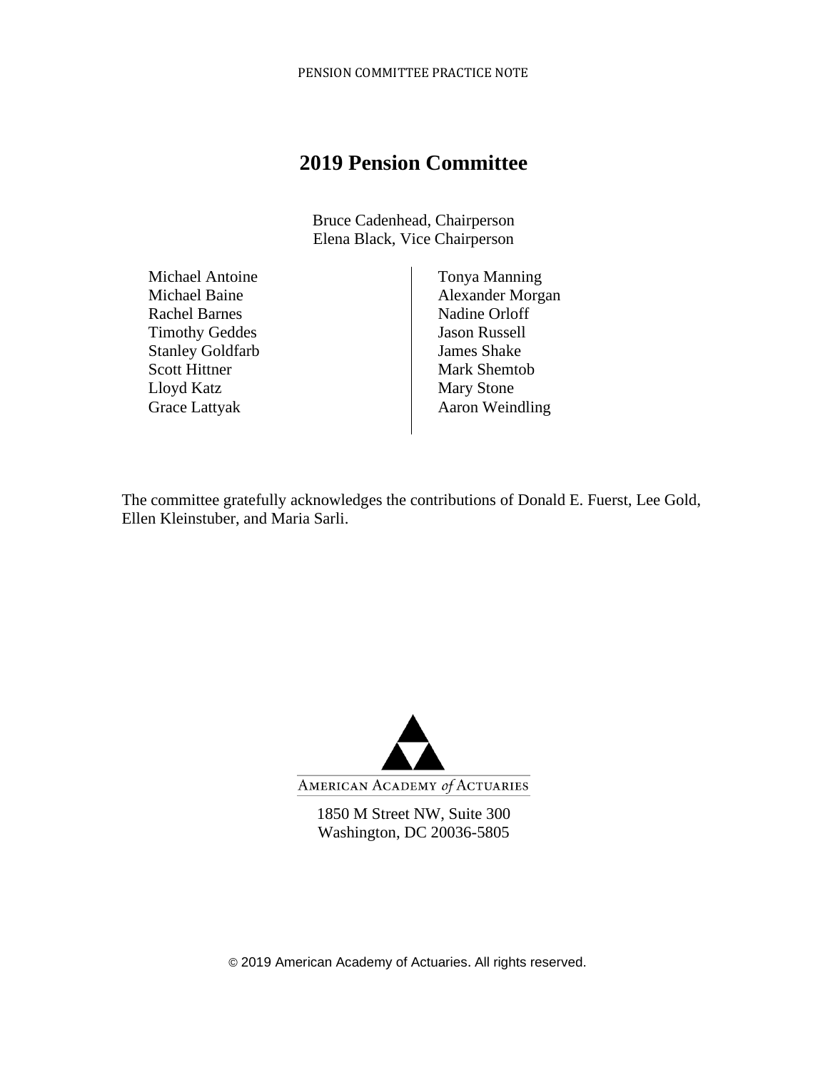# 2019 Pension Committee

Bruce Cadenhead, Chairperson
Elena Black, Vice Chairperson

Michael Antoine
Michael Baine
Rachel Barnes
Timothy Geddes
Stanley Goldfarb
Scott Hittner
Lloyd Katz
Grace Lattyak
Tonya Manning
Alexander Morgan
Nadine Orloff
Jason Russell
James Shake
Mark Shemtob
Mary Stone
Aaron Weindling

The committee gratefully acknowledges the contributions of Donald E. Fuerst, Lee Gold, Ellen Kleinstuber, and Maria Sarli.

AMERICAN ACADEMY *of* ACTUARIES

1850 M Street NW, Suite 300
Washington, DC 20036-5805

© 2019 American Academy of Actuaries. All rights reserved.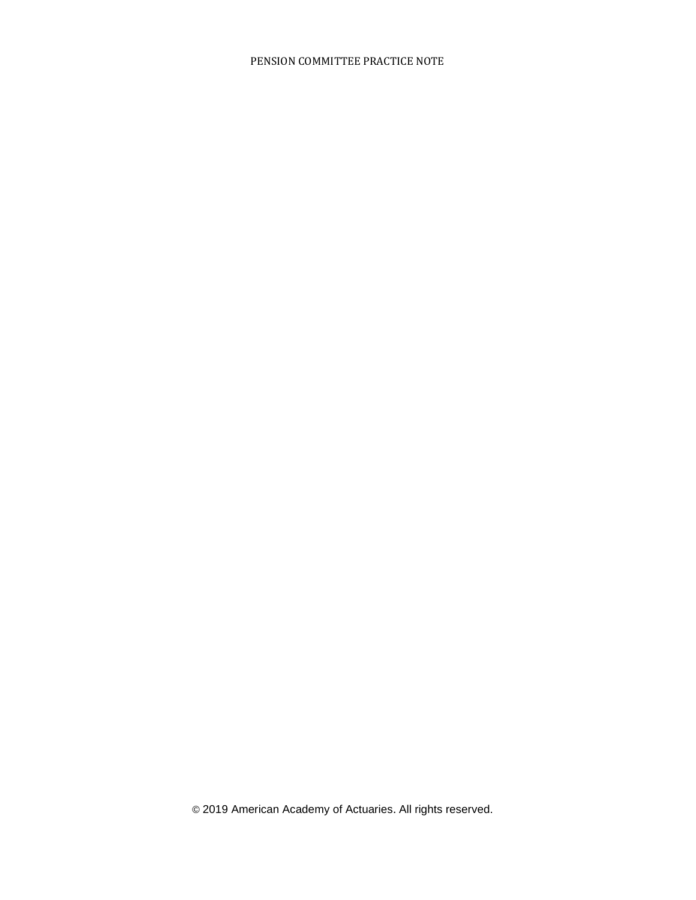© 2019 American Academy of Actuaries. All rights reserved.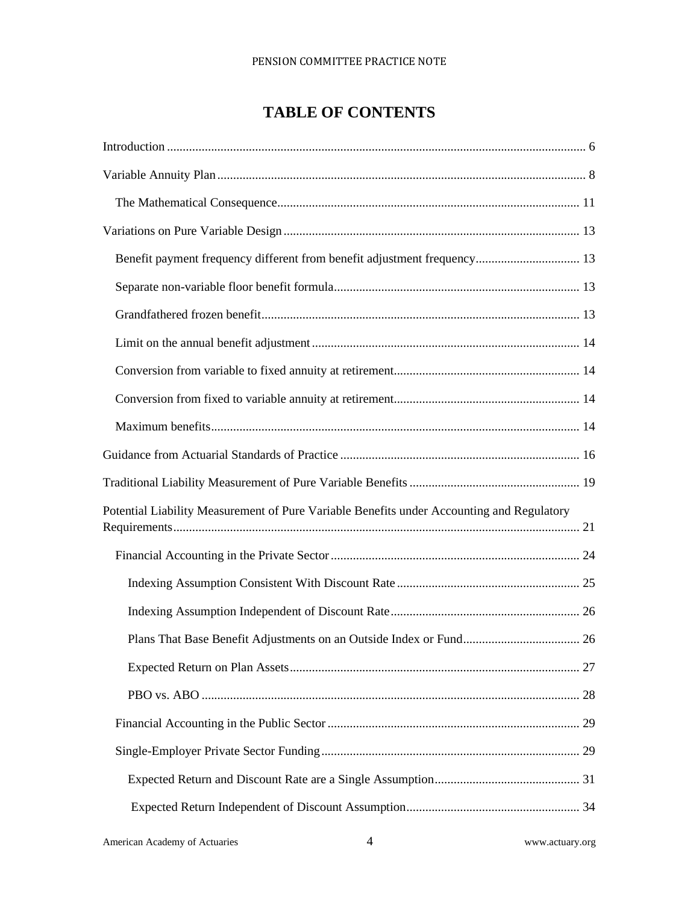# TABLE OF CONTENTS

Introduction .................................................................................................................. 6

Variable Annuity Plan .................................................................................................... 8

  The Mathematical Consequence ................................................................................ 11

Variations on Pure Variable Design ............................................................................. 13

  Benefit payment frequency different from benefit adjustment frequency ................................ 13

  Separate non-variable floor benefit formula ............................................................... 13

  Grandfathered frozen benefit ..................................................................................... 13

  Limit on the annual benefit adjustment ..................................................................... 14

  Conversion from variable to fixed annuity at retirement ............................................ 14

  Conversion from fixed to variable annuity at retirement ............................................ 14

  Maximum benefits ..................................................................................................... 14

Guidance from Actuarial Standards of Practice ........................................................... 16

Traditional Liability Measurement of Pure Variable Benefits ...................................... 19

Potential Liability Measurement of Pure Variable Benefits under Accounting and Regulatory Requirements ................................................................................................................ 21

  Financial Accounting in the Private Sector ................................................................ 24

    Indexing Assumption Consistent With Discount Rate .......................................... 25

    Indexing Assumption Independent of Discount Rate ........................................... 26

    Plans That Base Benefit Adjustments on an Outside Index or Fund ..................... 26

    Expected Return on Plan Assets ........................................................................... 27

    PBO vs. ABO ........................................................................................................ 28

  Financial Accounting in the Public Sector ................................................................. 29

  Single-Employer Private Sector Funding ................................................................... 29

    Expected Return and Discount Rate are a Single Assumption ............................. 31

    Expected Return Independent of Discount Assumption ...................................... 34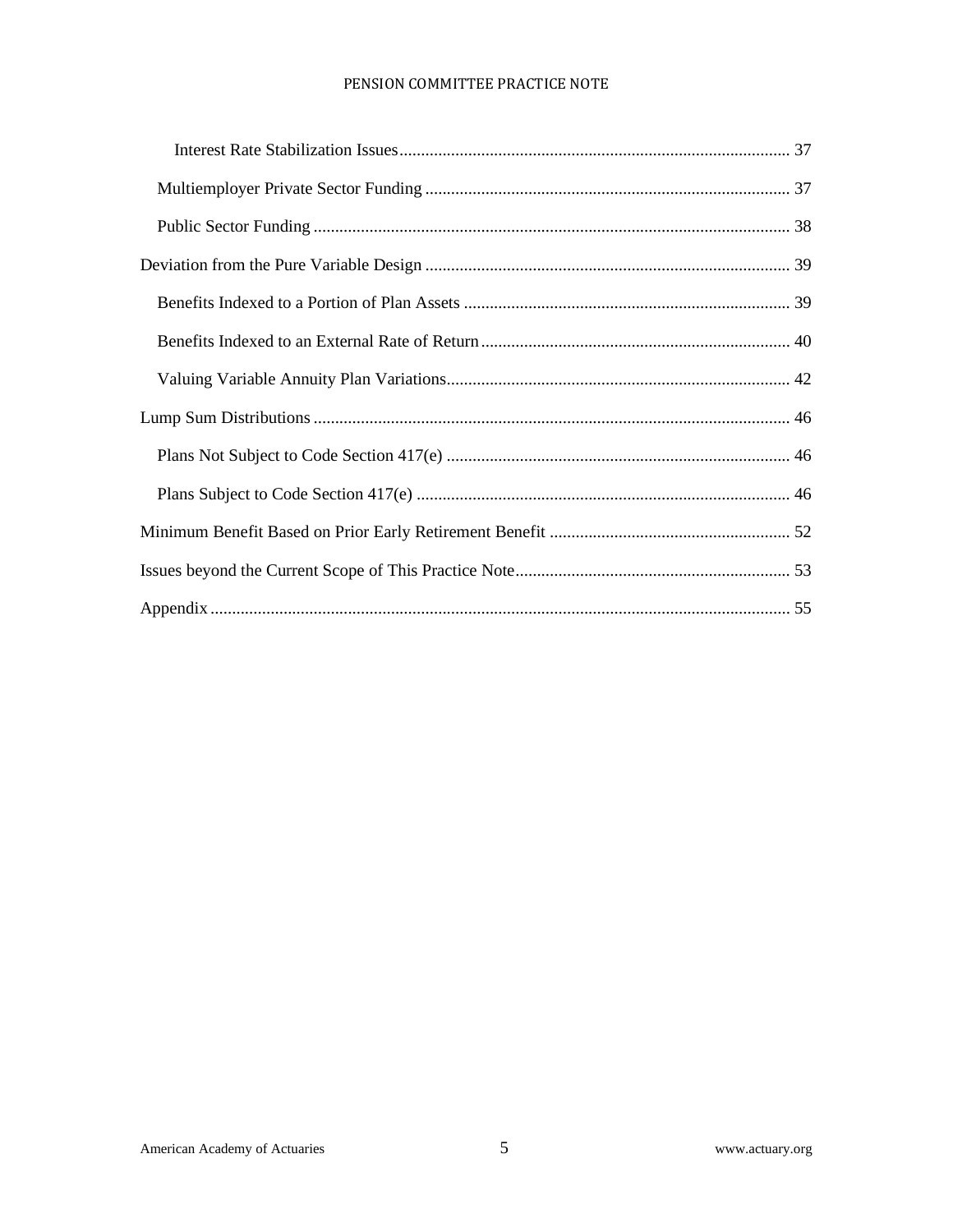- Interest Rate Stabilization Issues .......... 37
- Multiemployer Private Sector Funding .......... 37
- Public Sector Funding .......... 38

Deviation from the Pure Variable Design .......... 39

- Benefits Indexed to a Portion of Plan Assets .......... 39
- Benefits Indexed to an External Rate of Return .......... 40
- Valuing Variable Annuity Plan Variations .......... 42

Lump Sum Distributions .......... 46

- Plans Not Subject to Code Section 417(e) .......... 46
- Plans Subject to Code Section 417(e) .......... 46

Minimum Benefit Based on Prior Early Retirement Benefit .......... 52

Issues beyond the Current Scope of This Practice Note .......... 53

Appendix .......... 55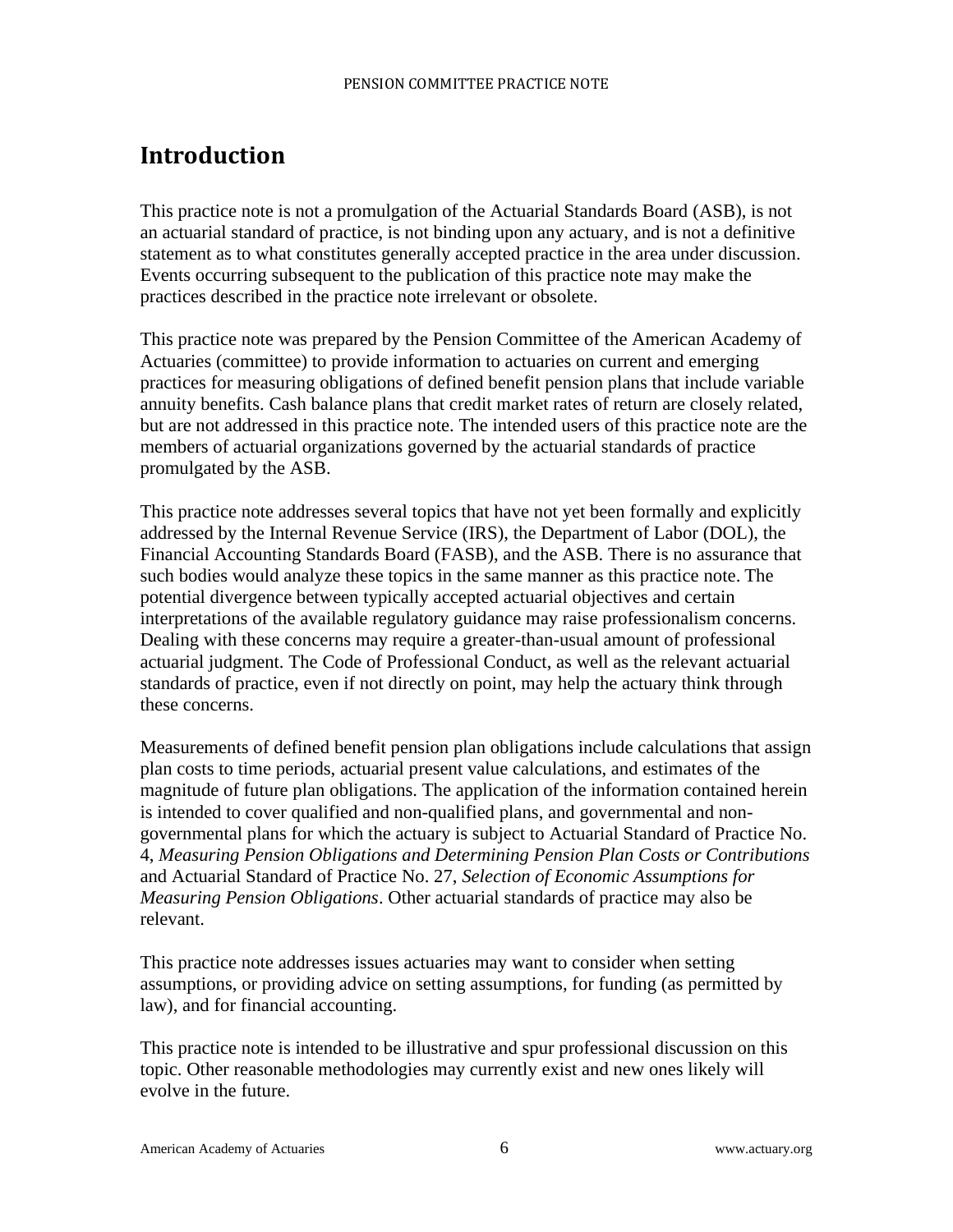# Introduction

This practice note is not a promulgation of the Actuarial Standards Board (ASB), is not an actuarial standard of practice, is not binding upon any actuary, and is not a definitive statement as to what constitutes generally accepted practice in the area under discussion. Events occurring subsequent to the publication of this practice note may make the practices described in the practice note irrelevant or obsolete.

This practice note was prepared by the Pension Committee of the American Academy of Actuaries (committee) to provide information to actuaries on current and emerging practices for measuring obligations of defined benefit pension plans that include variable annuity benefits. Cash balance plans that credit market rates of return are closely related, but are not addressed in this practice note. The intended users of this practice note are the members of actuarial organizations governed by the actuarial standards of practice promulgated by the ASB.

This practice note addresses several topics that have not yet been formally and explicitly addressed by the Internal Revenue Service (IRS), the Department of Labor (DOL), the Financial Accounting Standards Board (FASB), and the ASB. There is no assurance that such bodies would analyze these topics in the same manner as this practice note. The potential divergence between typically accepted actuarial objectives and certain interpretations of the available regulatory guidance may raise professionalism concerns. Dealing with these concerns may require a greater-than-usual amount of professional actuarial judgment. The Code of Professional Conduct, as well as the relevant actuarial standards of practice, even if not directly on point, may help the actuary think through these concerns.

Measurements of defined benefit pension plan obligations include calculations that assign plan costs to time periods, actuarial present value calculations, and estimates of the magnitude of future plan obligations. The application of the information contained herein is intended to cover qualified and non-qualified plans, and governmental and non-governmental plans for which the actuary is subject to Actuarial Standard of Practice No. 4, *Measuring Pension Obligations and Determining Pension Plan Costs or Contributions* and Actuarial Standard of Practice No. 27, *Selection of Economic Assumptions for Measuring Pension Obligations*. Other actuarial standards of practice may also be relevant.

This practice note addresses issues actuaries may want to consider when setting assumptions, or providing advice on setting assumptions, for funding (as permitted by law), and for financial accounting.

This practice note is intended to be illustrative and spur professional discussion on this topic. Other reasonable methodologies may currently exist and new ones likely will evolve in the future.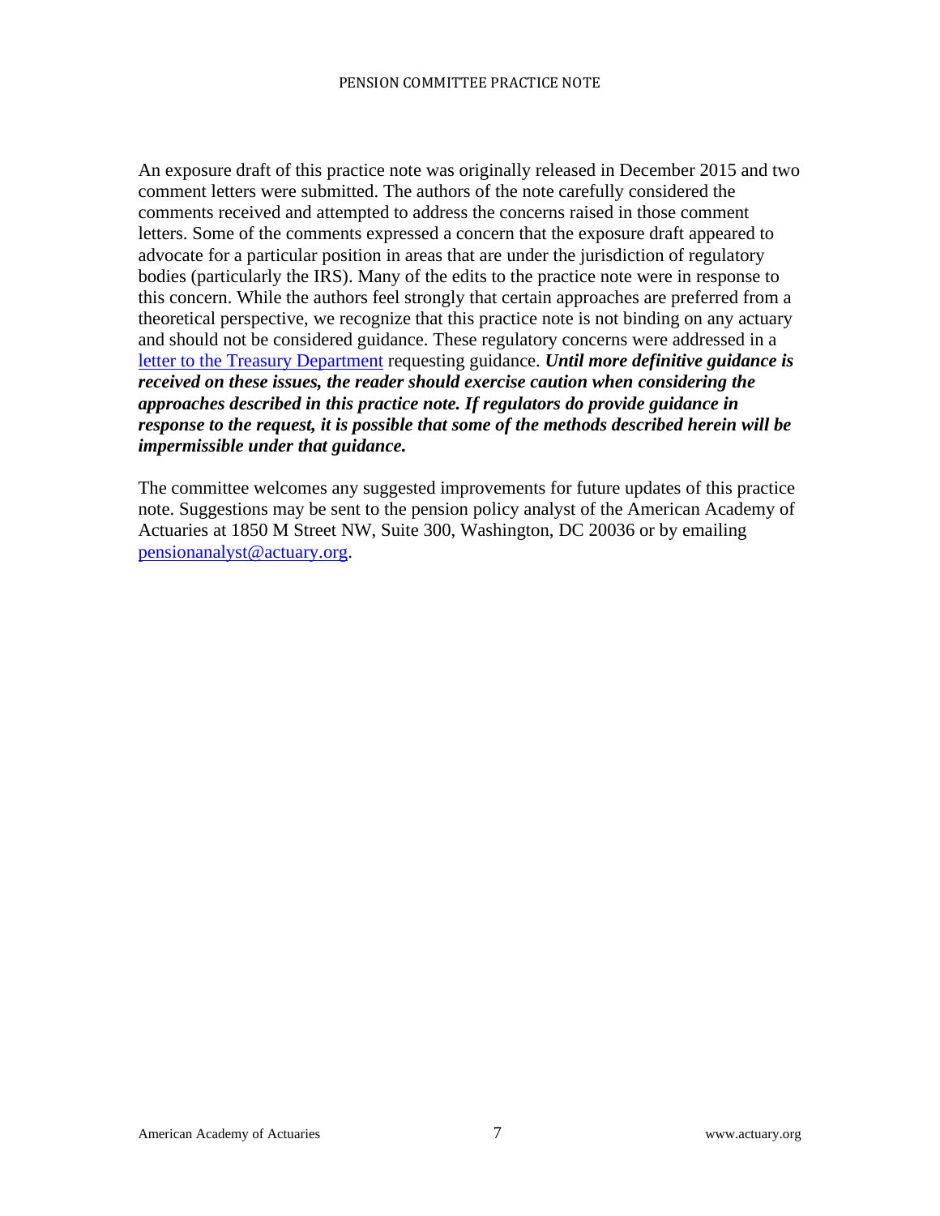An exposure draft of this practice note was originally released in December 2015 and two comment letters were submitted. The authors of the note carefully considered the comments received and attempted to address the concerns raised in those comment letters. Some of the comments expressed a concern that the exposure draft appeared to advocate for a particular position in areas that are under the jurisdiction of regulatory bodies (particularly the IRS). Many of the edits to the practice note were in response to this concern. While the authors feel strongly that certain approaches are preferred from a theoretical perspective, we recognize that this practice note is not binding on any actuary and should not be considered guidance. These regulatory concerns were addressed in a letter to the Treasury Department requesting guidance. ***Until more definitive guidance is received on these issues, the reader should exercise caution when considering the approaches described in this practice note. If regulators do provide guidance in response to the request, it is possible that some of the methods described herein will be impermissible under that guidance.***

The committee welcomes any suggested improvements for future updates of this practice note. Suggestions may be sent to the pension policy analyst of the American Academy of Actuaries at 1850 M Street NW, Suite 300, Washington, DC 20036 or by emailing pensionanalyst@actuary.org.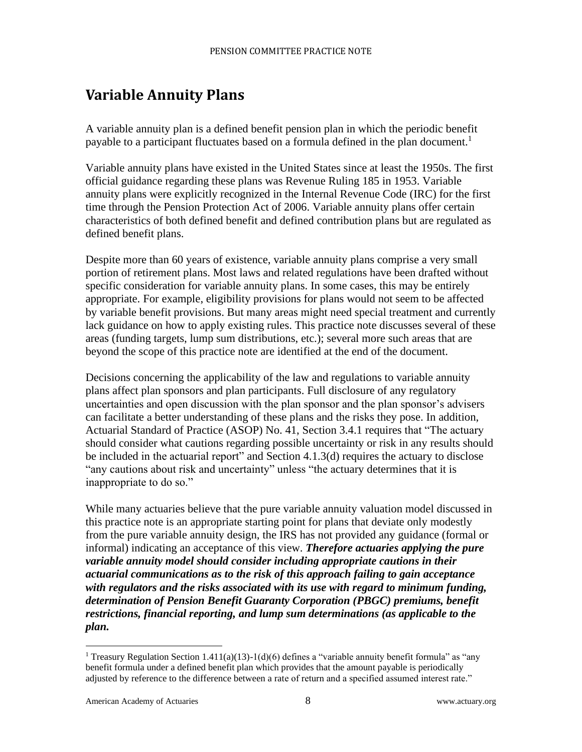# Variable Annuity Plans

A variable annuity plan is a defined benefit pension plan in which the periodic benefit payable to a participant fluctuates based on a formula defined in the plan document.[1]

Variable annuity plans have existed in the United States since at least the 1950s. The first official guidance regarding these plans was Revenue Ruling 185 in 1953. Variable annuity plans were explicitly recognized in the Internal Revenue Code (IRC) for the first time through the Pension Protection Act of 2006. Variable annuity plans offer certain characteristics of both defined benefit and defined contribution plans but are regulated as defined benefit plans.

Despite more than 60 years of existence, variable annuity plans comprise a very small portion of retirement plans. Most laws and related regulations have been drafted without specific consideration for variable annuity plans. In some cases, this may be entirely appropriate. For example, eligibility provisions for plans would not seem to be affected by variable benefit provisions. But many areas might need special treatment and currently lack guidance on how to apply existing rules. This practice note discusses several of these areas (funding targets, lump sum distributions, etc.); several more such areas that are beyond the scope of this practice note are identified at the end of the document.

Decisions concerning the applicability of the law and regulations to variable annuity plans affect plan sponsors and plan participants. Full disclosure of any regulatory uncertainties and open discussion with the plan sponsor and the plan sponsor's advisers can facilitate a better understanding of these plans and the risks they pose. In addition, Actuarial Standard of Practice (ASOP) No. 41, Section 3.4.1 requires that "The actuary should consider what cautions regarding possible uncertainty or risk in any results should be included in the actuarial report" and Section 4.1.3(d) requires the actuary to disclose "any cautions about risk and uncertainty" unless "the actuary determines that it is inappropriate to do so."

While many actuaries believe that the pure variable annuity valuation model discussed in this practice note is an appropriate starting point for plans that deviate only modestly from the pure variable annuity design, the IRS has not provided any guidance (formal or informal) indicating an acceptance of this view. ***Therefore actuaries applying the pure variable annuity model should consider including appropriate cautions in their actuarial communications as to the risk of this approach failing to gain acceptance with regulators and the risks associated with its use with regard to minimum funding, determination of Pension Benefit Guaranty Corporation (PBGC) premiums, benefit restrictions, financial reporting, and lump sum determinations (as applicable to the plan.***

---

[1] Treasury Regulation Section 1.411(a)(13)-1(d)(6) defines a "variable annuity benefit formula" as "any benefit formula under a defined benefit plan which provides that the amount payable is periodically adjusted by reference to the difference between a rate of return and a specified assumed interest rate."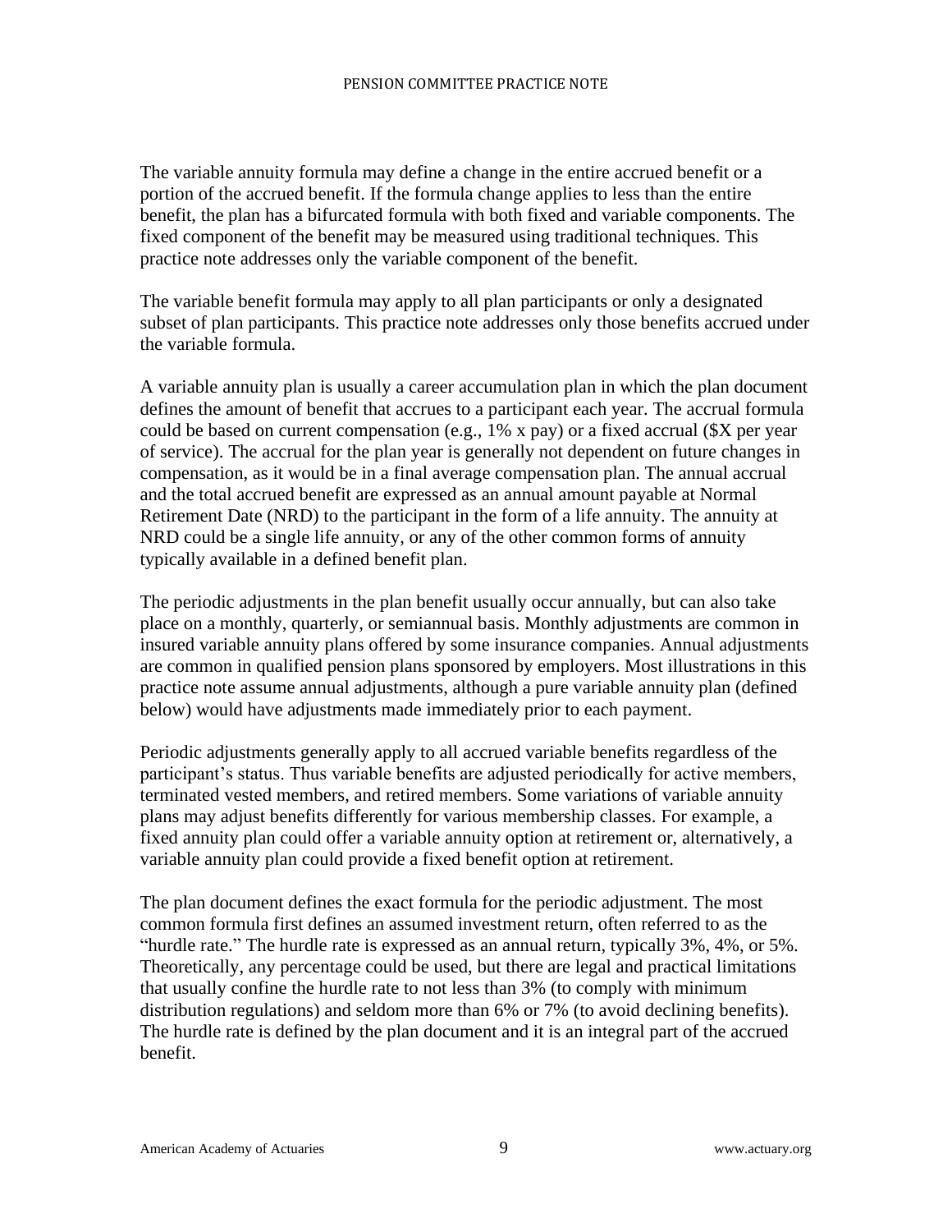The variable annuity formula may define a change in the entire accrued benefit or a portion of the accrued benefit. If the formula change applies to less than the entire benefit, the plan has a bifurcated formula with both fixed and variable components. The fixed component of the benefit may be measured using traditional techniques. This practice note addresses only the variable component of the benefit.

The variable benefit formula may apply to all plan participants or only a designated subset of plan participants. This practice note addresses only those benefits accrued under the variable formula.

A variable annuity plan is usually a career accumulation plan in which the plan document defines the amount of benefit that accrues to a participant each year. The accrual formula could be based on current compensation (e.g., 1% x pay) or a fixed accrual ($X per year of service). The accrual for the plan year is generally not dependent on future changes in compensation, as it would be in a final average compensation plan. The annual accrual and the total accrued benefit are expressed as an annual amount payable at Normal Retirement Date (NRD) to the participant in the form of a life annuity. The annuity at NRD could be a single life annuity, or any of the other common forms of annuity typically available in a defined benefit plan.

The periodic adjustments in the plan benefit usually occur annually, but can also take place on a monthly, quarterly, or semiannual basis. Monthly adjustments are common in insured variable annuity plans offered by some insurance companies. Annual adjustments are common in qualified pension plans sponsored by employers. Most illustrations in this practice note assume annual adjustments, although a pure variable annuity plan (defined below) would have adjustments made immediately prior to each payment.

Periodic adjustments generally apply to all accrued variable benefits regardless of the participant's status. Thus variable benefits are adjusted periodically for active members, terminated vested members, and retired members. Some variations of variable annuity plans may adjust benefits differently for various membership classes. For example, a fixed annuity plan could offer a variable annuity option at retirement or, alternatively, a variable annuity plan could provide a fixed benefit option at retirement.

The plan document defines the exact formula for the periodic adjustment. The most common formula first defines an assumed investment return, often referred to as the "hurdle rate." The hurdle rate is expressed as an annual return, typically 3%, 4%, or 5%. Theoretically, any percentage could be used, but there are legal and practical limitations that usually confine the hurdle rate to not less than 3% (to comply with minimum distribution regulations) and seldom more than 6% or 7% (to avoid declining benefits). The hurdle rate is defined by the plan document and it is an integral part of the accrued benefit.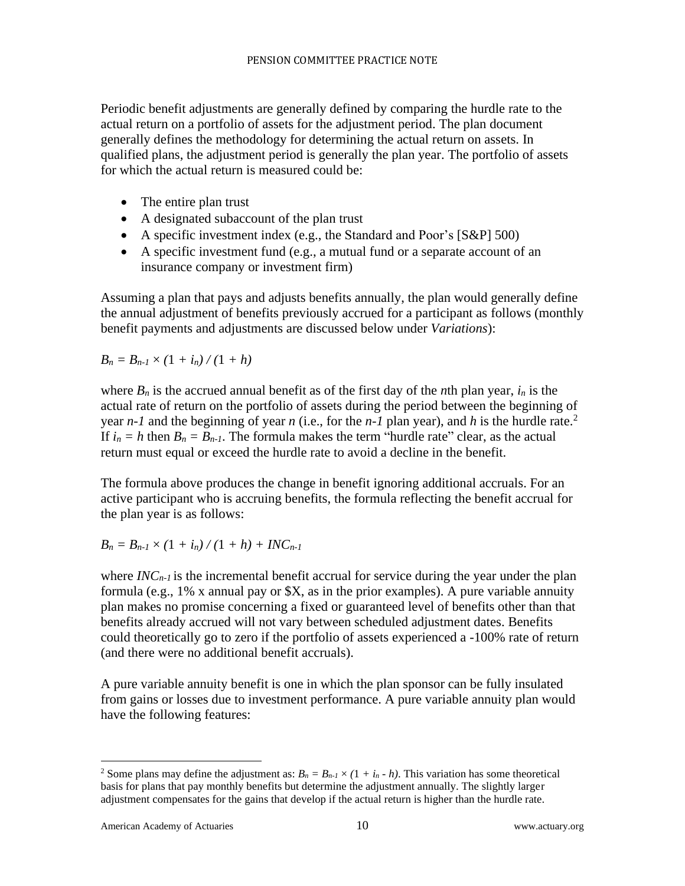Periodic benefit adjustments are generally defined by comparing the hurdle rate to the actual return on a portfolio of assets for the adjustment period. The plan document generally defines the methodology for determining the actual return on assets. In qualified plans, the adjustment period is generally the plan year. The portfolio of assets for which the actual return is measured could be:

- The entire plan trust
- A designated subaccount of the plan trust
- A specific investment index (e.g., the Standard and Poor's [S&P] 500)
- A specific investment fund (e.g., a mutual fund or a separate account of an insurance company or investment firm)

Assuming a plan that pays and adjusts benefits annually, the plan would generally define the annual adjustment of benefits previously accrued for a participant as follows (monthly benefit payments and adjustments are discussed below under *Variations*):

$$B_n = B_{n-1} \times (1 + i_n) / (1 + h)$$

where $B_n$ is the accrued annual benefit as of the first day of the *n*th plan year, $i_n$ is the actual rate of return on the portfolio of assets during the period between the beginning of year $n\text{-}1$ and the beginning of year $n$ (i.e., for the $n\text{-}1$ plan year), and $h$ is the hurdle rate.[2] If $i_n = h$ then $B_n = B_{n-1}$. The formula makes the term "hurdle rate" clear, as the actual return must equal or exceed the hurdle rate to avoid a decline in the benefit.

The formula above produces the change in benefit ignoring additional accruals. For an active participant who is accruing benefits, the formula reflecting the benefit accrual for the plan year is as follows:

$$B_n = B_{n-1} \times (1 + i_n) / (1 + h) + INC_{n-1}$$

where $INC_{n-1}$ is the incremental benefit accrual for service during the year under the plan formula (e.g., 1% x annual pay or $X, as in the prior examples). A pure variable annuity plan makes no promise concerning a fixed or guaranteed level of benefits other than that benefits already accrued will not vary between scheduled adjustment dates. Benefits could theoretically go to zero if the portfolio of assets experienced a -100% rate of return (and there were no additional benefit accruals).

A pure variable annuity benefit is one in which the plan sponsor can be fully insulated from gains or losses due to investment performance. A pure variable annuity plan would have the following features:

---

[2] Some plans may define the adjustment as: $B_n = B_{n-1} \times (1 + i_n - h)$. This variation has some theoretical basis for plans that pay monthly benefits but determine the adjustment annually. The slightly larger adjustment compensates for the gains that develop if the actual return is higher than the hurdle rate.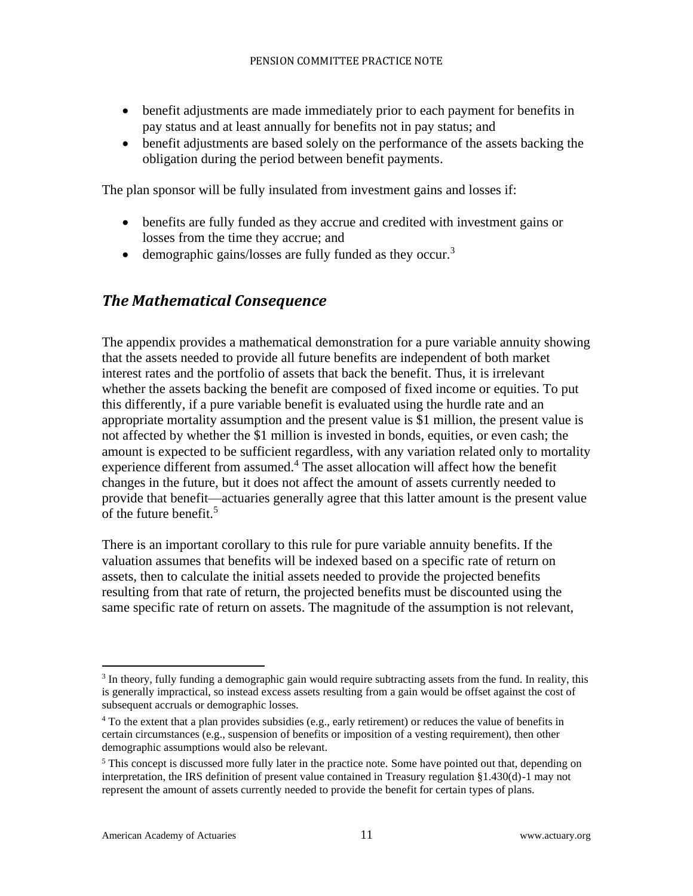- benefit adjustments are made immediately prior to each payment for benefits in pay status and at least annually for benefits not in pay status; and
- benefit adjustments are based solely on the performance of the assets backing the obligation during the period between benefit payments.

The plan sponsor will be fully insulated from investment gains and losses if:

- benefits are fully funded as they accrue and credited with investment gains or losses from the time they accrue; and
- demographic gains/losses are fully funded as they occur.[3]

## *The Mathematical Consequence*

The appendix provides a mathematical demonstration for a pure variable annuity showing that the assets needed to provide all future benefits are independent of both market interest rates and the portfolio of assets that back the benefit. Thus, it is irrelevant whether the assets backing the benefit are composed of fixed income or equities. To put this differently, if a pure variable benefit is evaluated using the hurdle rate and an appropriate mortality assumption and the present value is $1 million, the present value is not affected by whether the $1 million is invested in bonds, equities, or even cash; the amount is expected to be sufficient regardless, with any variation related only to mortality experience different from assumed.[4] The asset allocation will affect how the benefit changes in the future, but it does not affect the amount of assets currently needed to provide that benefit—actuaries generally agree that this latter amount is the present value of the future benefit.[5]

There is an important corollary to this rule for pure variable annuity benefits. If the valuation assumes that benefits will be indexed based on a specific rate of return on assets, then to calculate the initial assets needed to provide the projected benefits resulting from that rate of return, the projected benefits must be discounted using the same specific rate of return on assets. The magnitude of the assumption is not relevant,

---

[3] In theory, fully funding a demographic gain would require subtracting assets from the fund. In reality, this is generally impractical, so instead excess assets resulting from a gain would be offset against the cost of subsequent accruals or demographic losses.

[4] To the extent that a plan provides subsidies (e.g., early retirement) or reduces the value of benefits in certain circumstances (e.g., suspension of benefits or imposition of a vesting requirement), then other demographic assumptions would also be relevant.

[5] This concept is discussed more fully later in the practice note. Some have pointed out that, depending on interpretation, the IRS definition of present value contained in Treasury regulation §1.430(d)-1 may not represent the amount of assets currently needed to provide the benefit for certain types of plans.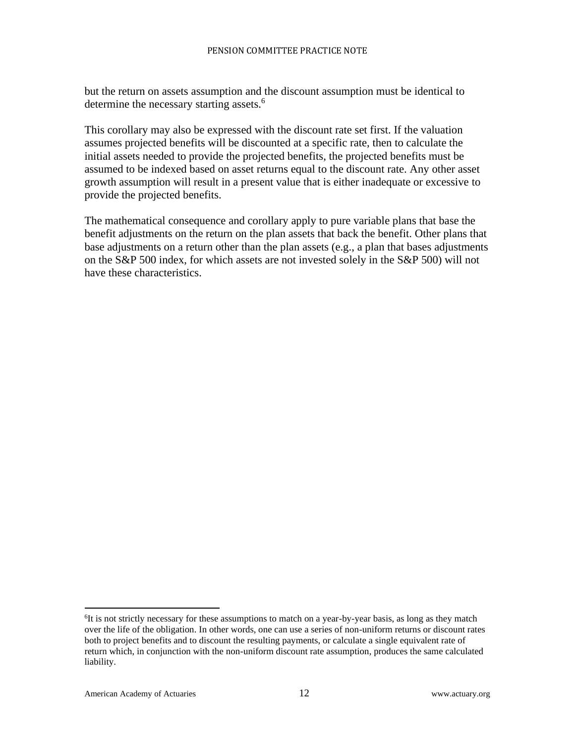but the return on assets assumption and the discount assumption must be identical to determine the necessary starting assets.[6]

This corollary may also be expressed with the discount rate set first. If the valuation assumes projected benefits will be discounted at a specific rate, then to calculate the initial assets needed to provide the projected benefits, the projected benefits must be assumed to be indexed based on asset returns equal to the discount rate. Any other asset growth assumption will result in a present value that is either inadequate or excessive to provide the projected benefits.

The mathematical consequence and corollary apply to pure variable plans that base the benefit adjustments on the return on the plan assets that back the benefit. Other plans that base adjustments on a return other than the plan assets (e.g., a plan that bases adjustments on the S&P 500 index, for which assets are not invested solely in the S&P 500) will not have these characteristics.

---

[6]It is not strictly necessary for these assumptions to match on a year-by-year basis, as long as they match over the life of the obligation. In other words, one can use a series of non-uniform returns or discount rates both to project benefits and to discount the resulting payments, or calculate a single equivalent rate of return which, in conjunction with the non-uniform discount rate assumption, produces the same calculated liability.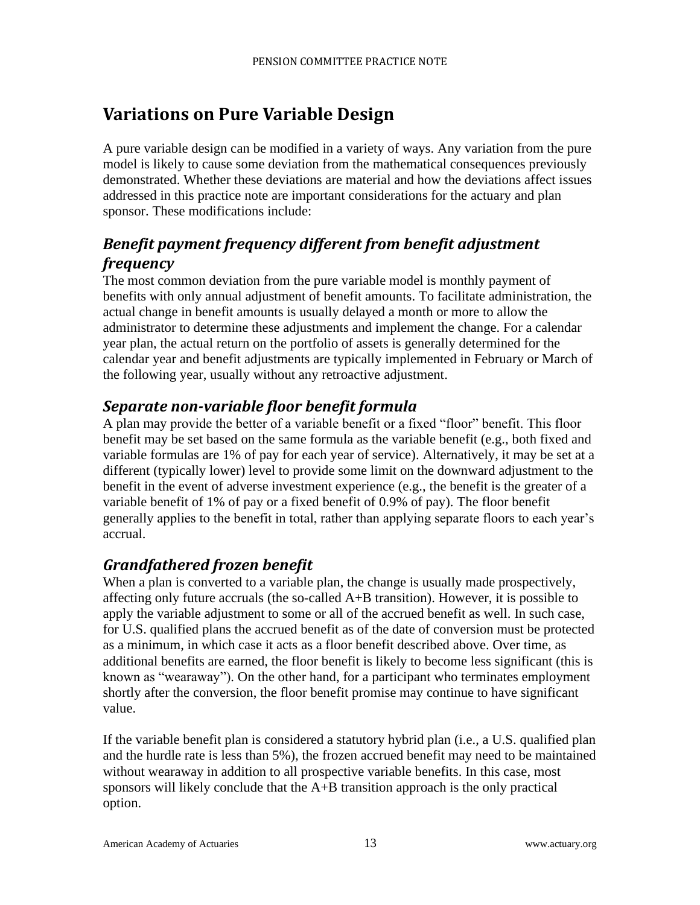## Variations on Pure Variable Design

A pure variable design can be modified in a variety of ways. Any variation from the pure model is likely to cause some deviation from the mathematical consequences previously demonstrated. Whether these deviations are material and how the deviations affect issues addressed in this practice note are important considerations for the actuary and plan sponsor. These modifications include:

### *Benefit payment frequency different from benefit adjustment frequency*

The most common deviation from the pure variable model is monthly payment of benefits with only annual adjustment of benefit amounts. To facilitate administration, the actual change in benefit amounts is usually delayed a month or more to allow the administrator to determine these adjustments and implement the change. For a calendar year plan, the actual return on the portfolio of assets is generally determined for the calendar year and benefit adjustments are typically implemented in February or March of the following year, usually without any retroactive adjustment.

### *Separate non-variable floor benefit formula*

A plan may provide the better of a variable benefit or a fixed "floor" benefit. This floor benefit may be set based on the same formula as the variable benefit (e.g., both fixed and variable formulas are 1% of pay for each year of service). Alternatively, it may be set at a different (typically lower) level to provide some limit on the downward adjustment to the benefit in the event of adverse investment experience (e.g., the benefit is the greater of a variable benefit of 1% of pay or a fixed benefit of 0.9% of pay). The floor benefit generally applies to the benefit in total, rather than applying separate floors to each year's accrual.

### *Grandfathered frozen benefit*

When a plan is converted to a variable plan, the change is usually made prospectively, affecting only future accruals (the so-called A+B transition). However, it is possible to apply the variable adjustment to some or all of the accrued benefit as well. In such case, for U.S. qualified plans the accrued benefit as of the date of conversion must be protected as a minimum, in which case it acts as a floor benefit described above. Over time, as additional benefits are earned, the floor benefit is likely to become less significant (this is known as "wearaway"). On the other hand, for a participant who terminates employment shortly after the conversion, the floor benefit promise may continue to have significant value.

If the variable benefit plan is considered a statutory hybrid plan (i.e., a U.S. qualified plan and the hurdle rate is less than 5%), the frozen accrued benefit may need to be maintained without wearaway in addition to all prospective variable benefits. In this case, most sponsors will likely conclude that the A+B transition approach is the only practical option.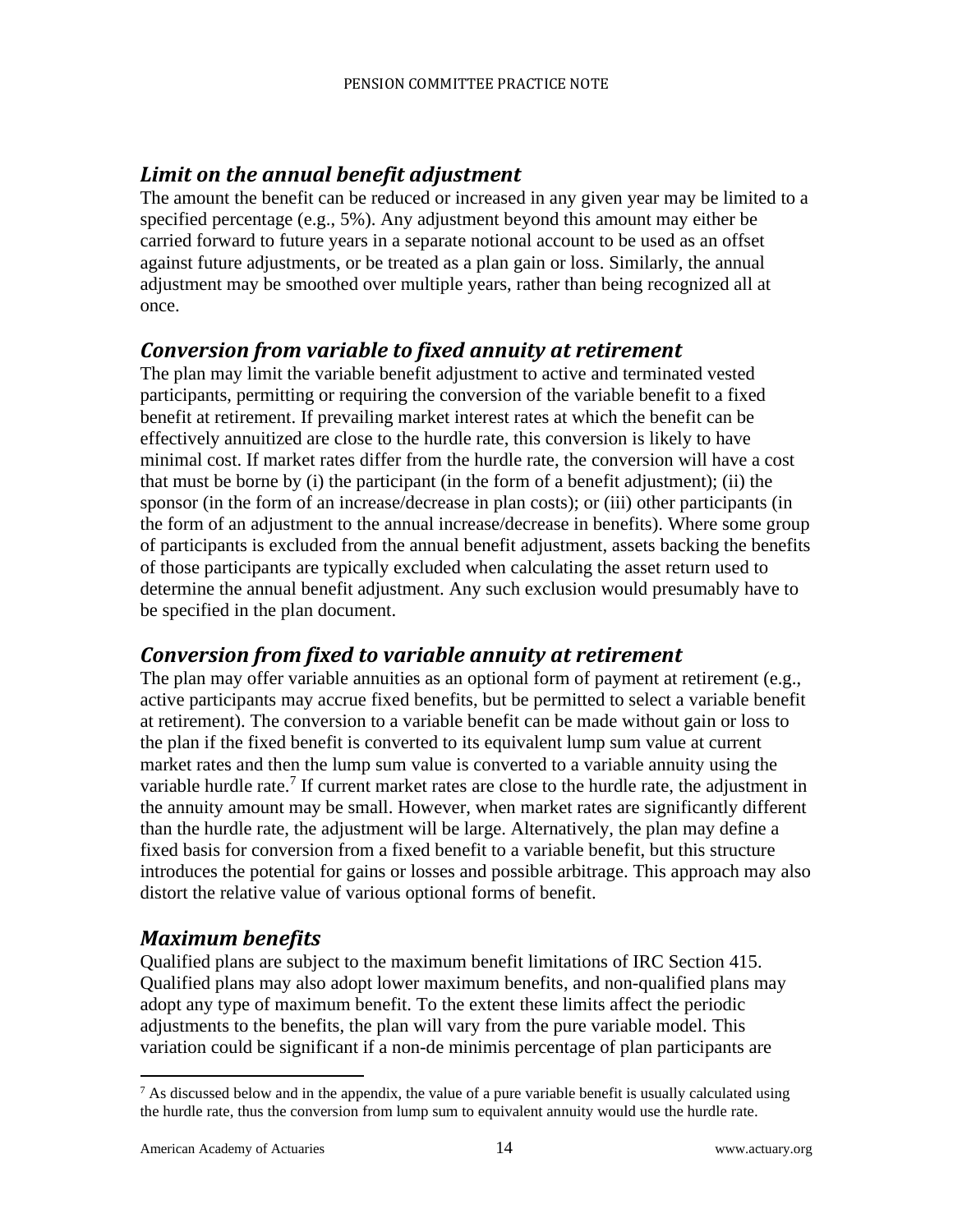## *Limit on the annual benefit adjustment*

The amount the benefit can be reduced or increased in any given year may be limited to a specified percentage (e.g., 5%). Any adjustment beyond this amount may either be carried forward to future years in a separate notional account to be used as an offset against future adjustments, or be treated as a plan gain or loss. Similarly, the annual adjustment may be smoothed over multiple years, rather than being recognized all at once.

## *Conversion from variable to fixed annuity at retirement*

The plan may limit the variable benefit adjustment to active and terminated vested participants, permitting or requiring the conversion of the variable benefit to a fixed benefit at retirement. If prevailing market interest rates at which the benefit can be effectively annuitized are close to the hurdle rate, this conversion is likely to have minimal cost. If market rates differ from the hurdle rate, the conversion will have a cost that must be borne by (i) the participant (in the form of a benefit adjustment); (ii) the sponsor (in the form of an increase/decrease in plan costs); or (iii) other participants (in the form of an adjustment to the annual increase/decrease in benefits). Where some group of participants is excluded from the annual benefit adjustment, assets backing the benefits of those participants are typically excluded when calculating the asset return used to determine the annual benefit adjustment. Any such exclusion would presumably have to be specified in the plan document.

## *Conversion from fixed to variable annuity at retirement*

The plan may offer variable annuities as an optional form of payment at retirement (e.g., active participants may accrue fixed benefits, but be permitted to select a variable benefit at retirement). The conversion to a variable benefit can be made without gain or loss to the plan if the fixed benefit is converted to its equivalent lump sum value at current market rates and then the lump sum value is converted to a variable annuity using the variable hurdle rate.[7] If current market rates are close to the hurdle rate, the adjustment in the annuity amount may be small. However, when market rates are significantly different than the hurdle rate, the adjustment will be large. Alternatively, the plan may define a fixed basis for conversion from a fixed benefit to a variable benefit, but this structure introduces the potential for gains or losses and possible arbitrage. This approach may also distort the relative value of various optional forms of benefit.

## *Maximum benefits*

Qualified plans are subject to the maximum benefit limitations of IRC Section 415. Qualified plans may also adopt lower maximum benefits, and non-qualified plans may adopt any type of maximum benefit. To the extent these limits affect the periodic adjustments to the benefits, the plan will vary from the pure variable model. This variation could be significant if a non-de minimis percentage of plan participants are

---

[7] As discussed below and in the appendix, the value of a pure variable benefit is usually calculated using the hurdle rate, thus the conversion from lump sum to equivalent annuity would use the hurdle rate.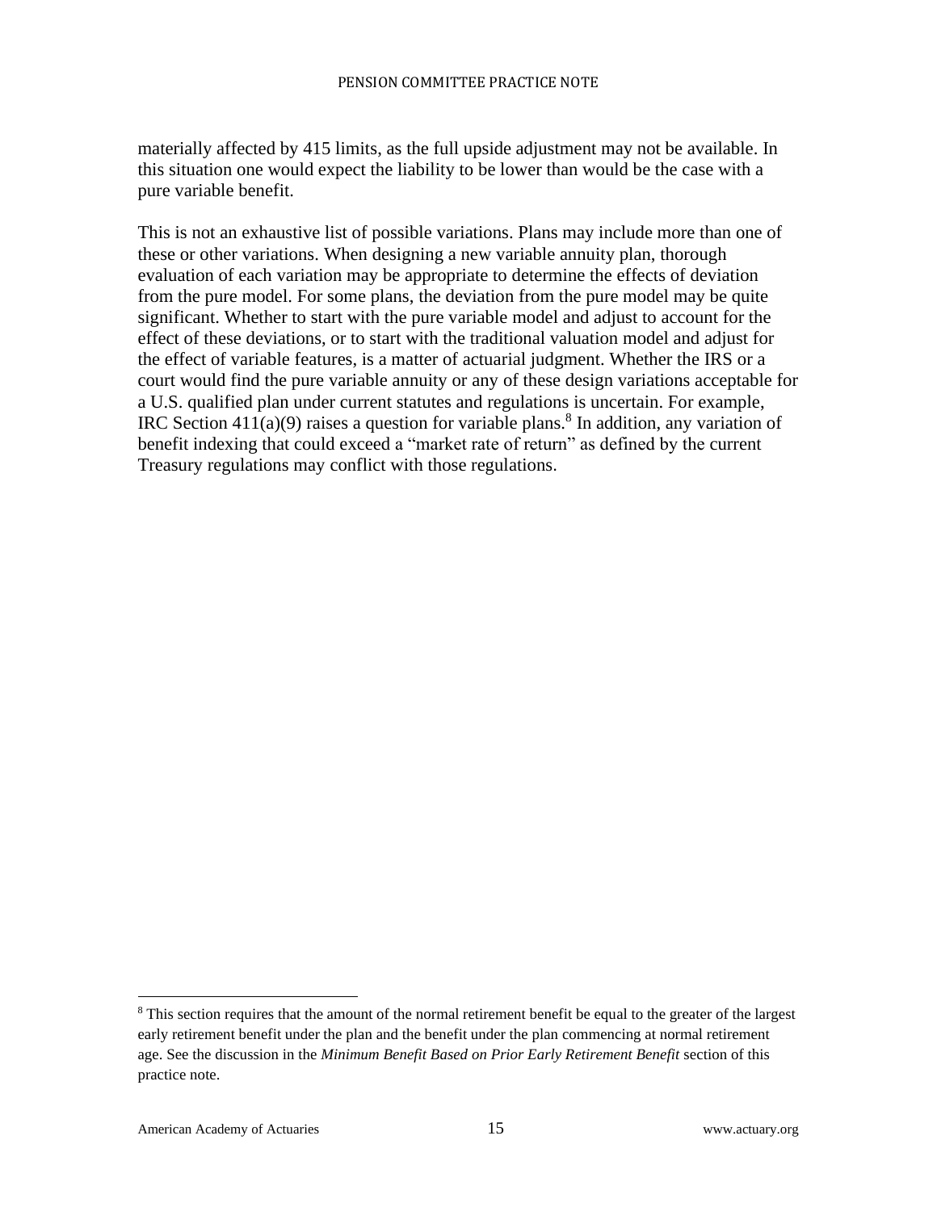materially affected by 415 limits, as the full upside adjustment may not be available. In this situation one would expect the liability to be lower than would be the case with a pure variable benefit.

This is not an exhaustive list of possible variations. Plans may include more than one of these or other variations. When designing a new variable annuity plan, thorough evaluation of each variation may be appropriate to determine the effects of deviation from the pure model. For some plans, the deviation from the pure model may be quite significant. Whether to start with the pure variable model and adjust to account for the effect of these deviations, or to start with the traditional valuation model and adjust for the effect of variable features, is a matter of actuarial judgment. Whether the IRS or a court would find the pure variable annuity or any of these design variations acceptable for a U.S. qualified plan under current statutes and regulations is uncertain. For example, IRC Section 411(a)(9) raises a question for variable plans.[8] In addition, any variation of benefit indexing that could exceed a "market rate of return" as defined by the current Treasury regulations may conflict with those regulations.

---

[8] This section requires that the amount of the normal retirement benefit be equal to the greater of the largest early retirement benefit under the plan and the benefit under the plan commencing at normal retirement age. See the discussion in the *Minimum Benefit Based on Prior Early Retirement Benefit* section of this practice note.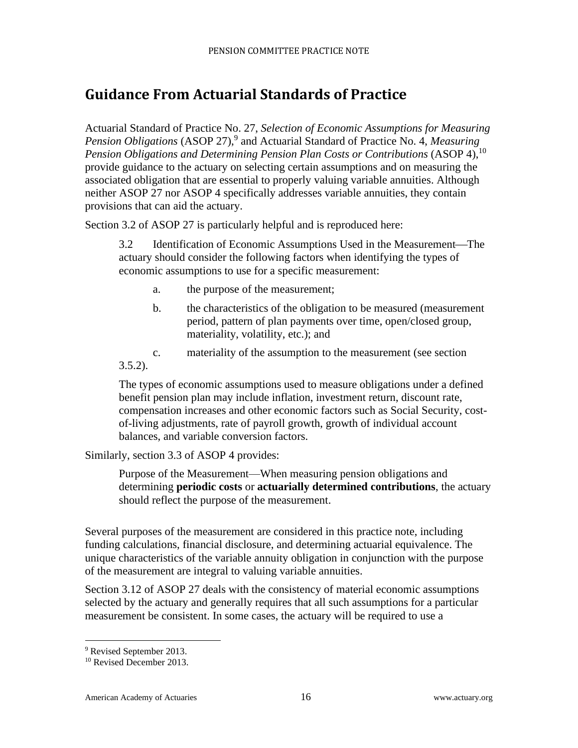## Guidance From Actuarial Standards of Practice

Actuarial Standard of Practice No. 27, *Selection of Economic Assumptions for Measuring Pension Obligations* (ASOP 27),[9] and Actuarial Standard of Practice No. 4, *Measuring Pension Obligations and Determining Pension Plan Costs or Contributions* (ASOP 4),[10] provide guidance to the actuary on selecting certain assumptions and on measuring the associated obligation that are essential to properly valuing variable annuities. Although neither ASOP 27 nor ASOP 4 specifically addresses variable annuities, they contain provisions that can aid the actuary.

Section 3.2 of ASOP 27 is particularly helpful and is reproduced here:

> 3.2 Identification of Economic Assumptions Used in the Measurement—The actuary should consider the following factors when identifying the types of economic assumptions to use for a specific measurement:
>
> a. the purpose of the measurement;
>
> b. the characteristics of the obligation to be measured (measurement period, pattern of plan payments over time, open/closed group, materiality, volatility, etc.); and
>
> c. materiality of the assumption to the measurement (see section 3.5.2).
>
> The types of economic assumptions used to measure obligations under a defined benefit pension plan may include inflation, investment return, discount rate, compensation increases and other economic factors such as Social Security, cost-of-living adjustments, rate of payroll growth, growth of individual account balances, and variable conversion factors.

Similarly, section 3.3 of ASOP 4 provides:

> Purpose of the Measurement—When measuring pension obligations and determining **periodic costs** or **actuarially determined contributions**, the actuary should reflect the purpose of the measurement.

Several purposes of the measurement are considered in this practice note, including funding calculations, financial disclosure, and determining actuarial equivalence. The unique characteristics of the variable annuity obligation in conjunction with the purpose of the measurement are integral to valuing variable annuities.

Section 3.12 of ASOP 27 deals with the consistency of material economic assumptions selected by the actuary and generally requires that all such assumptions for a particular measurement be consistent. In some cases, the actuary will be required to use a

[9] Revised September 2013.

[10] Revised December 2013.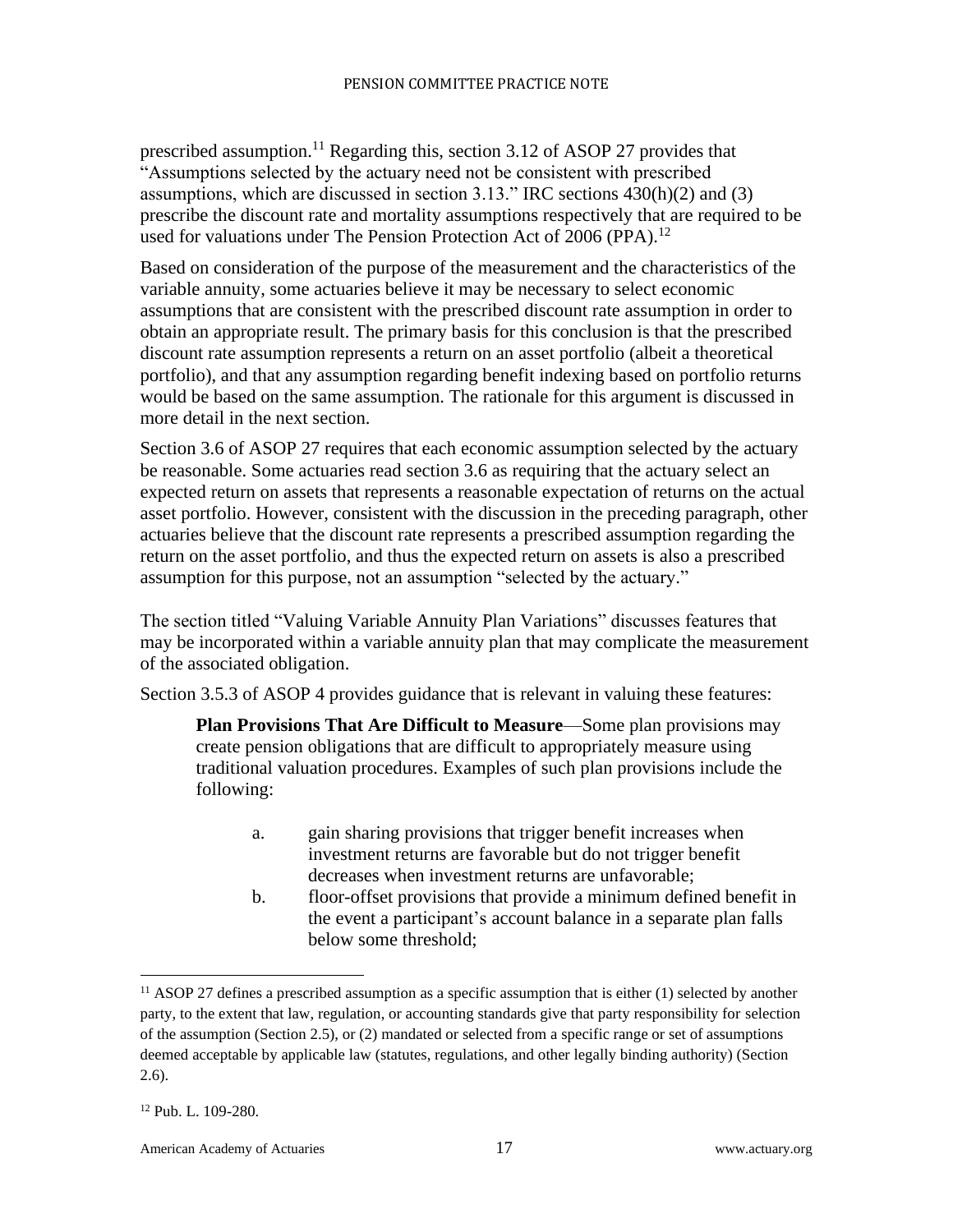prescribed assumption.[11] Regarding this, section 3.12 of ASOP 27 provides that "Assumptions selected by the actuary need not be consistent with prescribed assumptions, which are discussed in section 3.13." IRC sections 430(h)(2) and (3) prescribe the discount rate and mortality assumptions respectively that are required to be used for valuations under The Pension Protection Act of 2006 (PPA).[12]

Based on consideration of the purpose of the measurement and the characteristics of the variable annuity, some actuaries believe it may be necessary to select economic assumptions that are consistent with the prescribed discount rate assumption in order to obtain an appropriate result. The primary basis for this conclusion is that the prescribed discount rate assumption represents a return on an asset portfolio (albeit a theoretical portfolio), and that any assumption regarding benefit indexing based on portfolio returns would be based on the same assumption. The rationale for this argument is discussed in more detail in the next section.

Section 3.6 of ASOP 27 requires that each economic assumption selected by the actuary be reasonable. Some actuaries read section 3.6 as requiring that the actuary select an expected return on assets that represents a reasonable expectation of returns on the actual asset portfolio. However, consistent with the discussion in the preceding paragraph, other actuaries believe that the discount rate represents a prescribed assumption regarding the return on the asset portfolio, and thus the expected return on assets is also a prescribed assumption for this purpose, not an assumption "selected by the actuary."

The section titled "Valuing Variable Annuity Plan Variations" discusses features that may be incorporated within a variable annuity plan that may complicate the measurement of the associated obligation.

Section 3.5.3 of ASOP 4 provides guidance that is relevant in valuing these features:

> **Plan Provisions That Are Difficult to Measure**—Some plan provisions may create pension obligations that are difficult to appropriately measure using traditional valuation procedures. Examples of such plan provisions include the following:
>
> a. gain sharing provisions that trigger benefit increases when investment returns are favorable but do not trigger benefit decreases when investment returns are unfavorable;
>
> b. floor-offset provisions that provide a minimum defined benefit in the event a participant's account balance in a separate plan falls below some threshold;

---

[11] ASOP 27 defines a prescribed assumption as a specific assumption that is either (1) selected by another party, to the extent that law, regulation, or accounting standards give that party responsibility for selection of the assumption (Section 2.5), or (2) mandated or selected from a specific range or set of assumptions deemed acceptable by applicable law (statutes, regulations, and other legally binding authority) (Section 2.6).

[12] Pub. L. 109-280.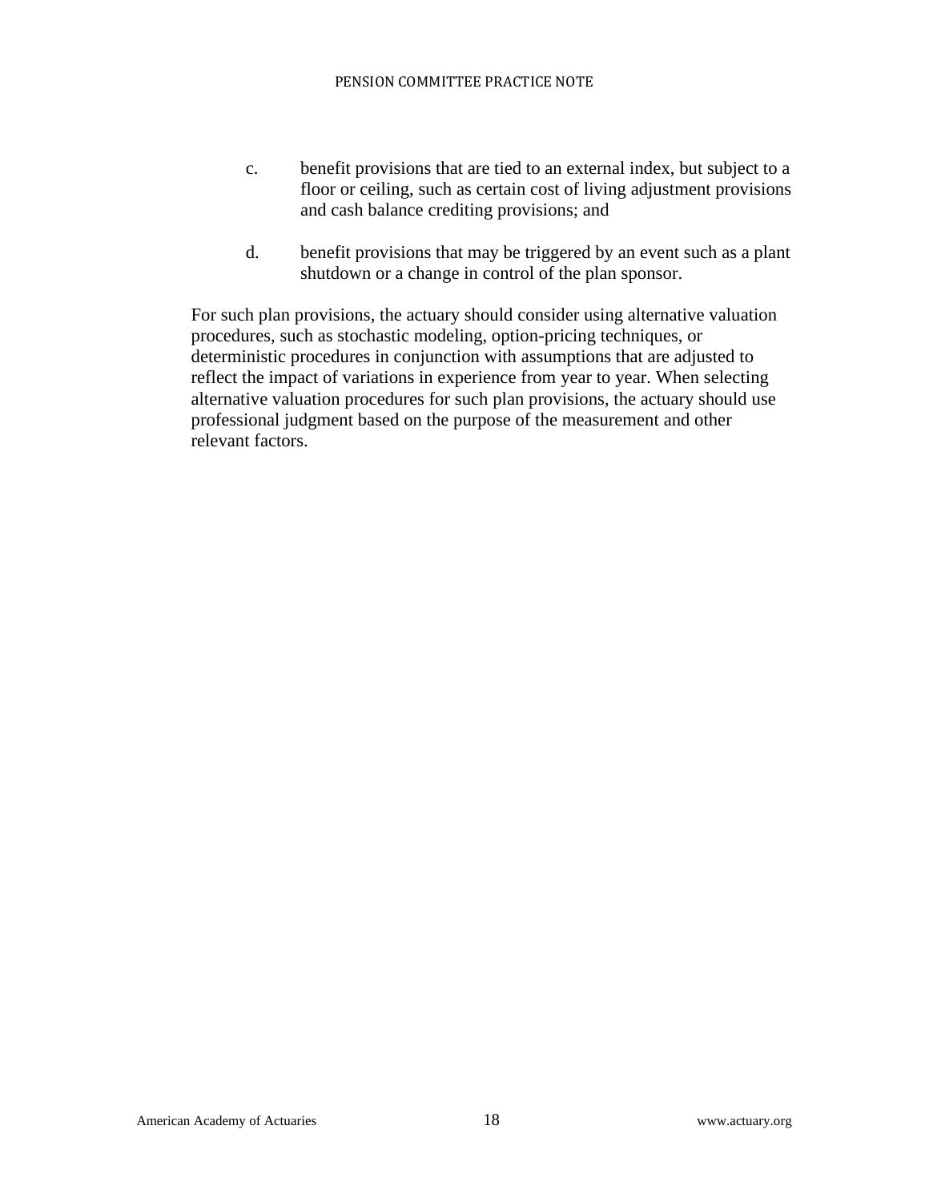c. benefit provisions that are tied to an external index, but subject to a floor or ceiling, such as certain cost of living adjustment provisions and cash balance crediting provisions; and

d. benefit provisions that may be triggered by an event such as a plant shutdown or a change in control of the plan sponsor.

For such plan provisions, the actuary should consider using alternative valuation procedures, such as stochastic modeling, option-pricing techniques, or deterministic procedures in conjunction with assumptions that are adjusted to reflect the impact of variations in experience from year to year. When selecting alternative valuation procedures for such plan provisions, the actuary should use professional judgment based on the purpose of the measurement and other relevant factors.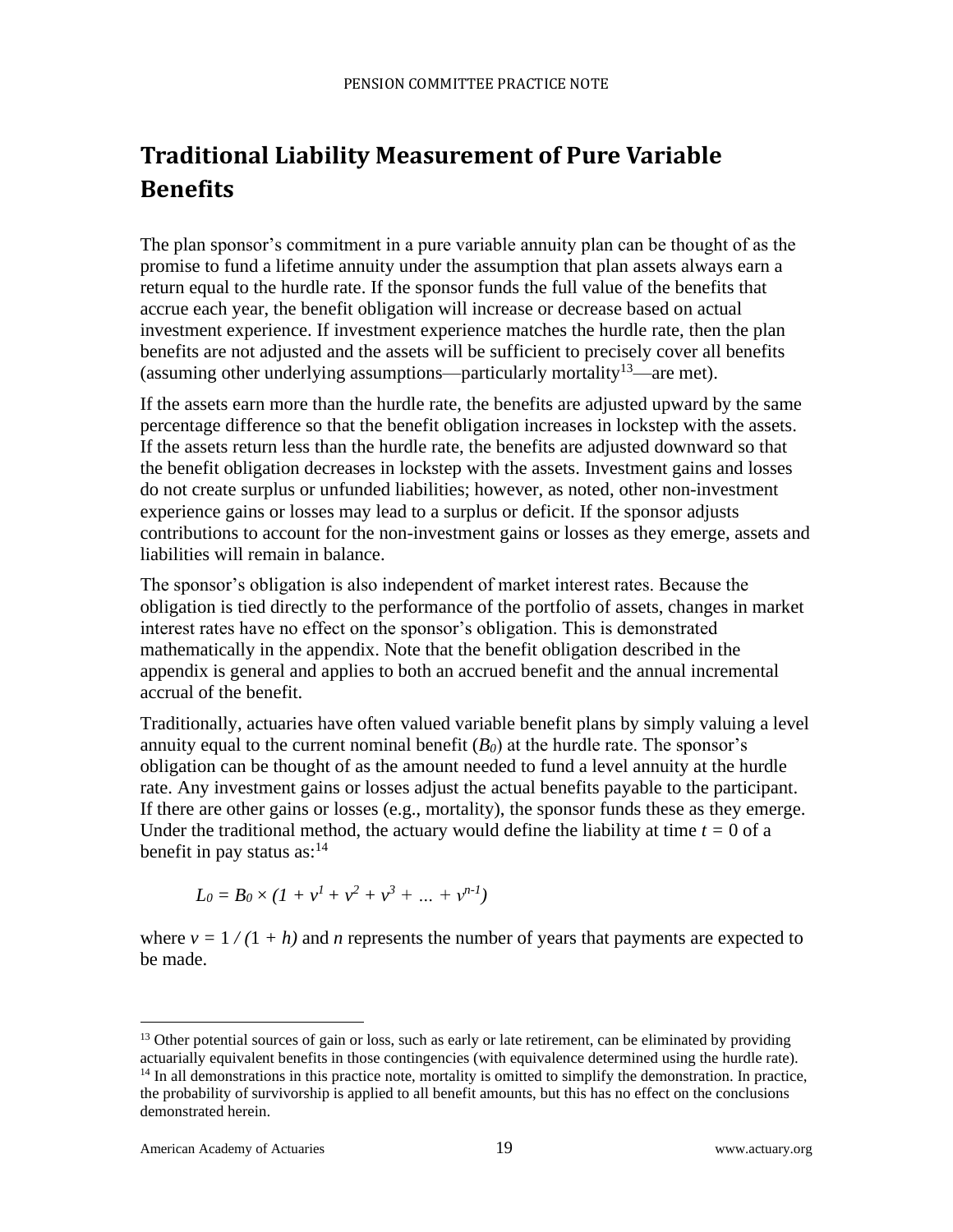## Traditional Liability Measurement of Pure Variable Benefits

The plan sponsor's commitment in a pure variable annuity plan can be thought of as the promise to fund a lifetime annuity under the assumption that plan assets always earn a return equal to the hurdle rate. If the sponsor funds the full value of the benefits that accrue each year, the benefit obligation will increase or decrease based on actual investment experience. If investment experience matches the hurdle rate, then the plan benefits are not adjusted and the assets will be sufficient to precisely cover all benefits (assuming other underlying assumptions—particularly mortality[13]—are met).

If the assets earn more than the hurdle rate, the benefits are adjusted upward by the same percentage difference so that the benefit obligation increases in lockstep with the assets. If the assets return less than the hurdle rate, the benefits are adjusted downward so that the benefit obligation decreases in lockstep with the assets. Investment gains and losses do not create surplus or unfunded liabilities; however, as noted, other non-investment experience gains or losses may lead to a surplus or deficit. If the sponsor adjusts contributions to account for the non-investment gains or losses as they emerge, assets and liabilities will remain in balance.

The sponsor's obligation is also independent of market interest rates. Because the obligation is tied directly to the performance of the portfolio of assets, changes in market interest rates have no effect on the sponsor's obligation. This is demonstrated mathematically in the appendix. Note that the benefit obligation described in the appendix is general and applies to both an accrued benefit and the annual incremental accrual of the benefit.

Traditionally, actuaries have often valued variable benefit plans by simply valuing a level annuity equal to the current nominal benefit ($B_0$) at the hurdle rate. The sponsor's obligation can be thought of as the amount needed to fund a level annuity at the hurdle rate. Any investment gains or losses adjust the actual benefits payable to the participant. If there are other gains or losses (e.g., mortality), the sponsor funds these as they emerge. Under the traditional method, the actuary would define the liability at time $t = 0$ of a benefit in pay status as:[14]

$$L_0 = B_0 \times (1 + v^1 + v^2 + v^3 + \ldots + v^{n-1})$$

where $v = 1 / (1 + h)$ and $n$ represents the number of years that payments are expected to be made.

---

[13] Other potential sources of gain or loss, such as early or late retirement, can be eliminated by providing actuarially equivalent benefits in those contingencies (with equivalence determined using the hurdle rate).

[14] In all demonstrations in this practice note, mortality is omitted to simplify the demonstration. In practice, the probability of survivorship is applied to all benefit amounts, but this has no effect on the conclusions demonstrated herein.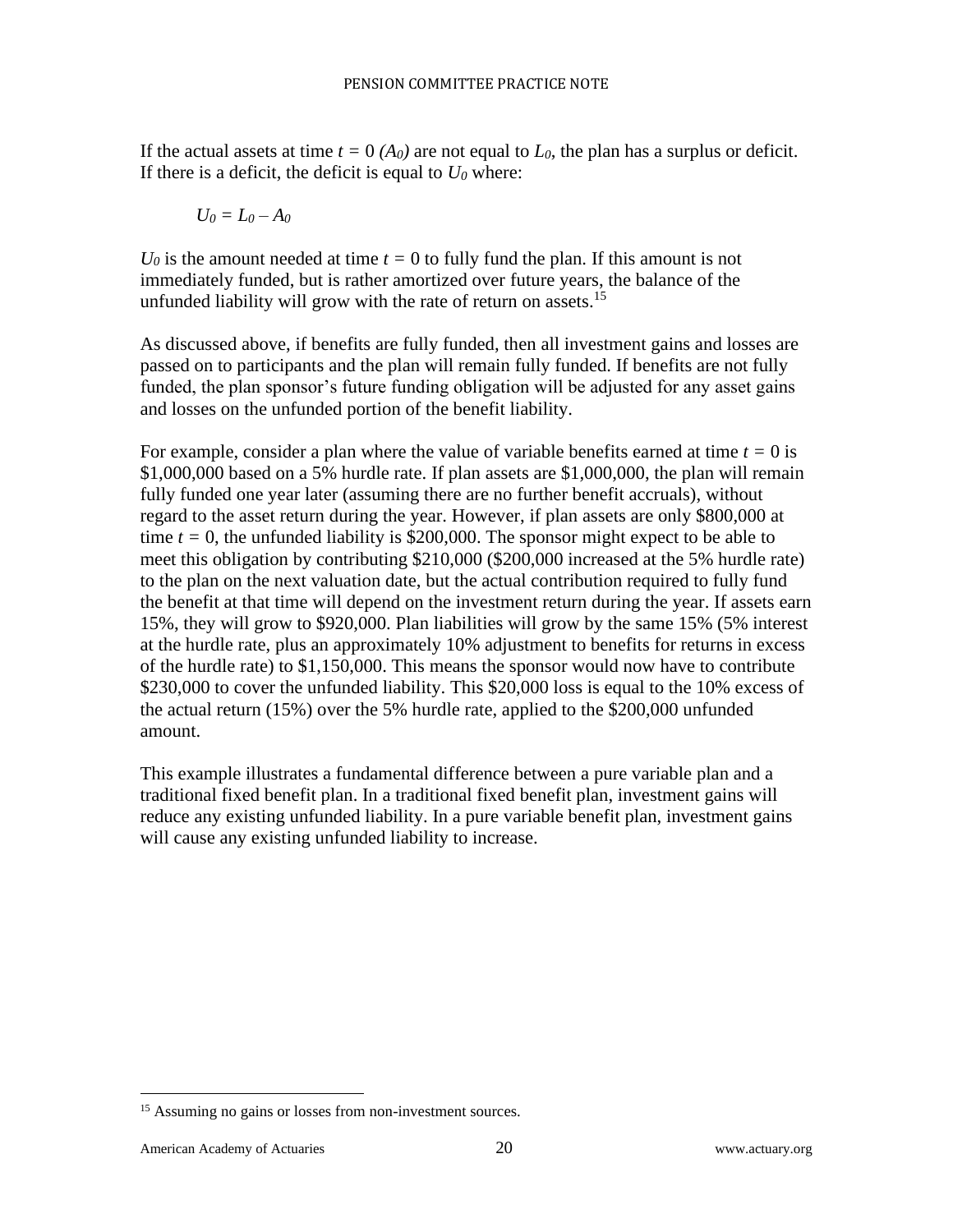If the actual assets at time $t = 0$ $(A_0)$ are not equal to $L_0$, the plan has a surplus or deficit. If there is a deficit, the deficit is equal to $U_0$ where:

$$U_0 = L_0 - A_0$$

$U_0$ is the amount needed at time $t = 0$ to fully fund the plan. If this amount is not immediately funded, but is rather amortized over future years, the balance of the unfunded liability will grow with the rate of return on assets.[15]

As discussed above, if benefits are fully funded, then all investment gains and losses are passed on to participants and the plan will remain fully funded. If benefits are not fully funded, the plan sponsor's future funding obligation will be adjusted for any asset gains and losses on the unfunded portion of the benefit liability.

For example, consider a plan where the value of variable benefits earned at time $t = 0$ is $1,000,000 based on a 5% hurdle rate. If plan assets are $1,000,000, the plan will remain fully funded one year later (assuming there are no further benefit accruals), without regard to the asset return during the year. However, if plan assets are only $800,000 at time $t = 0$, the unfunded liability is $200,000. The sponsor might expect to be able to meet this obligation by contributing $210,000 ($200,000 increased at the 5% hurdle rate) to the plan on the next valuation date, but the actual contribution required to fully fund the benefit at that time will depend on the investment return during the year. If assets earn 15%, they will grow to $920,000. Plan liabilities will grow by the same 15% (5% interest at the hurdle rate, plus an approximately 10% adjustment to benefits for returns in excess of the hurdle rate) to $1,150,000. This means the sponsor would now have to contribute $230,000 to cover the unfunded liability. This $20,000 loss is equal to the 10% excess of the actual return (15%) over the 5% hurdle rate, applied to the $200,000 unfunded amount.

This example illustrates a fundamental difference between a pure variable plan and a traditional fixed benefit plan. In a traditional fixed benefit plan, investment gains will reduce any existing unfunded liability. In a pure variable benefit plan, investment gains will cause any existing unfunded liability to increase.

[15] Assuming no gains or losses from non-investment sources.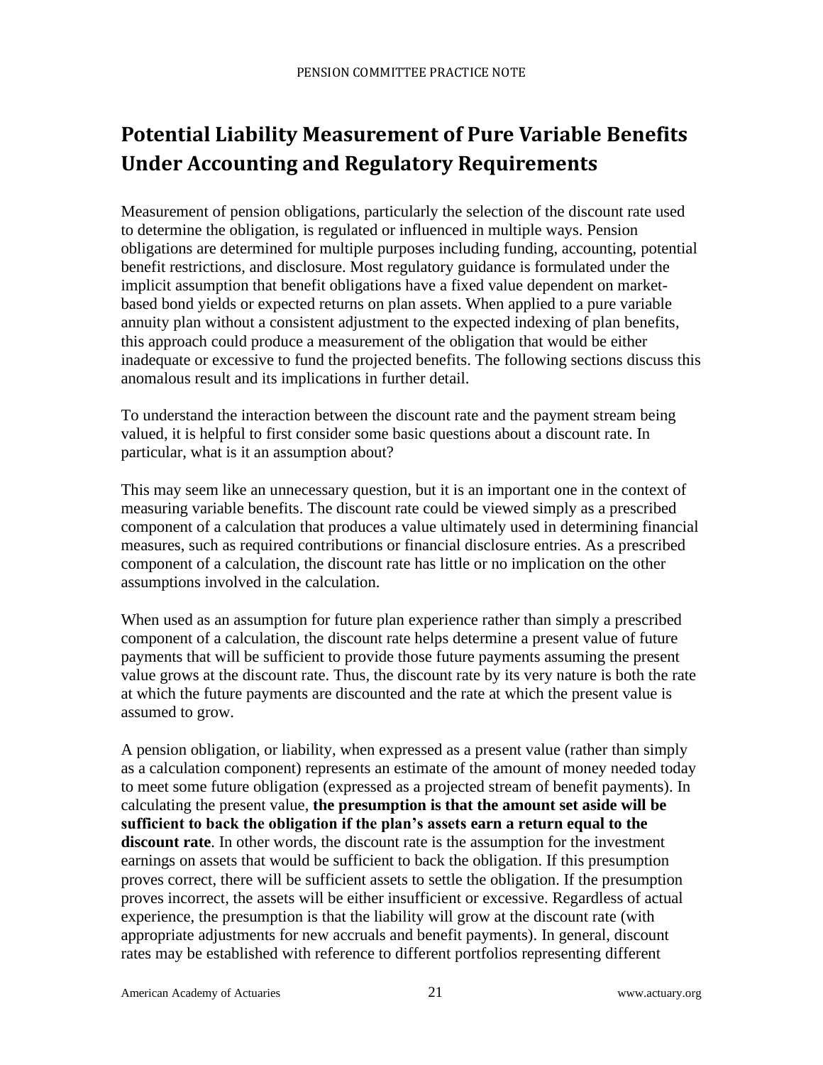# Potential Liability Measurement of Pure Variable Benefits Under Accounting and Regulatory Requirements

Measurement of pension obligations, particularly the selection of the discount rate used to determine the obligation, is regulated or influenced in multiple ways. Pension obligations are determined for multiple purposes including funding, accounting, potential benefit restrictions, and disclosure. Most regulatory guidance is formulated under the implicit assumption that benefit obligations have a fixed value dependent on market-based bond yields or expected returns on plan assets. When applied to a pure variable annuity plan without a consistent adjustment to the expected indexing of plan benefits, this approach could produce a measurement of the obligation that would be either inadequate or excessive to fund the projected benefits. The following sections discuss this anomalous result and its implications in further detail.

To understand the interaction between the discount rate and the payment stream being valued, it is helpful to first consider some basic questions about a discount rate. In particular, what is it an assumption about?

This may seem like an unnecessary question, but it is an important one in the context of measuring variable benefits. The discount rate could be viewed simply as a prescribed component of a calculation that produces a value ultimately used in determining financial measures, such as required contributions or financial disclosure entries. As a prescribed component of a calculation, the discount rate has little or no implication on the other assumptions involved in the calculation.

When used as an assumption for future plan experience rather than simply a prescribed component of a calculation, the discount rate helps determine a present value of future payments that will be sufficient to provide those future payments assuming the present value grows at the discount rate. Thus, the discount rate by its very nature is both the rate at which the future payments are discounted and the rate at which the present value is assumed to grow.

A pension obligation, or liability, when expressed as a present value (rather than simply as a calculation component) represents an estimate of the amount of money needed today to meet some future obligation (expressed as a projected stream of benefit payments). In calculating the present value, **the presumption is that the amount set aside will be sufficient to back the obligation if the plan's assets earn a return equal to the discount rate**. In other words, the discount rate is the assumption for the investment earnings on assets that would be sufficient to back the obligation. If this presumption proves correct, there will be sufficient assets to settle the obligation. If the presumption proves incorrect, the assets will be either insufficient or excessive. Regardless of actual experience, the presumption is that the liability will grow at the discount rate (with appropriate adjustments for new accruals and benefit payments). In general, discount rates may be established with reference to different portfolios representing different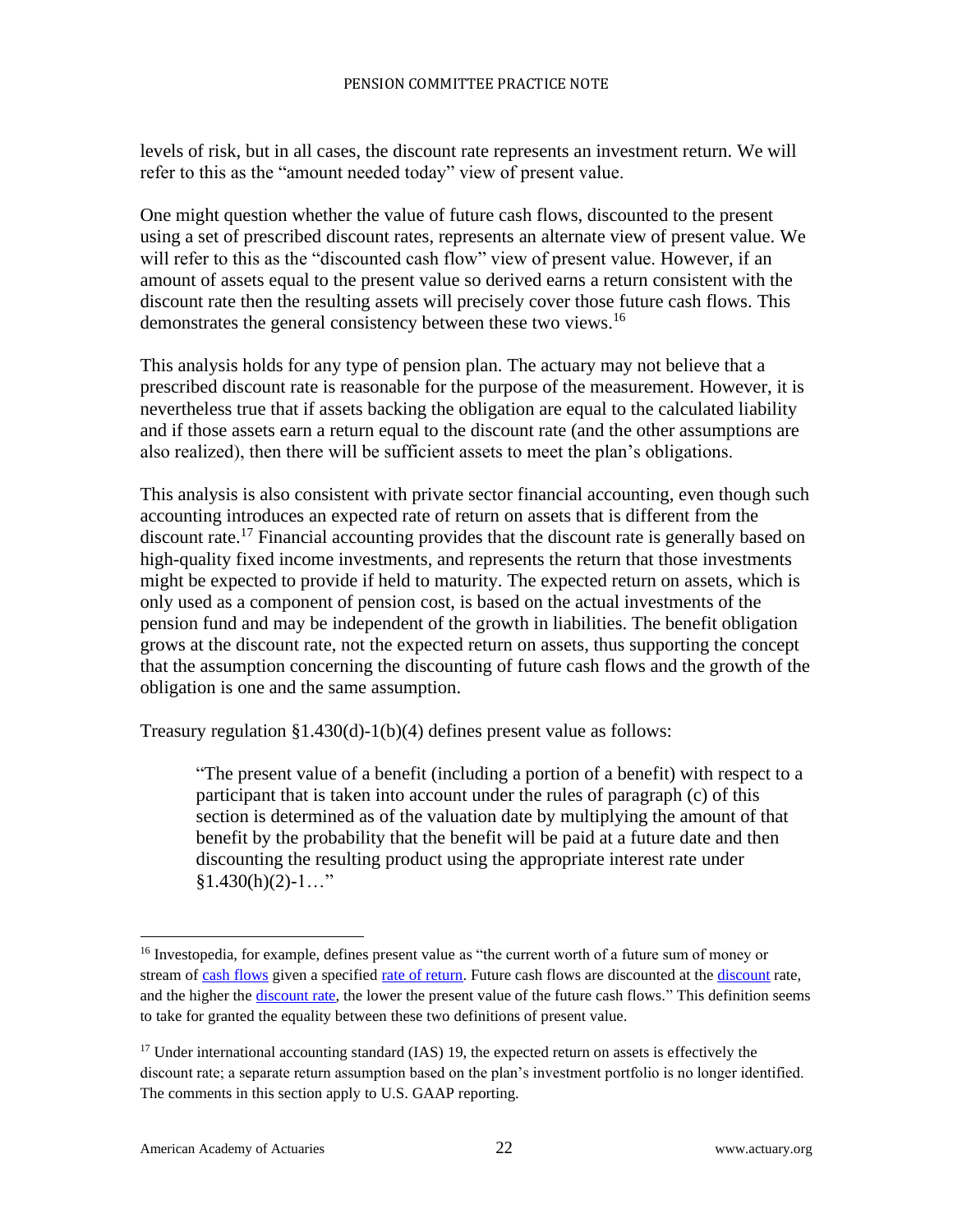levels of risk, but in all cases, the discount rate represents an investment return. We will refer to this as the "amount needed today" view of present value.

One might question whether the value of future cash flows, discounted to the present using a set of prescribed discount rates, represents an alternate view of present value. We will refer to this as the "discounted cash flow" view of present value. However, if an amount of assets equal to the present value so derived earns a return consistent with the discount rate then the resulting assets will precisely cover those future cash flows. This demonstrates the general consistency between these two views.[16]

This analysis holds for any type of pension plan. The actuary may not believe that a prescribed discount rate is reasonable for the purpose of the measurement. However, it is nevertheless true that if assets backing the obligation are equal to the calculated liability and if those assets earn a return equal to the discount rate (and the other assumptions are also realized), then there will be sufficient assets to meet the plan's obligations.

This analysis is also consistent with private sector financial accounting, even though such accounting introduces an expected rate of return on assets that is different from the discount rate.[17] Financial accounting provides that the discount rate is generally based on high-quality fixed income investments, and represents the return that those investments might be expected to provide if held to maturity. The expected return on assets, which is only used as a component of pension cost, is based on the actual investments of the pension fund and may be independent of the growth in liabilities. The benefit obligation grows at the discount rate, not the expected return on assets, thus supporting the concept that the assumption concerning the discounting of future cash flows and the growth of the obligation is one and the same assumption.

Treasury regulation §1.430(d)-1(b)(4) defines present value as follows:

> "The present value of a benefit (including a portion of a benefit) with respect to a participant that is taken into account under the rules of paragraph (c) of this section is determined as of the valuation date by multiplying the amount of that benefit by the probability that the benefit will be paid at a future date and then discounting the resulting product using the appropriate interest rate under §1.430(h)(2)-1…"

---

[16] Investopedia, for example, defines present value as "the current worth of a future sum of money or stream of cash flows given a specified rate of return. Future cash flows are discounted at the discount rate, and the higher the discount rate, the lower the present value of the future cash flows." This definition seems to take for granted the equality between these two definitions of present value.

[17] Under international accounting standard (IAS) 19, the expected return on assets is effectively the discount rate; a separate return assumption based on the plan's investment portfolio is no longer identified. The comments in this section apply to U.S. GAAP reporting.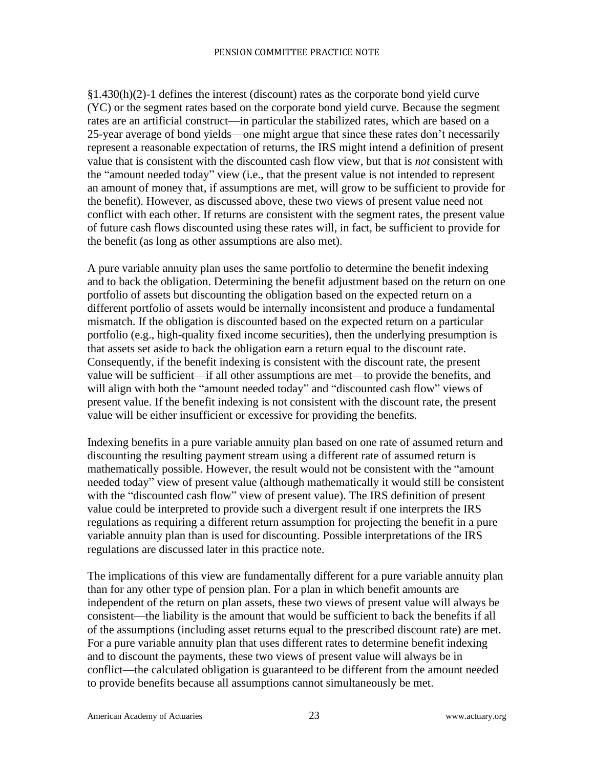§1.430(h)(2)-1 defines the interest (discount) rates as the corporate bond yield curve (YC) or the segment rates based on the corporate bond yield curve. Because the segment rates are an artificial construct—in particular the stabilized rates, which are based on a 25-year average of bond yields—one might argue that since these rates don't necessarily represent a reasonable expectation of returns, the IRS might intend a definition of present value that is consistent with the discounted cash flow view, but that is *not* consistent with the "amount needed today" view (i.e., that the present value is not intended to represent an amount of money that, if assumptions are met, will grow to be sufficient to provide for the benefit). However, as discussed above, these two views of present value need not conflict with each other. If returns are consistent with the segment rates, the present value of future cash flows discounted using these rates will, in fact, be sufficient to provide for the benefit (as long as other assumptions are also met).

A pure variable annuity plan uses the same portfolio to determine the benefit indexing and to back the obligation. Determining the benefit adjustment based on the return on one portfolio of assets but discounting the obligation based on the expected return on a different portfolio of assets would be internally inconsistent and produce a fundamental mismatch. If the obligation is discounted based on the expected return on a particular portfolio (e.g., high-quality fixed income securities), then the underlying presumption is that assets set aside to back the obligation earn a return equal to the discount rate. Consequently, if the benefit indexing is consistent with the discount rate, the present value will be sufficient—if all other assumptions are met—to provide the benefits, and will align with both the "amount needed today" and "discounted cash flow" views of present value. If the benefit indexing is not consistent with the discount rate, the present value will be either insufficient or excessive for providing the benefits.

Indexing benefits in a pure variable annuity plan based on one rate of assumed return and discounting the resulting payment stream using a different rate of assumed return is mathematically possible. However, the result would not be consistent with the "amount needed today" view of present value (although mathematically it would still be consistent with the "discounted cash flow" view of present value). The IRS definition of present value could be interpreted to provide such a divergent result if one interprets the IRS regulations as requiring a different return assumption for projecting the benefit in a pure variable annuity plan than is used for discounting. Possible interpretations of the IRS regulations are discussed later in this practice note.

The implications of this view are fundamentally different for a pure variable annuity plan than for any other type of pension plan. For a plan in which benefit amounts are independent of the return on plan assets, these two views of present value will always be consistent—the liability is the amount that would be sufficient to back the benefits if all of the assumptions (including asset returns equal to the prescribed discount rate) are met. For a pure variable annuity plan that uses different rates to determine benefit indexing and to discount the payments, these two views of present value will always be in conflict—the calculated obligation is guaranteed to be different from the amount needed to provide benefits because all assumptions cannot simultaneously be met.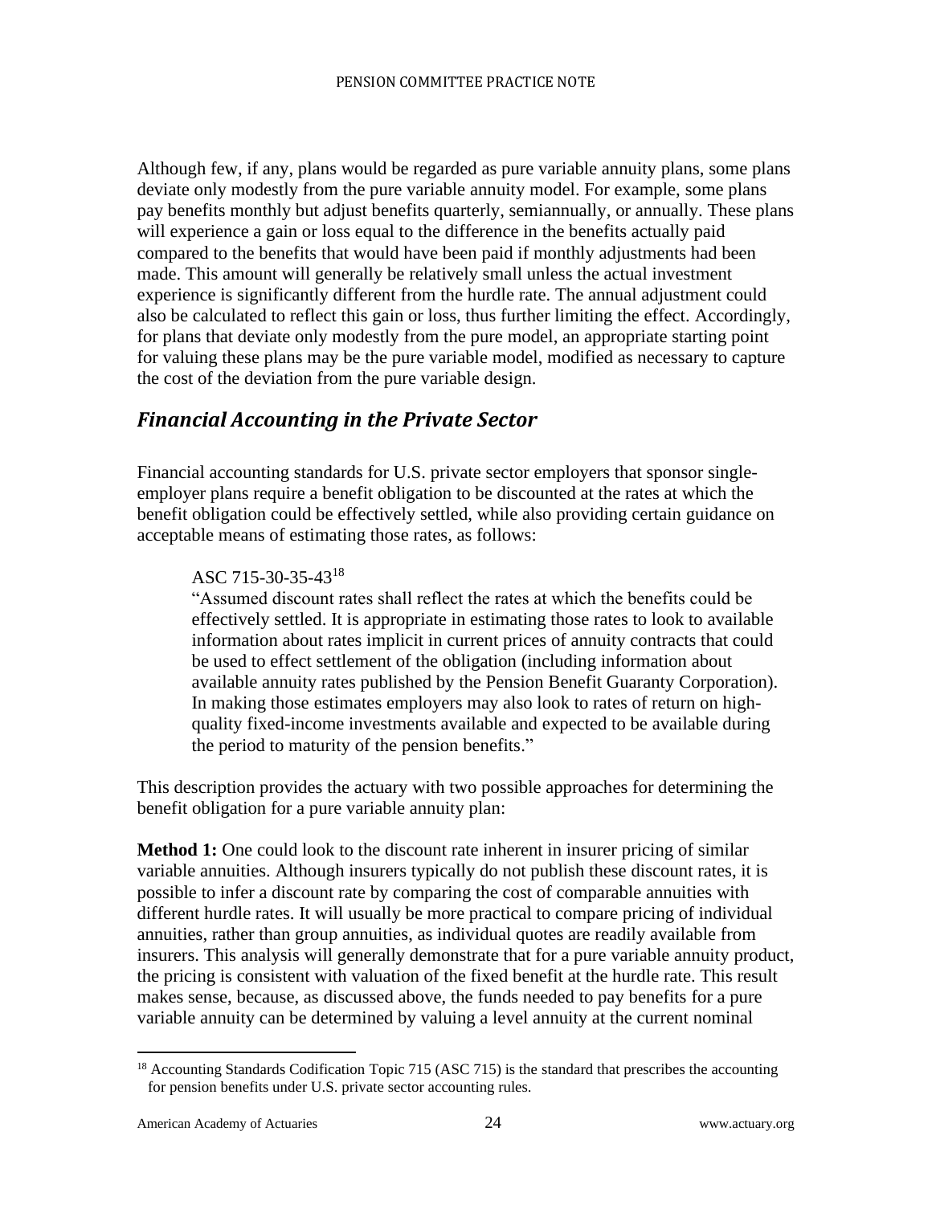Although few, if any, plans would be regarded as pure variable annuity plans, some plans deviate only modestly from the pure variable annuity model. For example, some plans pay benefits monthly but adjust benefits quarterly, semiannually, or annually. These plans will experience a gain or loss equal to the difference in the benefits actually paid compared to the benefits that would have been paid if monthly adjustments had been made. This amount will generally be relatively small unless the actual investment experience is significantly different from the hurdle rate. The annual adjustment could also be calculated to reflect this gain or loss, thus further limiting the effect. Accordingly, for plans that deviate only modestly from the pure model, an appropriate starting point for valuing these plans may be the pure variable model, modified as necessary to capture the cost of the deviation from the pure variable design.

## *Financial Accounting in the Private Sector*

Financial accounting standards for U.S. private sector employers that sponsor single-employer plans require a benefit obligation to be discounted at the rates at which the benefit obligation could be effectively settled, while also providing certain guidance on acceptable means of estimating those rates, as follows:

> ASC 715-30-35-43[18]
> "Assumed discount rates shall reflect the rates at which the benefits could be effectively settled. It is appropriate in estimating those rates to look to available information about rates implicit in current prices of annuity contracts that could be used to effect settlement of the obligation (including information about available annuity rates published by the Pension Benefit Guaranty Corporation). In making those estimates employers may also look to rates of return on high-quality fixed-income investments available and expected to be available during the period to maturity of the pension benefits."

This description provides the actuary with two possible approaches for determining the benefit obligation for a pure variable annuity plan:

**Method 1:** One could look to the discount rate inherent in insurer pricing of similar variable annuities. Although insurers typically do not publish these discount rates, it is possible to infer a discount rate by comparing the cost of comparable annuities with different hurdle rates. It will usually be more practical to compare pricing of individual annuities, rather than group annuities, as individual quotes are readily available from insurers. This analysis will generally demonstrate that for a pure variable annuity product, the pricing is consistent with valuation of the fixed benefit at the hurdle rate. This result makes sense, because, as discussed above, the funds needed to pay benefits for a pure variable annuity can be determined by valuing a level annuity at the current nominal

[18] Accounting Standards Codification Topic 715 (ASC 715) is the standard that prescribes the accounting for pension benefits under U.S. private sector accounting rules.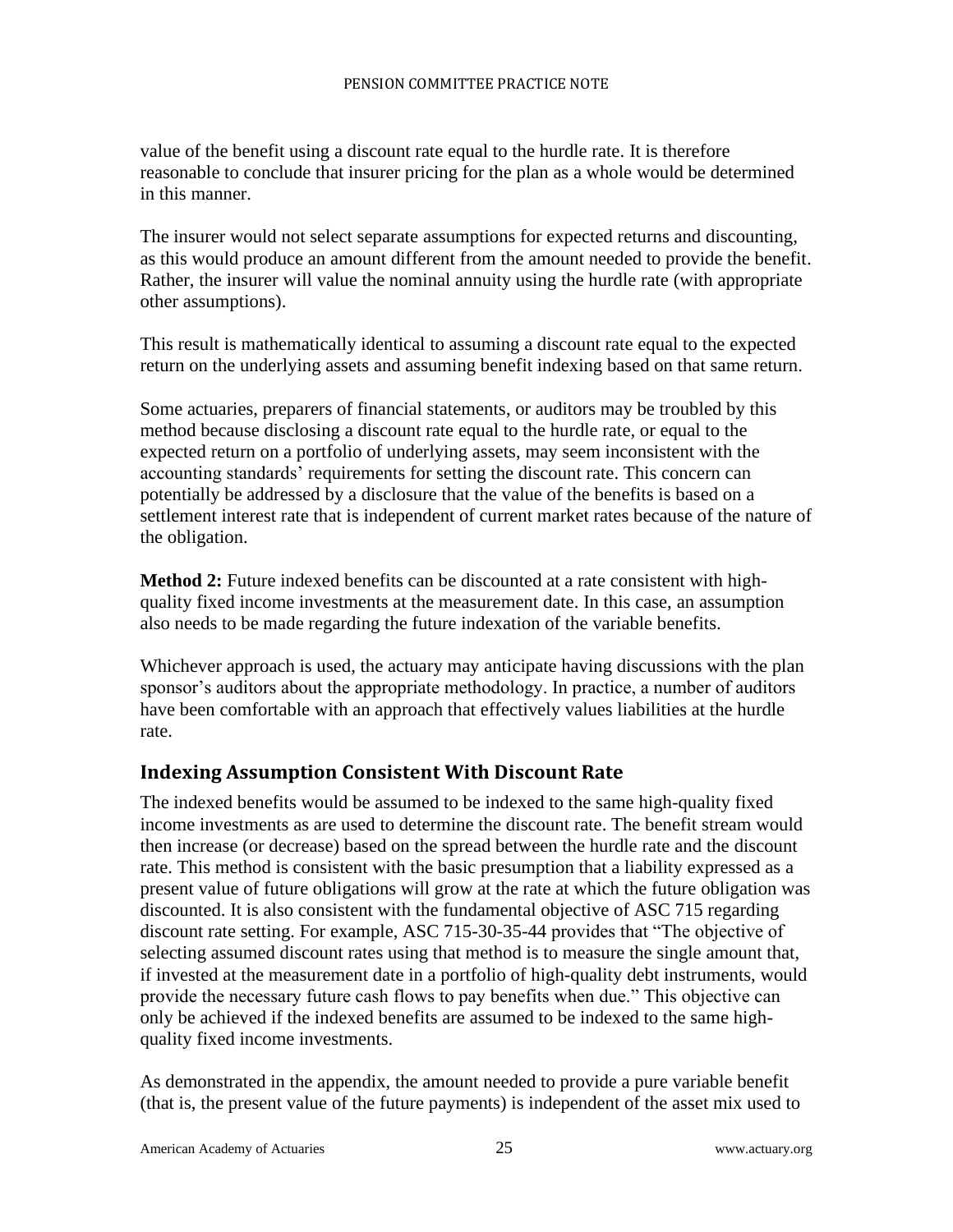value of the benefit using a discount rate equal to the hurdle rate. It is therefore reasonable to conclude that insurer pricing for the plan as a whole would be determined in this manner.

The insurer would not select separate assumptions for expected returns and discounting, as this would produce an amount different from the amount needed to provide the benefit. Rather, the insurer will value the nominal annuity using the hurdle rate (with appropriate other assumptions).

This result is mathematically identical to assuming a discount rate equal to the expected return on the underlying assets and assuming benefit indexing based on that same return.

Some actuaries, preparers of financial statements, or auditors may be troubled by this method because disclosing a discount rate equal to the hurdle rate, or equal to the expected return on a portfolio of underlying assets, may seem inconsistent with the accounting standards' requirements for setting the discount rate. This concern can potentially be addressed by a disclosure that the value of the benefits is based on a settlement interest rate that is independent of current market rates because of the nature of the obligation.

**Method 2:** Future indexed benefits can be discounted at a rate consistent with high-quality fixed income investments at the measurement date. In this case, an assumption also needs to be made regarding the future indexation of the variable benefits.

Whichever approach is used, the actuary may anticipate having discussions with the plan sponsor's auditors about the appropriate methodology. In practice, a number of auditors have been comfortable with an approach that effectively values liabilities at the hurdle rate.

## Indexing Assumption Consistent With Discount Rate

The indexed benefits would be assumed to be indexed to the same high-quality fixed income investments as are used to determine the discount rate. The benefit stream would then increase (or decrease) based on the spread between the hurdle rate and the discount rate. This method is consistent with the basic presumption that a liability expressed as a present value of future obligations will grow at the rate at which the future obligation was discounted. It is also consistent with the fundamental objective of ASC 715 regarding discount rate setting. For example, ASC 715-30-35-44 provides that "The objective of selecting assumed discount rates using that method is to measure the single amount that, if invested at the measurement date in a portfolio of high-quality debt instruments, would provide the necessary future cash flows to pay benefits when due." This objective can only be achieved if the indexed benefits are assumed to be indexed to the same high-quality fixed income investments.

As demonstrated in the appendix, the amount needed to provide a pure variable benefit (that is, the present value of the future payments) is independent of the asset mix used to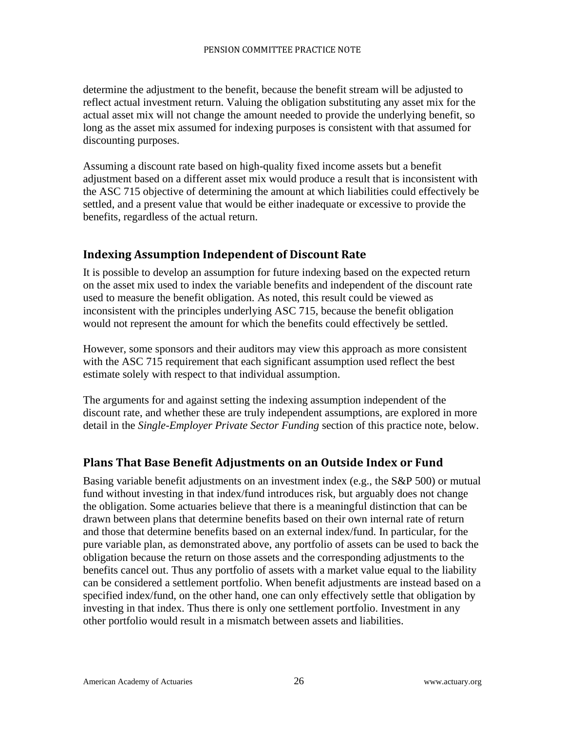determine the adjustment to the benefit, because the benefit stream will be adjusted to reflect actual investment return. Valuing the obligation substituting any asset mix for the actual asset mix will not change the amount needed to provide the underlying benefit, so long as the asset mix assumed for indexing purposes is consistent with that assumed for discounting purposes.

Assuming a discount rate based on high-quality fixed income assets but a benefit adjustment based on a different asset mix would produce a result that is inconsistent with the ASC 715 objective of determining the amount at which liabilities could effectively be settled, and a present value that would be either inadequate or excessive to provide the benefits, regardless of the actual return.

## Indexing Assumption Independent of Discount Rate

It is possible to develop an assumption for future indexing based on the expected return on the asset mix used to index the variable benefits and independent of the discount rate used to measure the benefit obligation. As noted, this result could be viewed as inconsistent with the principles underlying ASC 715, because the benefit obligation would not represent the amount for which the benefits could effectively be settled.

However, some sponsors and their auditors may view this approach as more consistent with the ASC 715 requirement that each significant assumption used reflect the best estimate solely with respect to that individual assumption.

The arguments for and against setting the indexing assumption independent of the discount rate, and whether these are truly independent assumptions, are explored in more detail in the *Single-Employer Private Sector Funding* section of this practice note, below.

## Plans That Base Benefit Adjustments on an Outside Index or Fund

Basing variable benefit adjustments on an investment index (e.g., the S&P 500) or mutual fund without investing in that index/fund introduces risk, but arguably does not change the obligation. Some actuaries believe that there is a meaningful distinction that can be drawn between plans that determine benefits based on their own internal rate of return and those that determine benefits based on an external index/fund. In particular, for the pure variable plan, as demonstrated above, any portfolio of assets can be used to back the obligation because the return on those assets and the corresponding adjustments to the benefits cancel out. Thus any portfolio of assets with a market value equal to the liability can be considered a settlement portfolio. When benefit adjustments are instead based on a specified index/fund, on the other hand, one can only effectively settle that obligation by investing in that index. Thus there is only one settlement portfolio. Investment in any other portfolio would result in a mismatch between assets and liabilities.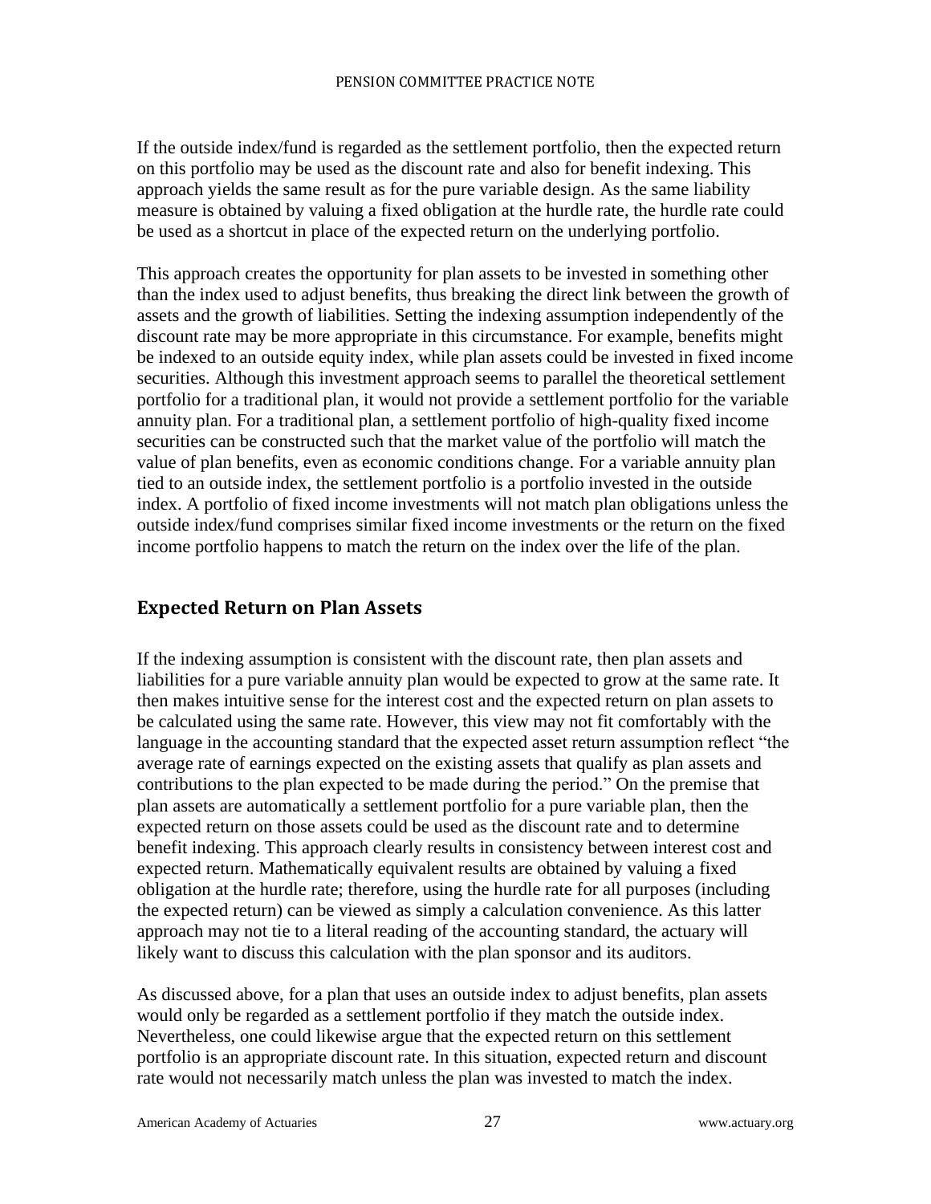If the outside index/fund is regarded as the settlement portfolio, then the expected return on this portfolio may be used as the discount rate and also for benefit indexing. This approach yields the same result as for the pure variable design. As the same liability measure is obtained by valuing a fixed obligation at the hurdle rate, the hurdle rate could be used as a shortcut in place of the expected return on the underlying portfolio.

This approach creates the opportunity for plan assets to be invested in something other than the index used to adjust benefits, thus breaking the direct link between the growth of assets and the growth of liabilities. Setting the indexing assumption independently of the discount rate may be more appropriate in this circumstance. For example, benefits might be indexed to an outside equity index, while plan assets could be invested in fixed income securities. Although this investment approach seems to parallel the theoretical settlement portfolio for a traditional plan, it would not provide a settlement portfolio for the variable annuity plan. For a traditional plan, a settlement portfolio of high-quality fixed income securities can be constructed such that the market value of the portfolio will match the value of plan benefits, even as economic conditions change. For a variable annuity plan tied to an outside index, the settlement portfolio is a portfolio invested in the outside index. A portfolio of fixed income investments will not match plan obligations unless the outside index/fund comprises similar fixed income investments or the return on the fixed income portfolio happens to match the return on the index over the life of the plan.

## Expected Return on Plan Assets

If the indexing assumption is consistent with the discount rate, then plan assets and liabilities for a pure variable annuity plan would be expected to grow at the same rate. It then makes intuitive sense for the interest cost and the expected return on plan assets to be calculated using the same rate. However, this view may not fit comfortably with the language in the accounting standard that the expected asset return assumption reflect "the average rate of earnings expected on the existing assets that qualify as plan assets and contributions to the plan expected to be made during the period." On the premise that plan assets are automatically a settlement portfolio for a pure variable plan, then the expected return on those assets could be used as the discount rate and to determine benefit indexing. This approach clearly results in consistency between interest cost and expected return. Mathematically equivalent results are obtained by valuing a fixed obligation at the hurdle rate; therefore, using the hurdle rate for all purposes (including the expected return) can be viewed as simply a calculation convenience. As this latter approach may not tie to a literal reading of the accounting standard, the actuary will likely want to discuss this calculation with the plan sponsor and its auditors.

As discussed above, for a plan that uses an outside index to adjust benefits, plan assets would only be regarded as a settlement portfolio if they match the outside index. Nevertheless, one could likewise argue that the expected return on this settlement portfolio is an appropriate discount rate. In this situation, expected return and discount rate would not necessarily match unless the plan was invested to match the index.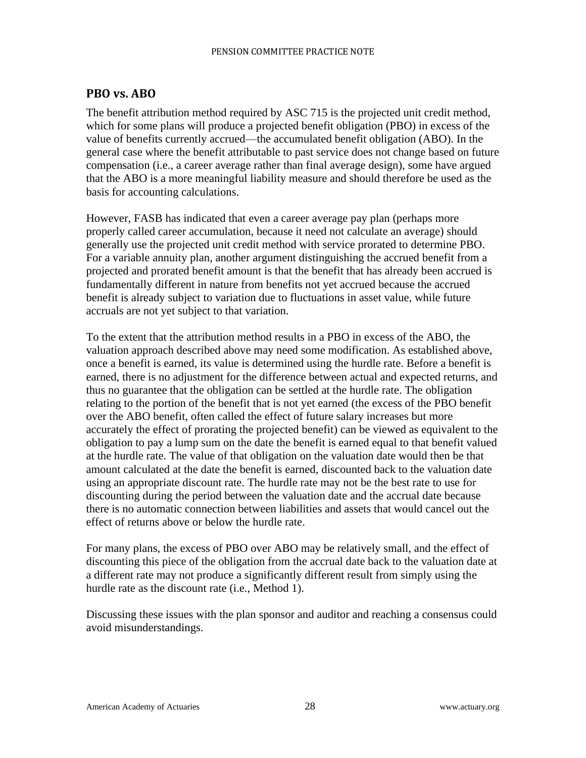## PBO vs. ABO

The benefit attribution method required by ASC 715 is the projected unit credit method, which for some plans will produce a projected benefit obligation (PBO) in excess of the value of benefits currently accrued—the accumulated benefit obligation (ABO). In the general case where the benefit attributable to past service does not change based on future compensation (i.e., a career average rather than final average design), some have argued that the ABO is a more meaningful liability measure and should therefore be used as the basis for accounting calculations.

However, FASB has indicated that even a career average pay plan (perhaps more properly called career accumulation, because it need not calculate an average) should generally use the projected unit credit method with service prorated to determine PBO. For a variable annuity plan, another argument distinguishing the accrued benefit from a projected and prorated benefit amount is that the benefit that has already been accrued is fundamentally different in nature from benefits not yet accrued because the accrued benefit is already subject to variation due to fluctuations in asset value, while future accruals are not yet subject to that variation.

To the extent that the attribution method results in a PBO in excess of the ABO, the valuation approach described above may need some modification. As established above, once a benefit is earned, its value is determined using the hurdle rate. Before a benefit is earned, there is no adjustment for the difference between actual and expected returns, and thus no guarantee that the obligation can be settled at the hurdle rate. The obligation relating to the portion of the benefit that is not yet earned (the excess of the PBO benefit over the ABO benefit, often called the effect of future salary increases but more accurately the effect of prorating the projected benefit) can be viewed as equivalent to the obligation to pay a lump sum on the date the benefit is earned equal to that benefit valued at the hurdle rate. The value of that obligation on the valuation date would then be that amount calculated at the date the benefit is earned, discounted back to the valuation date using an appropriate discount rate. The hurdle rate may not be the best rate to use for discounting during the period between the valuation date and the accrual date because there is no automatic connection between liabilities and assets that would cancel out the effect of returns above or below the hurdle rate.

For many plans, the excess of PBO over ABO may be relatively small, and the effect of discounting this piece of the obligation from the accrual date back to the valuation date at a different rate may not produce a significantly different result from simply using the hurdle rate as the discount rate (i.e., Method 1).

Discussing these issues with the plan sponsor and auditor and reaching a consensus could avoid misunderstandings.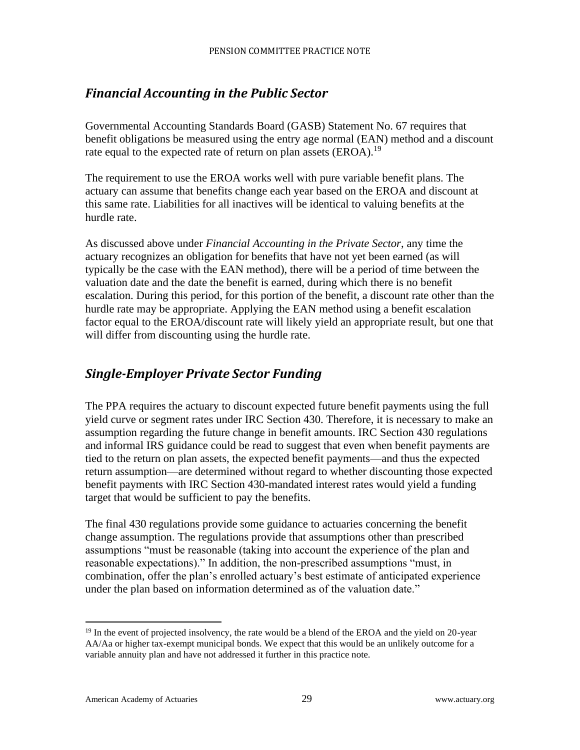## *Financial Accounting in the Public Sector*

Governmental Accounting Standards Board (GASB) Statement No. 67 requires that benefit obligations be measured using the entry age normal (EAN) method and a discount rate equal to the expected rate of return on plan assets (EROA).[19]

The requirement to use the EROA works well with pure variable benefit plans. The actuary can assume that benefits change each year based on the EROA and discount at this same rate. Liabilities for all inactives will be identical to valuing benefits at the hurdle rate.

As discussed above under *Financial Accounting in the Private Sector*, any time the actuary recognizes an obligation for benefits that have not yet been earned (as will typically be the case with the EAN method), there will be a period of time between the valuation date and the date the benefit is earned, during which there is no benefit escalation. During this period, for this portion of the benefit, a discount rate other than the hurdle rate may be appropriate. Applying the EAN method using a benefit escalation factor equal to the EROA/discount rate will likely yield an appropriate result, but one that will differ from discounting using the hurdle rate.

## *Single-Employer Private Sector Funding*

The PPA requires the actuary to discount expected future benefit payments using the full yield curve or segment rates under IRC Section 430. Therefore, it is necessary to make an assumption regarding the future change in benefit amounts. IRC Section 430 regulations and informal IRS guidance could be read to suggest that even when benefit payments are tied to the return on plan assets, the expected benefit payments—and thus the expected return assumption—are determined without regard to whether discounting those expected benefit payments with IRC Section 430-mandated interest rates would yield a funding target that would be sufficient to pay the benefits.

The final 430 regulations provide some guidance to actuaries concerning the benefit change assumption. The regulations provide that assumptions other than prescribed assumptions "must be reasonable (taking into account the experience of the plan and reasonable expectations)." In addition, the non-prescribed assumptions "must, in combination, offer the plan's enrolled actuary's best estimate of anticipated experience under the plan based on information determined as of the valuation date."

---

[19] In the event of projected insolvency, the rate would be a blend of the EROA and the yield on 20-year AA/Aa or higher tax-exempt municipal bonds. We expect that this would be an unlikely outcome for a variable annuity plan and have not addressed it further in this practice note.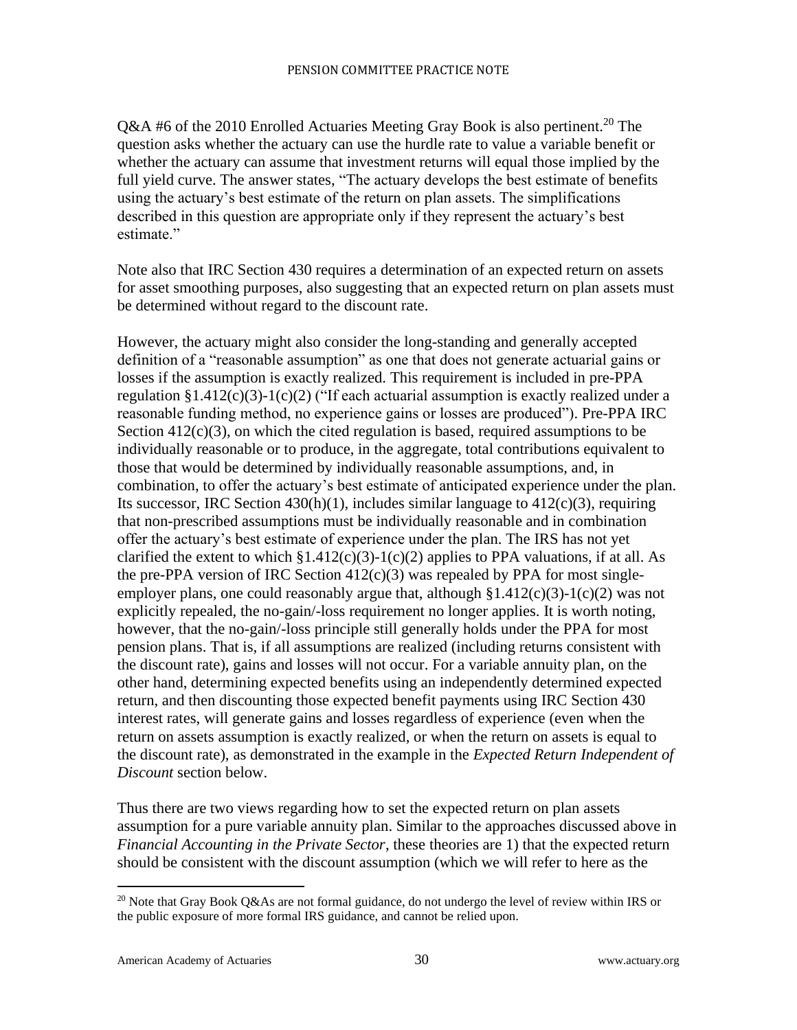Q&A #6 of the 2010 Enrolled Actuaries Meeting Gray Book is also pertinent.[20] The question asks whether the actuary can use the hurdle rate to value a variable benefit or whether the actuary can assume that investment returns will equal those implied by the full yield curve. The answer states, "The actuary develops the best estimate of benefits using the actuary's best estimate of the return on plan assets. The simplifications described in this question are appropriate only if they represent the actuary's best estimate."

Note also that IRC Section 430 requires a determination of an expected return on assets for asset smoothing purposes, also suggesting that an expected return on plan assets must be determined without regard to the discount rate.

However, the actuary might also consider the long-standing and generally accepted definition of a "reasonable assumption" as one that does not generate actuarial gains or losses if the assumption is exactly realized. This requirement is included in pre-PPA regulation §1.412(c)(3)-1(c)(2) ("If each actuarial assumption is exactly realized under a reasonable funding method, no experience gains or losses are produced"). Pre-PPA IRC Section 412(c)(3), on which the cited regulation is based, required assumptions to be individually reasonable or to produce, in the aggregate, total contributions equivalent to those that would be determined by individually reasonable assumptions, and, in combination, to offer the actuary's best estimate of anticipated experience under the plan. Its successor, IRC Section 430(h)(1), includes similar language to 412(c)(3), requiring that non-prescribed assumptions must be individually reasonable and in combination offer the actuary's best estimate of experience under the plan. The IRS has not yet clarified the extent to which §1.412(c)(3)-1(c)(2) applies to PPA valuations, if at all. As the pre-PPA version of IRC Section 412(c)(3) was repealed by PPA for most single-employer plans, one could reasonably argue that, although §1.412(c)(3)-1(c)(2) was not explicitly repealed, the no-gain/-loss requirement no longer applies. It is worth noting, however, that the no-gain/-loss principle still generally holds under the PPA for most pension plans. That is, if all assumptions are realized (including returns consistent with the discount rate), gains and losses will not occur. For a variable annuity plan, on the other hand, determining expected benefits using an independently determined expected return, and then discounting those expected benefit payments using IRC Section 430 interest rates, will generate gains and losses regardless of experience (even when the return on assets assumption is exactly realized, or when the return on assets is equal to the discount rate), as demonstrated in the example in the *Expected Return Independent of Discount* section below.

Thus there are two views regarding how to set the expected return on plan assets assumption for a pure variable annuity plan. Similar to the approaches discussed above in *Financial Accounting in the Private Sector*, these theories are 1) that the expected return should be consistent with the discount assumption (which we will refer to here as the

[20] Note that Gray Book Q&As are not formal guidance, do not undergo the level of review within IRS or the public exposure of more formal IRS guidance, and cannot be relied upon.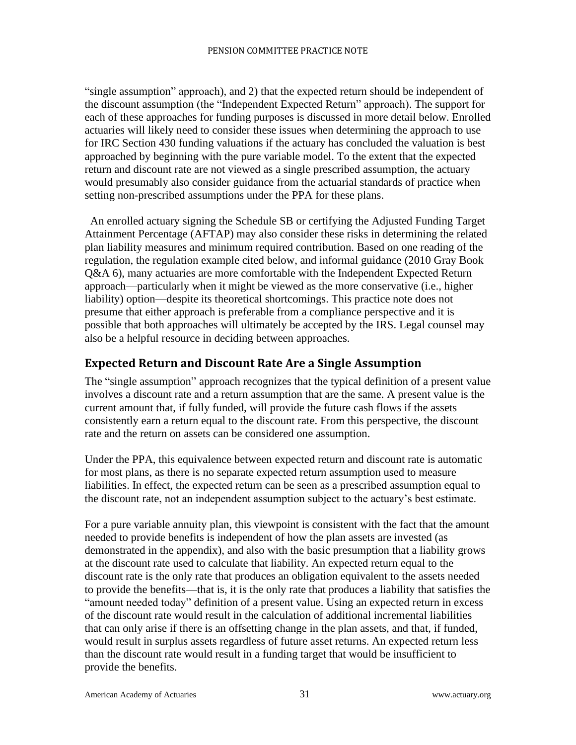"single assumption" approach), and 2) that the expected return should be independent of the discount assumption (the "Independent Expected Return" approach). The support for each of these approaches for funding purposes is discussed in more detail below. Enrolled actuaries will likely need to consider these issues when determining the approach to use for IRC Section 430 funding valuations if the actuary has concluded the valuation is best approached by beginning with the pure variable model. To the extent that the expected return and discount rate are not viewed as a single prescribed assumption, the actuary would presumably also consider guidance from the actuarial standards of practice when setting non-prescribed assumptions under the PPA for these plans.

An enrolled actuary signing the Schedule SB or certifying the Adjusted Funding Target Attainment Percentage (AFTAP) may also consider these risks in determining the related plan liability measures and minimum required contribution. Based on one reading of the regulation, the regulation example cited below, and informal guidance (2010 Gray Book Q&A 6), many actuaries are more comfortable with the Independent Expected Return approach—particularly when it might be viewed as the more conservative (i.e., higher liability) option—despite its theoretical shortcomings. This practice note does not presume that either approach is preferable from a compliance perspective and it is possible that both approaches will ultimately be accepted by the IRS. Legal counsel may also be a helpful resource in deciding between approaches.

## Expected Return and Discount Rate Are a Single Assumption

The "single assumption" approach recognizes that the typical definition of a present value involves a discount rate and a return assumption that are the same. A present value is the current amount that, if fully funded, will provide the future cash flows if the assets consistently earn a return equal to the discount rate. From this perspective, the discount rate and the return on assets can be considered one assumption.

Under the PPA, this equivalence between expected return and discount rate is automatic for most plans, as there is no separate expected return assumption used to measure liabilities. In effect, the expected return can be seen as a prescribed assumption equal to the discount rate, not an independent assumption subject to the actuary's best estimate.

For a pure variable annuity plan, this viewpoint is consistent with the fact that the amount needed to provide benefits is independent of how the plan assets are invested (as demonstrated in the appendix), and also with the basic presumption that a liability grows at the discount rate used to calculate that liability. An expected return equal to the discount rate is the only rate that produces an obligation equivalent to the assets needed to provide the benefits—that is, it is the only rate that produces a liability that satisfies the "amount needed today" definition of a present value. Using an expected return in excess of the discount rate would result in the calculation of additional incremental liabilities that can only arise if there is an offsetting change in the plan assets, and that, if funded, would result in surplus assets regardless of future asset returns. An expected return less than the discount rate would result in a funding target that would be insufficient to provide the benefits.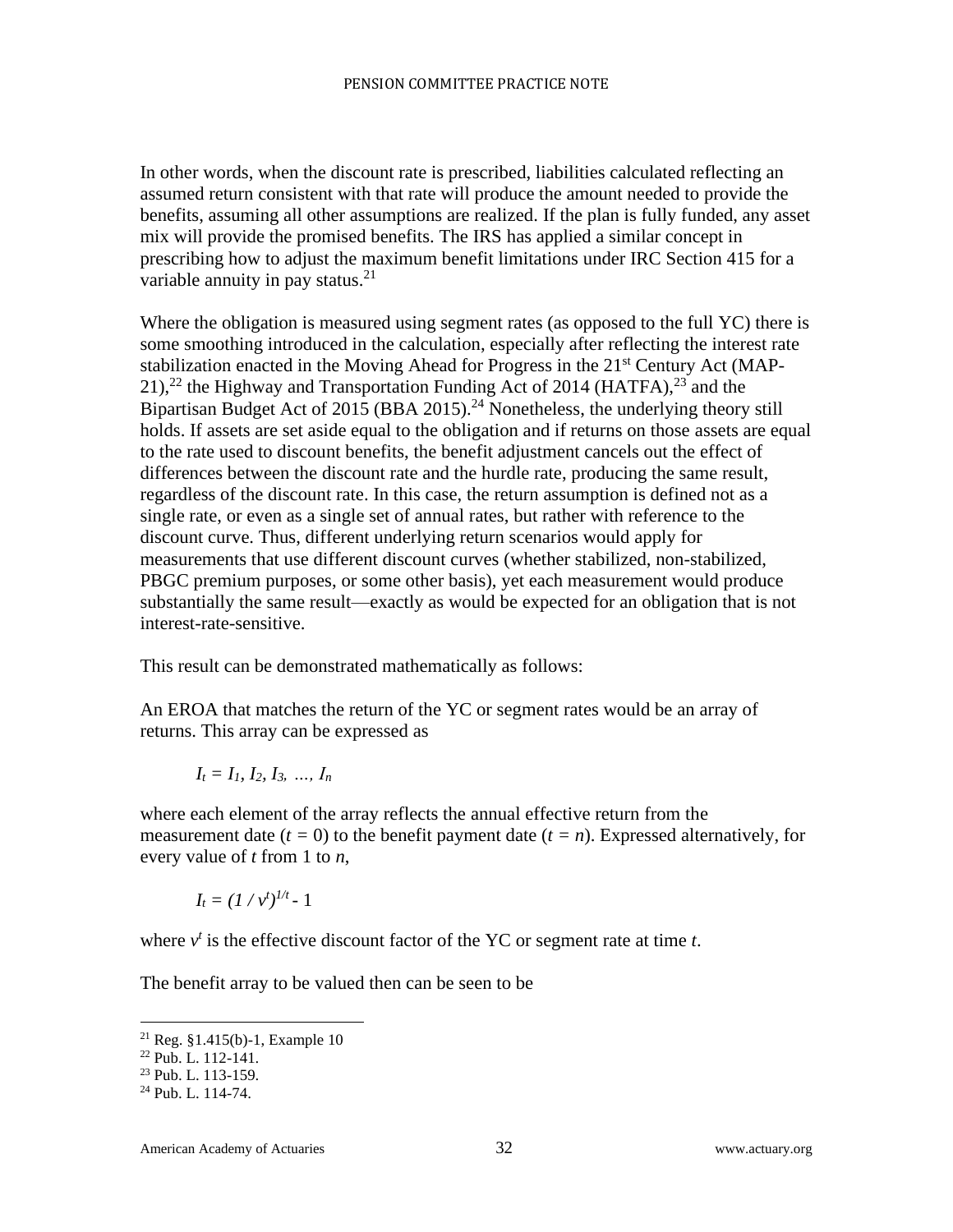In other words, when the discount rate is prescribed, liabilities calculated reflecting an assumed return consistent with that rate will produce the amount needed to provide the benefits, assuming all other assumptions are realized. If the plan is fully funded, any asset mix will provide the promised benefits. The IRS has applied a similar concept in prescribing how to adjust the maximum benefit limitations under IRC Section 415 for a variable annuity in pay status.[21]

Where the obligation is measured using segment rates (as opposed to the full YC) there is some smoothing introduced in the calculation, especially after reflecting the interest rate stabilization enacted in the Moving Ahead for Progress in the 21st Century Act (MAP-21),[22] the Highway and Transportation Funding Act of 2014 (HATFA),[23] and the Bipartisan Budget Act of 2015 (BBA 2015).[24] Nonetheless, the underlying theory still holds. If assets are set aside equal to the obligation and if returns on those assets are equal to the rate used to discount benefits, the benefit adjustment cancels out the effect of differences between the discount rate and the hurdle rate, producing the same result, regardless of the discount rate. In this case, the return assumption is defined not as a single rate, or even as a single set of annual rates, but rather with reference to the discount curve. Thus, different underlying return scenarios would apply for measurements that use different discount curves (whether stabilized, non-stabilized, PBGC premium purposes, or some other basis), yet each measurement would produce substantially the same result—exactly as would be expected for an obligation that is not interest-rate-sensitive.

This result can be demonstrated mathematically as follows:

An EROA that matches the return of the YC or segment rates would be an array of returns. This array can be expressed as

$$I_t = I_1, I_2, I_3, \ldots, I_n$$

where each element of the array reflects the annual effective return from the measurement date ($t = 0$) to the benefit payment date ($t = n$). Expressed alternatively, for every value of $t$ from 1 to $n$,

$$I_t = (1 / v^t)^{1/t} - 1$$

where $v^t$ is the effective discount factor of the YC or segment rate at time $t$.

The benefit array to be valued then can be seen to be

[21] Reg. §1.415(b)-1, Example 10
[22] Pub. L. 112-141.
[23] Pub. L. 113-159.
[24] Pub. L. 114-74.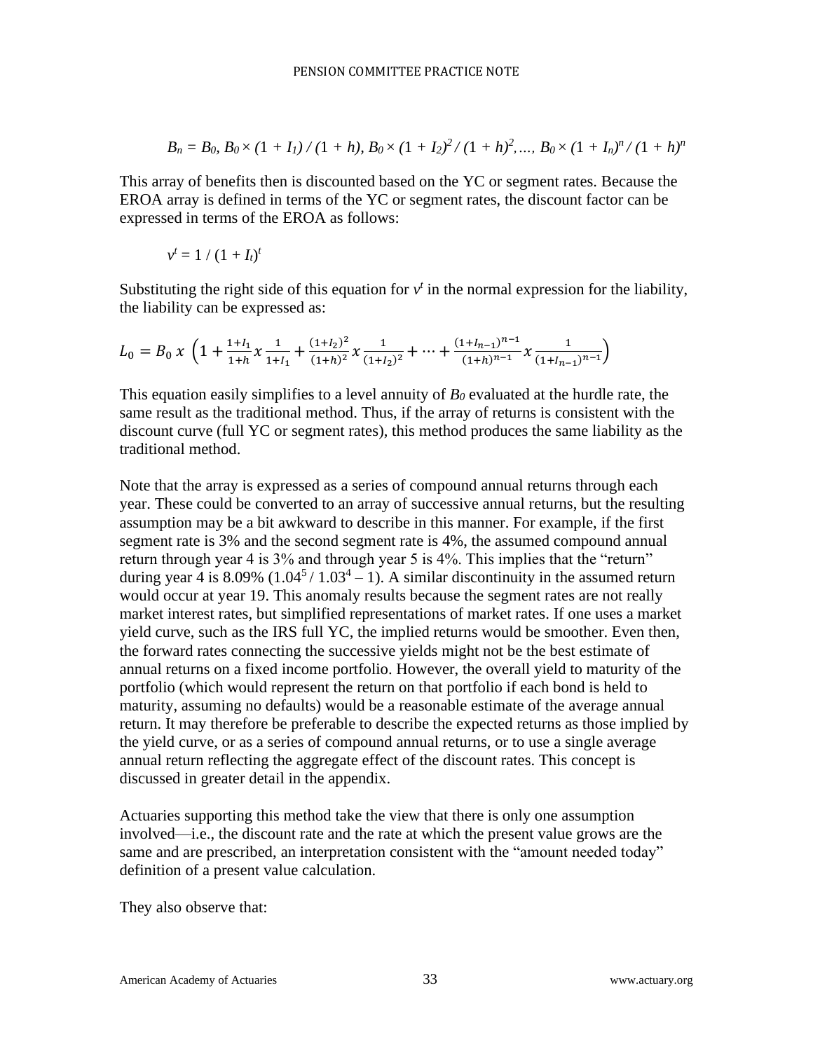$$B_n = B_0, B_0 \times (1 + I_1) / (1 + h), B_0 \times (1 + I_2)^2 / (1 + h)^2, \ldots, B_0 \times (1 + I_n)^n / (1 + h)^n$$

This array of benefits then is discounted based on the YC or segment rates. Because the EROA array is defined in terms of the YC or segment rates, the discount factor can be expressed in terms of the EROA as follows:

$$v^t = 1 / (1 + I_t)^t$$

Substituting the right side of this equation for $v^t$ in the normal expression for the liability, the liability can be expressed as:

$$L_0 = B_0 \, x \, \left(1 + \frac{1+I_1}{1+h} x \frac{1}{1+I_1} + \frac{(1+I_2)^2}{(1+h)^2} x \frac{1}{(1+I_2)^2} + \cdots + \frac{(1+I_{n-1})^{n-1}}{(1+h)^{n-1}} x \frac{1}{(1+I_{n-1})^{n-1}}\right)$$

This equation easily simplifies to a level annuity of $B_0$ evaluated at the hurdle rate, the same result as the traditional method. Thus, if the array of returns is consistent with the discount curve (full YC or segment rates), this method produces the same liability as the traditional method.

Note that the array is expressed as a series of compound annual returns through each year. These could be converted to an array of successive annual returns, but the resulting assumption may be a bit awkward to describe in this manner. For example, if the first segment rate is 3% and the second segment rate is 4%, the assumed compound annual return through year 4 is 3% and through year 5 is 4%. This implies that the "return" during year 4 is 8.09% ($1.04^5 / 1.03^4 - 1$). A similar discontinuity in the assumed return would occur at year 19. This anomaly results because the segment rates are not really market interest rates, but simplified representations of market rates. If one uses a market yield curve, such as the IRS full YC, the implied returns would be smoother. Even then, the forward rates connecting the successive yields might not be the best estimate of annual returns on a fixed income portfolio. However, the overall yield to maturity of the portfolio (which would represent the return on that portfolio if each bond is held to maturity, assuming no defaults) would be a reasonable estimate of the average annual return. It may therefore be preferable to describe the expected returns as those implied by the yield curve, or as a series of compound annual returns, or to use a single average annual return reflecting the aggregate effect of the discount rates. This concept is discussed in greater detail in the appendix.

Actuaries supporting this method take the view that there is only one assumption involved—i.e., the discount rate and the rate at which the present value grows are the same and are prescribed, an interpretation consistent with the "amount needed today" definition of a present value calculation.

They also observe that: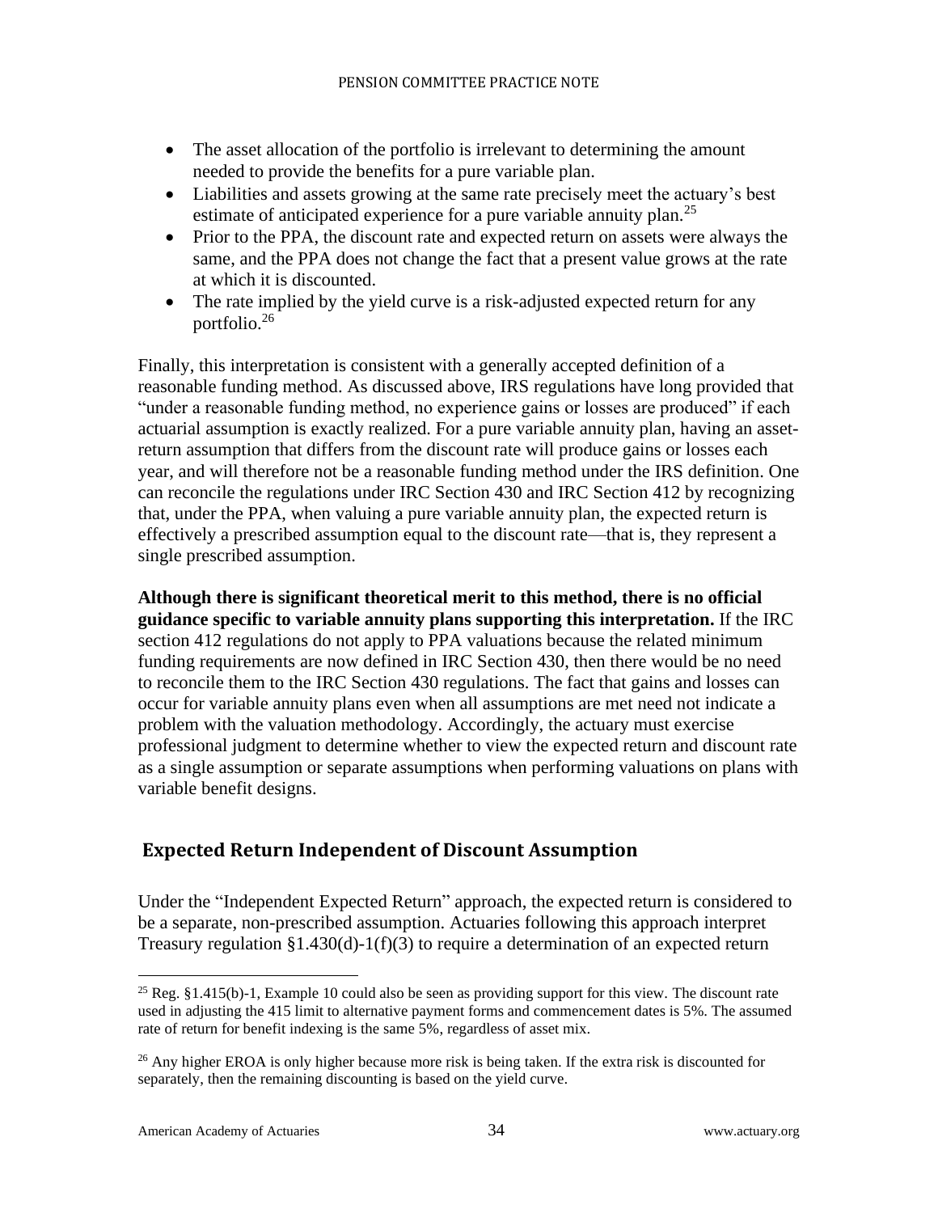- The asset allocation of the portfolio is irrelevant to determining the amount needed to provide the benefits for a pure variable plan.
- Liabilities and assets growing at the same rate precisely meet the actuary's best estimate of anticipated experience for a pure variable annuity plan.[25]
- Prior to the PPA, the discount rate and expected return on assets were always the same, and the PPA does not change the fact that a present value grows at the rate at which it is discounted.
- The rate implied by the yield curve is a risk-adjusted expected return for any portfolio.[26]

Finally, this interpretation is consistent with a generally accepted definition of a reasonable funding method. As discussed above, IRS regulations have long provided that "under a reasonable funding method, no experience gains or losses are produced" if each actuarial assumption is exactly realized. For a pure variable annuity plan, having an asset-return assumption that differs from the discount rate will produce gains or losses each year, and will therefore not be a reasonable funding method under the IRS definition. One can reconcile the regulations under IRC Section 430 and IRC Section 412 by recognizing that, under the PPA, when valuing a pure variable annuity plan, the expected return is effectively a prescribed assumption equal to the discount rate—that is, they represent a single prescribed assumption.

**Although there is significant theoretical merit to this method, there is no official guidance specific to variable annuity plans supporting this interpretation.** If the IRC section 412 regulations do not apply to PPA valuations because the related minimum funding requirements are now defined in IRC Section 430, then there would be no need to reconcile them to the IRC Section 430 regulations. The fact that gains and losses can occur for variable annuity plans even when all assumptions are met need not indicate a problem with the valuation methodology. Accordingly, the actuary must exercise professional judgment to determine whether to view the expected return and discount rate as a single assumption or separate assumptions when performing valuations on plans with variable benefit designs.

## Expected Return Independent of Discount Assumption

Under the "Independent Expected Return" approach, the expected return is considered to be a separate, non-prescribed assumption. Actuaries following this approach interpret Treasury regulation §1.430(d)-1(f)(3) to require a determination of an expected return

[25] Reg. §1.415(b)-1, Example 10 could also be seen as providing support for this view. The discount rate used in adjusting the 415 limit to alternative payment forms and commencement dates is 5%. The assumed rate of return for benefit indexing is the same 5%, regardless of asset mix.

[26] Any higher EROA is only higher because more risk is being taken. If the extra risk is discounted for separately, then the remaining discounting is based on the yield curve.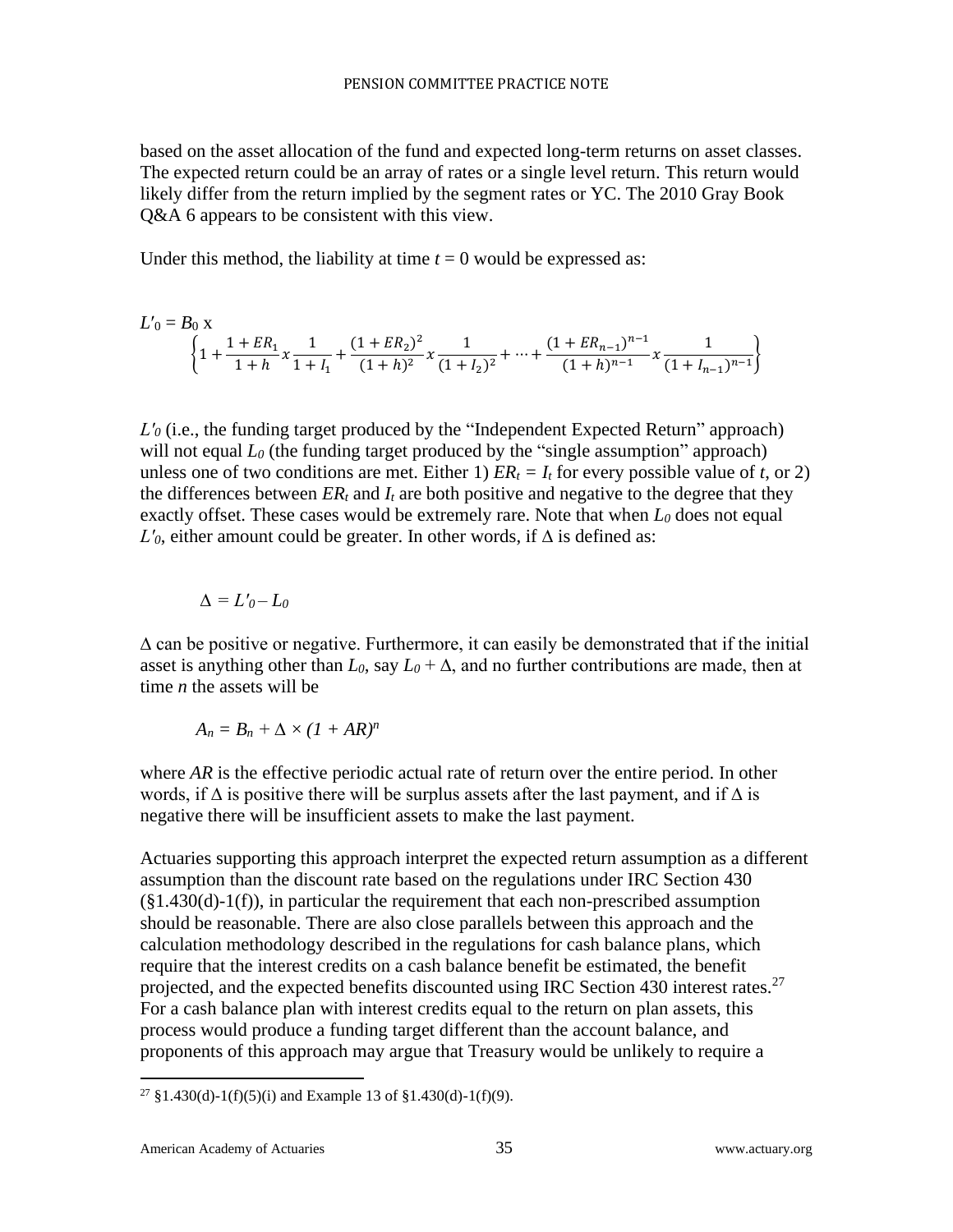based on the asset allocation of the fund and expected long-term returns on asset classes. The expected return could be an array of rates or a single level return. This return would likely differ from the return implied by the segment rates or YC. The 2010 Gray Book Q&A 6 appears to be consistent with this view.

Under this method, the liability at time $t = 0$ would be expressed as:

$$L'_0 = B_0 \text{ x } \left\{1 + \frac{1+ER_1}{1+h} x \frac{1}{1+I_1} + \frac{(1+ER_2)^2}{(1+h)^2} x \frac{1}{(1+I_2)^2} + \cdots + \frac{(1+ER_{n-1})^{n-1}}{(1+h)^{n-1}} x \frac{1}{(1+I_{n-1})^{n-1}}\right\}$$

$L'_0$ (i.e., the funding target produced by the "Independent Expected Return" approach) will not equal $L_0$ (the funding target produced by the "single assumption" approach) unless one of two conditions are met. Either 1) $ER_t = I_t$ for every possible value of $t$, or 2) the differences between $ER_t$ and $I_t$ are both positive and negative to the degree that they exactly offset. These cases would be extremely rare. Note that when $L_0$ does not equal $L'_0$, either amount could be greater. In other words, if $\Delta$ is defined as:

$$\Delta = L'_0 - L_0$$

$\Delta$ can be positive or negative. Furthermore, it can easily be demonstrated that if the initial asset is anything other than $L_0$, say $L_0 + \Delta$, and no further contributions are made, then at time $n$ the assets will be

$$A_n = B_n + \Delta \times (1 + AR)^n$$

where $AR$ is the effective periodic actual rate of return over the entire period. In other words, if $\Delta$ is positive there will be surplus assets after the last payment, and if $\Delta$ is negative there will be insufficient assets to make the last payment.

Actuaries supporting this approach interpret the expected return assumption as a different assumption than the discount rate based on the regulations under IRC Section 430 (§1.430(d)-1(f)), in particular the requirement that each non-prescribed assumption should be reasonable. There are also close parallels between this approach and the calculation methodology described in the regulations for cash balance plans, which require that the interest credits on a cash balance benefit be estimated, the benefit projected, and the expected benefits discounted using IRC Section 430 interest rates.[27] For a cash balance plan with interest credits equal to the return on plan assets, this process would produce a funding target different than the account balance, and proponents of this approach may argue that Treasury would be unlikely to require a

[27] §1.430(d)-1(f)(5)(i) and Example 13 of §1.430(d)-1(f)(9).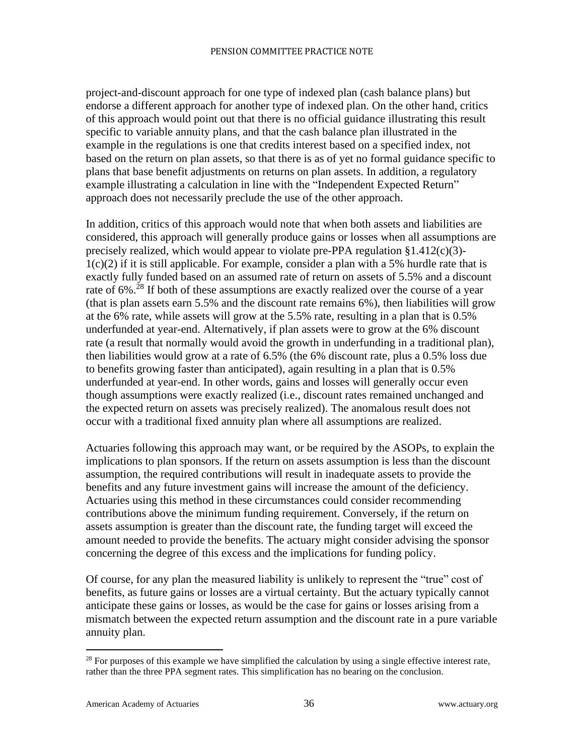project-and-discount approach for one type of indexed plan (cash balance plans) but endorse a different approach for another type of indexed plan. On the other hand, critics of this approach would point out that there is no official guidance illustrating this result specific to variable annuity plans, and that the cash balance plan illustrated in the example in the regulations is one that credits interest based on a specified index, not based on the return on plan assets, so that there is as of yet no formal guidance specific to plans that base benefit adjustments on returns on plan assets. In addition, a regulatory example illustrating a calculation in line with the "Independent Expected Return" approach does not necessarily preclude the use of the other approach.

In addition, critics of this approach would note that when both assets and liabilities are considered, this approach will generally produce gains or losses when all assumptions are precisely realized, which would appear to violate pre-PPA regulation §1.412(c)(3)-1(c)(2) if it is still applicable. For example, consider a plan with a 5% hurdle rate that is exactly fully funded based on an assumed rate of return on assets of 5.5% and a discount rate of 6%.[28] If both of these assumptions are exactly realized over the course of a year (that is plan assets earn 5.5% and the discount rate remains 6%), then liabilities will grow at the 6% rate, while assets will grow at the 5.5% rate, resulting in a plan that is 0.5% underfunded at year-end. Alternatively, if plan assets were to grow at the 6% discount rate (a result that normally would avoid the growth in underfunding in a traditional plan), then liabilities would grow at a rate of 6.5% (the 6% discount rate, plus a 0.5% loss due to benefits growing faster than anticipated), again resulting in a plan that is 0.5% underfunded at year-end. In other words, gains and losses will generally occur even though assumptions were exactly realized (i.e., discount rates remained unchanged and the expected return on assets was precisely realized). The anomalous result does not occur with a traditional fixed annuity plan where all assumptions are realized.

Actuaries following this approach may want, or be required by the ASOPs, to explain the implications to plan sponsors. If the return on assets assumption is less than the discount assumption, the required contributions will result in inadequate assets to provide the benefits and any future investment gains will increase the amount of the deficiency. Actuaries using this method in these circumstances could consider recommending contributions above the minimum funding requirement. Conversely, if the return on assets assumption is greater than the discount rate, the funding target will exceed the amount needed to provide the benefits. The actuary might consider advising the sponsor concerning the degree of this excess and the implications for funding policy.

Of course, for any plan the measured liability is unlikely to represent the "true" cost of benefits, as future gains or losses are a virtual certainty. But the actuary typically cannot anticipate these gains or losses, as would be the case for gains or losses arising from a mismatch between the expected return assumption and the discount rate in a pure variable annuity plan.

---

[28] For purposes of this example we have simplified the calculation by using a single effective interest rate, rather than the three PPA segment rates. This simplification has no bearing on the conclusion.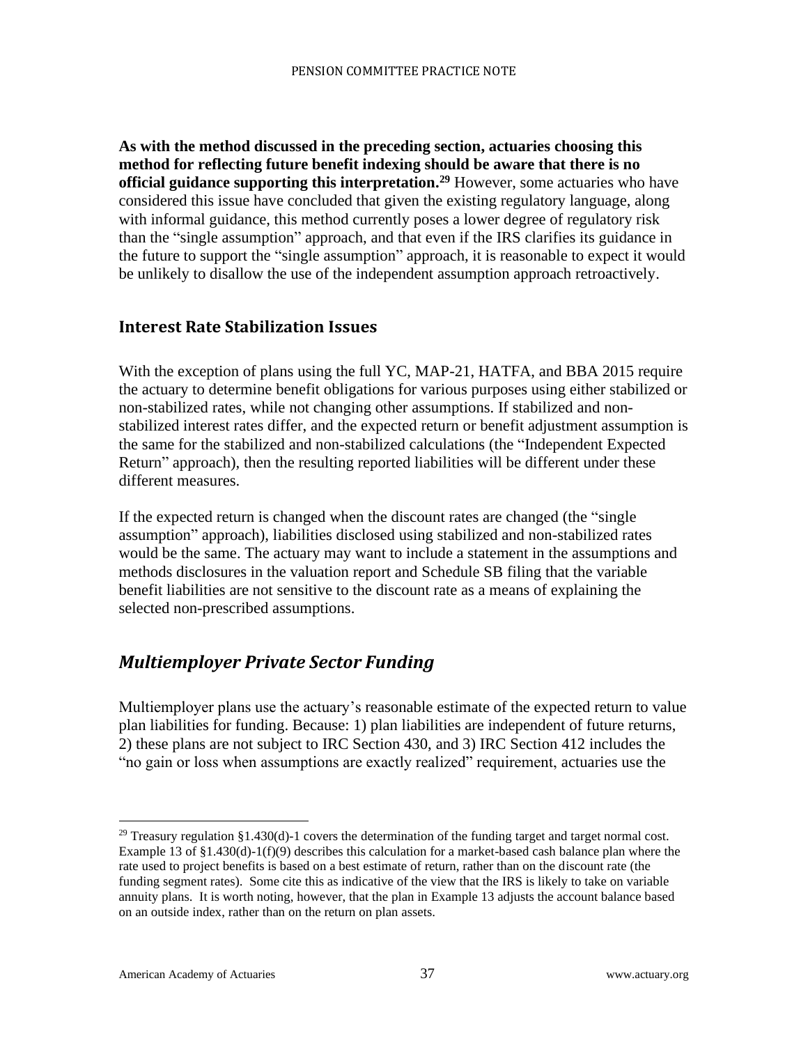**As with the method discussed in the preceding section, actuaries choosing this method for reflecting future benefit indexing should be aware that there is no official guidance supporting this interpretation.**[29] However, some actuaries who have considered this issue have concluded that given the existing regulatory language, along with informal guidance, this method currently poses a lower degree of regulatory risk than the "single assumption" approach, and that even if the IRS clarifies its guidance in the future to support the "single assumption" approach, it is reasonable to expect it would be unlikely to disallow the use of the independent assumption approach retroactively.

### Interest Rate Stabilization Issues

With the exception of plans using the full YC, MAP-21, HATFA, and BBA 2015 require the actuary to determine benefit obligations for various purposes using either stabilized or non-stabilized rates, while not changing other assumptions. If stabilized and non-stabilized interest rates differ, and the expected return or benefit adjustment assumption is the same for the stabilized and non-stabilized calculations (the "Independent Expected Return" approach), then the resulting reported liabilities will be different under these different measures.

If the expected return is changed when the discount rates are changed (the "single assumption" approach), liabilities disclosed using stabilized and non-stabilized rates would be the same. The actuary may want to include a statement in the assumptions and methods disclosures in the valuation report and Schedule SB filing that the variable benefit liabilities are not sensitive to the discount rate as a means of explaining the selected non-prescribed assumptions.

## *Multiemployer Private Sector Funding*

Multiemployer plans use the actuary's reasonable estimate of the expected return to value plan liabilities for funding. Because: 1) plan liabilities are independent of future returns, 2) these plans are not subject to IRC Section 430, and 3) IRC Section 412 includes the "no gain or loss when assumptions are exactly realized" requirement, actuaries use the

---

[29] Treasury regulation §1.430(d)-1 covers the determination of the funding target and target normal cost. Example 13 of §1.430(d)-1(f)(9) describes this calculation for a market-based cash balance plan where the rate used to project benefits is based on a best estimate of return, rather than on the discount rate (the funding segment rates). Some cite this as indicative of the view that the IRS is likely to take on variable annuity plans. It is worth noting, however, that the plan in Example 13 adjusts the account balance based on an outside index, rather than on the return on plan assets.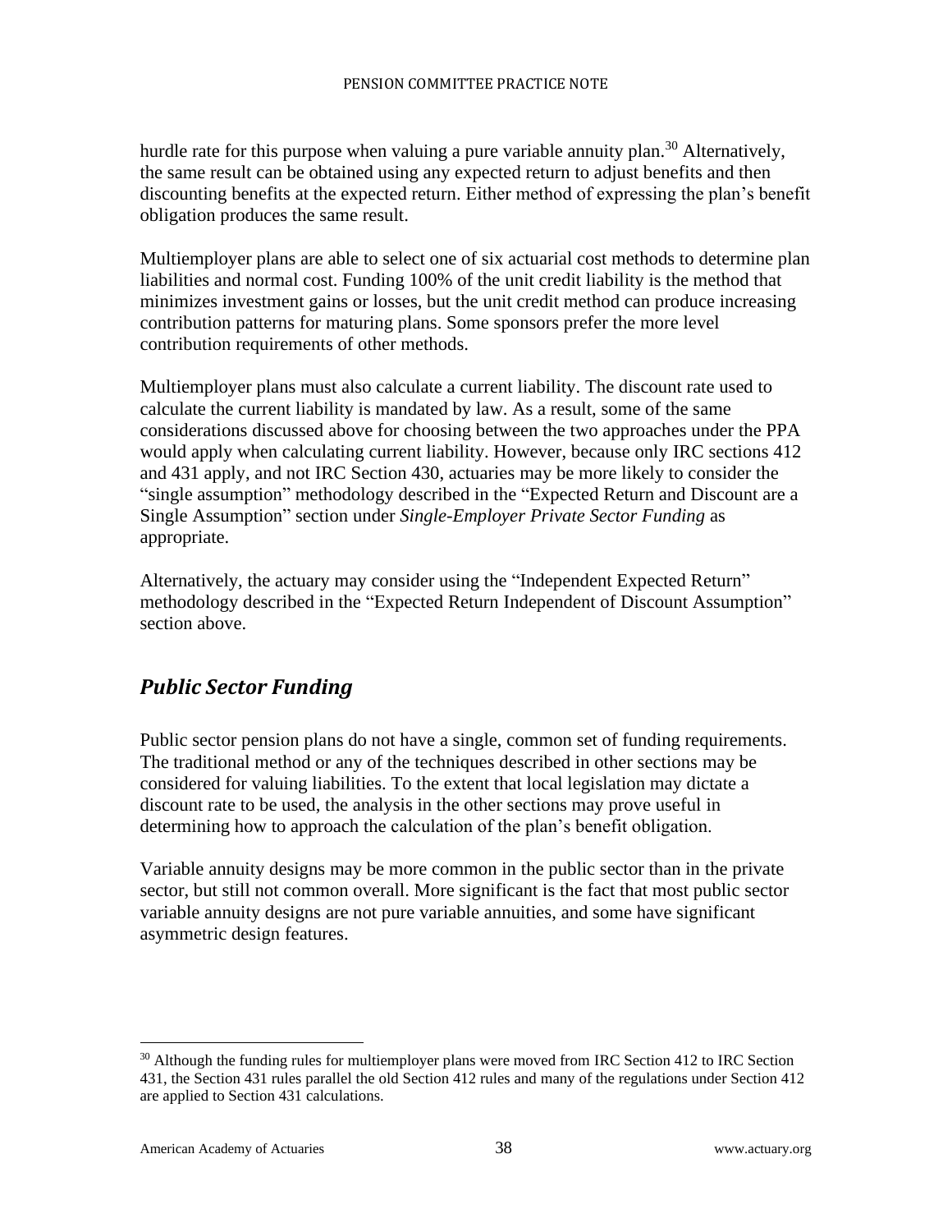hurdle rate for this purpose when valuing a pure variable annuity plan.[30] Alternatively, the same result can be obtained using any expected return to adjust benefits and then discounting benefits at the expected return. Either method of expressing the plan's benefit obligation produces the same result.

Multiemployer plans are able to select one of six actuarial cost methods to determine plan liabilities and normal cost. Funding 100% of the unit credit liability is the method that minimizes investment gains or losses, but the unit credit method can produce increasing contribution patterns for maturing plans. Some sponsors prefer the more level contribution requirements of other methods.

Multiemployer plans must also calculate a current liability. The discount rate used to calculate the current liability is mandated by law. As a result, some of the same considerations discussed above for choosing between the two approaches under the PPA would apply when calculating current liability. However, because only IRC sections 412 and 431 apply, and not IRC Section 430, actuaries may be more likely to consider the "single assumption" methodology described in the "Expected Return and Discount are a Single Assumption" section under *Single-Employer Private Sector Funding* as appropriate.

Alternatively, the actuary may consider using the "Independent Expected Return" methodology described in the "Expected Return Independent of Discount Assumption" section above.

## *Public Sector Funding*

Public sector pension plans do not have a single, common set of funding requirements. The traditional method or any of the techniques described in other sections may be considered for valuing liabilities. To the extent that local legislation may dictate a discount rate to be used, the analysis in the other sections may prove useful in determining how to approach the calculation of the plan's benefit obligation.

Variable annuity designs may be more common in the public sector than in the private sector, but still not common overall. More significant is the fact that most public sector variable annuity designs are not pure variable annuities, and some have significant asymmetric design features.

---

[30] Although the funding rules for multiemployer plans were moved from IRC Section 412 to IRC Section 431, the Section 431 rules parallel the old Section 412 rules and many of the regulations under Section 412 are applied to Section 431 calculations.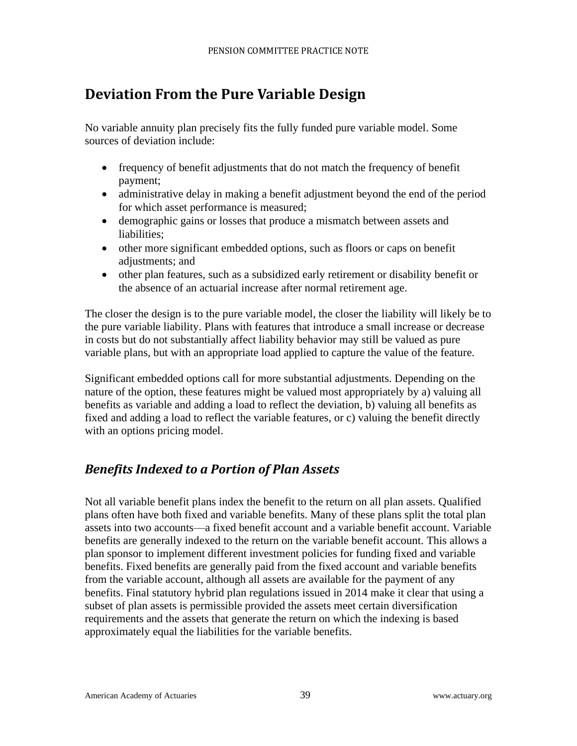## Deviation From the Pure Variable Design

No variable annuity plan precisely fits the fully funded pure variable model. Some sources of deviation include:

- frequency of benefit adjustments that do not match the frequency of benefit payment;
- administrative delay in making a benefit adjustment beyond the end of the period for which asset performance is measured;
- demographic gains or losses that produce a mismatch between assets and liabilities;
- other more significant embedded options, such as floors or caps on benefit adjustments; and
- other plan features, such as a subsidized early retirement or disability benefit or the absence of an actuarial increase after normal retirement age.

The closer the design is to the pure variable model, the closer the liability will likely be to the pure variable liability. Plans with features that introduce a small increase or decrease in costs but do not substantially affect liability behavior may still be valued as pure variable plans, but with an appropriate load applied to capture the value of the feature.

Significant embedded options call for more substantial adjustments. Depending on the nature of the option, these features might be valued most appropriately by a) valuing all benefits as variable and adding a load to reflect the deviation, b) valuing all benefits as fixed and adding a load to reflect the variable features, or c) valuing the benefit directly with an options pricing model.

### *Benefits Indexed to a Portion of Plan Assets*

Not all variable benefit plans index the benefit to the return on all plan assets. Qualified plans often have both fixed and variable benefits. Many of these plans split the total plan assets into two accounts—a fixed benefit account and a variable benefit account. Variable benefits are generally indexed to the return on the variable benefit account. This allows a plan sponsor to implement different investment policies for funding fixed and variable benefits. Fixed benefits are generally paid from the fixed account and variable benefits from the variable account, although all assets are available for the payment of any benefits. Final statutory hybrid plan regulations issued in 2014 make it clear that using a subset of plan assets is permissible provided the assets meet certain diversification requirements and the assets that generate the return on which the indexing is based approximately equal the liabilities for the variable benefits.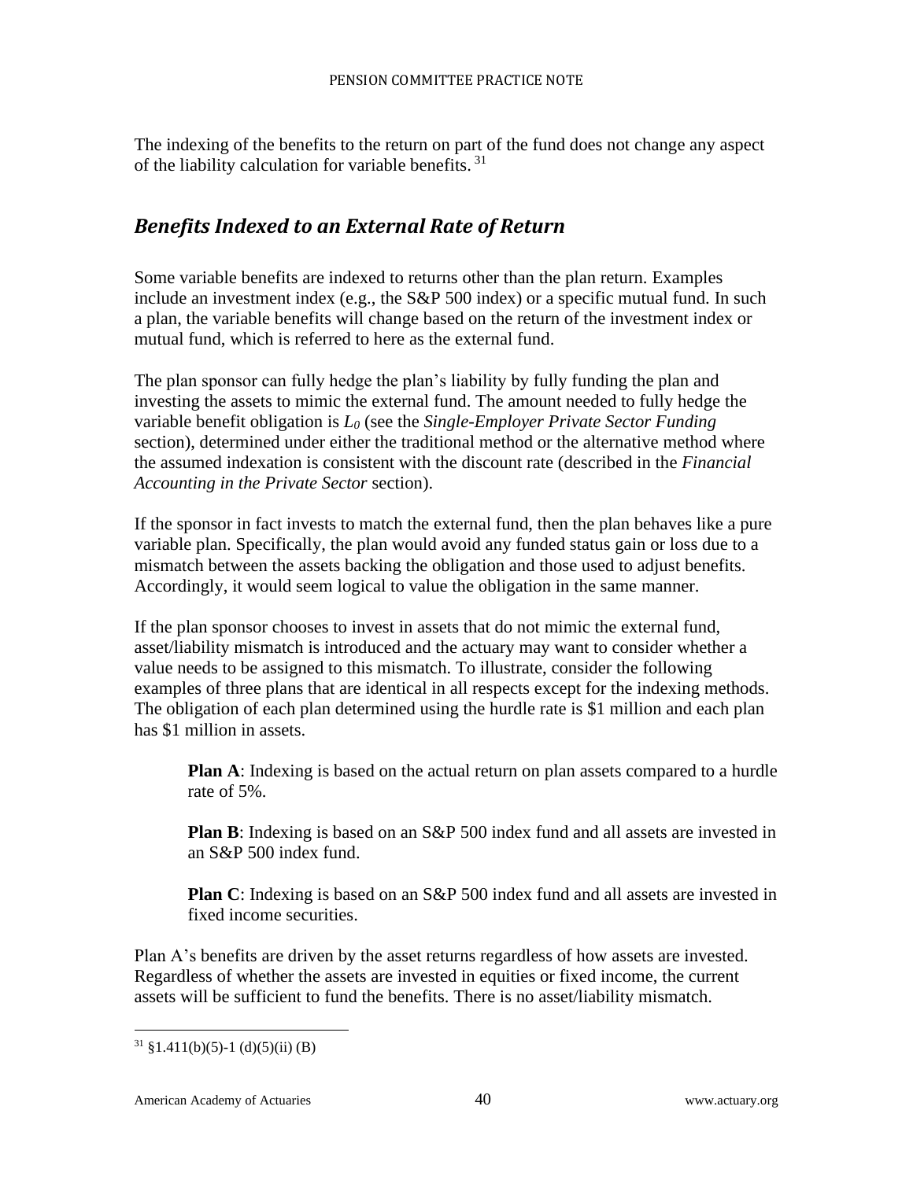The indexing of the benefits to the return on part of the fund does not change any aspect of the liability calculation for variable benefits. [31]

## *Benefits Indexed to an External Rate of Return*

Some variable benefits are indexed to returns other than the plan return. Examples include an investment index (e.g., the S&P 500 index) or a specific mutual fund. In such a plan, the variable benefits will change based on the return of the investment index or mutual fund, which is referred to here as the external fund.

The plan sponsor can fully hedge the plan's liability by fully funding the plan and investing the assets to mimic the external fund. The amount needed to fully hedge the variable benefit obligation is $L_0$ (see the *Single-Employer Private Sector Funding* section), determined under either the traditional method or the alternative method where the assumed indexation is consistent with the discount rate (described in the *Financial Accounting in the Private Sector* section).

If the sponsor in fact invests to match the external fund, then the plan behaves like a pure variable plan. Specifically, the plan would avoid any funded status gain or loss due to a mismatch between the assets backing the obligation and those used to adjust benefits. Accordingly, it would seem logical to value the obligation in the same manner.

If the plan sponsor chooses to invest in assets that do not mimic the external fund, asset/liability mismatch is introduced and the actuary may want to consider whether a value needs to be assigned to this mismatch. To illustrate, consider the following examples of three plans that are identical in all respects except for the indexing methods. The obligation of each plan determined using the hurdle rate is $1 million and each plan has $1 million in assets.

> **Plan A**: Indexing is based on the actual return on plan assets compared to a hurdle rate of 5%.
>
> **Plan B**: Indexing is based on an S&P 500 index fund and all assets are invested in an S&P 500 index fund.
>
> **Plan C**: Indexing is based on an S&P 500 index fund and all assets are invested in fixed income securities.

Plan A's benefits are driven by the asset returns regardless of how assets are invested. Regardless of whether the assets are invested in equities or fixed income, the current assets will be sufficient to fund the benefits. There is no asset/liability mismatch.

---

[31] §1.411(b)(5)-1 (d)(5)(ii) (B)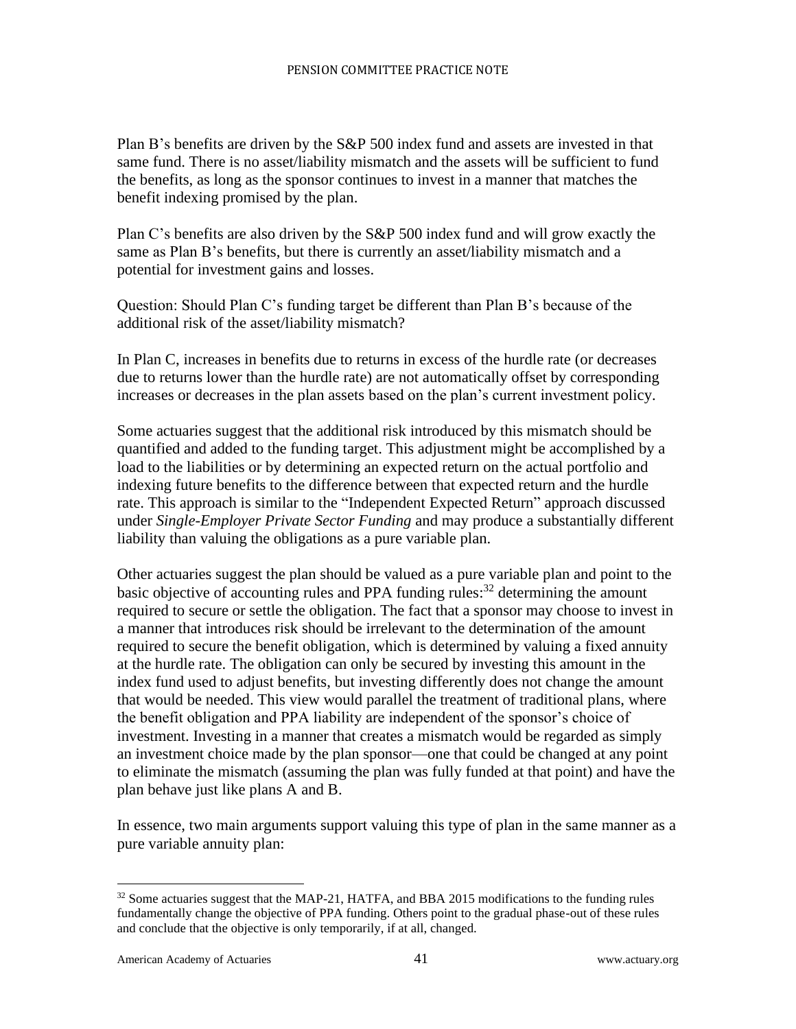Plan B's benefits are driven by the S&P 500 index fund and assets are invested in that same fund. There is no asset/liability mismatch and the assets will be sufficient to fund the benefits, as long as the sponsor continues to invest in a manner that matches the benefit indexing promised by the plan.

Plan C's benefits are also driven by the S&P 500 index fund and will grow exactly the same as Plan B's benefits, but there is currently an asset/liability mismatch and a potential for investment gains and losses.

Question: Should Plan C's funding target be different than Plan B's because of the additional risk of the asset/liability mismatch?

In Plan C, increases in benefits due to returns in excess of the hurdle rate (or decreases due to returns lower than the hurdle rate) are not automatically offset by corresponding increases or decreases in the plan assets based on the plan's current investment policy.

Some actuaries suggest that the additional risk introduced by this mismatch should be quantified and added to the funding target. This adjustment might be accomplished by a load to the liabilities or by determining an expected return on the actual portfolio and indexing future benefits to the difference between that expected return and the hurdle rate. This approach is similar to the "Independent Expected Return" approach discussed under *Single-Employer Private Sector Funding* and may produce a substantially different liability than valuing the obligations as a pure variable plan.

Other actuaries suggest the plan should be valued as a pure variable plan and point to the basic objective of accounting rules and PPA funding rules:[32] determining the amount required to secure or settle the obligation. The fact that a sponsor may choose to invest in a manner that introduces risk should be irrelevant to the determination of the amount required to secure the benefit obligation, which is determined by valuing a fixed annuity at the hurdle rate. The obligation can only be secured by investing this amount in the index fund used to adjust benefits, but investing differently does not change the amount that would be needed. This view would parallel the treatment of traditional plans, where the benefit obligation and PPA liability are independent of the sponsor's choice of investment. Investing in a manner that creates a mismatch would be regarded as simply an investment choice made by the plan sponsor—one that could be changed at any point to eliminate the mismatch (assuming the plan was fully funded at that point) and have the plan behave just like plans A and B.

In essence, two main arguments support valuing this type of plan in the same manner as a pure variable annuity plan:

---

[32] Some actuaries suggest that the MAP-21, HATFA, and BBA 2015 modifications to the funding rules fundamentally change the objective of PPA funding. Others point to the gradual phase-out of these rules and conclude that the objective is only temporarily, if at all, changed.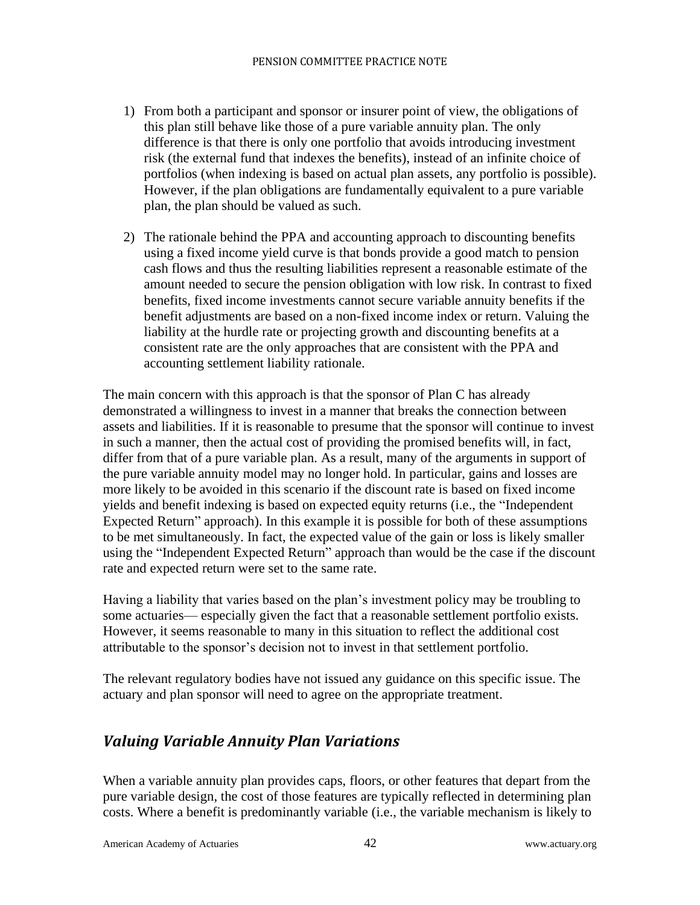1) From both a participant and sponsor or insurer point of view, the obligations of this plan still behave like those of a pure variable annuity plan. The only difference is that there is only one portfolio that avoids introducing investment risk (the external fund that indexes the benefits), instead of an infinite choice of portfolios (when indexing is based on actual plan assets, any portfolio is possible). However, if the plan obligations are fundamentally equivalent to a pure variable plan, the plan should be valued as such.

2) The rationale behind the PPA and accounting approach to discounting benefits using a fixed income yield curve is that bonds provide a good match to pension cash flows and thus the resulting liabilities represent a reasonable estimate of the amount needed to secure the pension obligation with low risk. In contrast to fixed benefits, fixed income investments cannot secure variable annuity benefits if the benefit adjustments are based on a non-fixed income index or return. Valuing the liability at the hurdle rate or projecting growth and discounting benefits at a consistent rate are the only approaches that are consistent with the PPA and accounting settlement liability rationale.

The main concern with this approach is that the sponsor of Plan C has already demonstrated a willingness to invest in a manner that breaks the connection between assets and liabilities. If it is reasonable to presume that the sponsor will continue to invest in such a manner, then the actual cost of providing the promised benefits will, in fact, differ from that of a pure variable plan. As a result, many of the arguments in support of the pure variable annuity model may no longer hold. In particular, gains and losses are more likely to be avoided in this scenario if the discount rate is based on fixed income yields and benefit indexing is based on expected equity returns (i.e., the "Independent Expected Return" approach). In this example it is possible for both of these assumptions to be met simultaneously. In fact, the expected value of the gain or loss is likely smaller using the "Independent Expected Return" approach than would be the case if the discount rate and expected return were set to the same rate.

Having a liability that varies based on the plan's investment policy may be troubling to some actuaries— especially given the fact that a reasonable settlement portfolio exists. However, it seems reasonable to many in this situation to reflect the additional cost attributable to the sponsor's decision not to invest in that settlement portfolio.

The relevant regulatory bodies have not issued any guidance on this specific issue. The actuary and plan sponsor will need to agree on the appropriate treatment.

## *Valuing Variable Annuity Plan Variations*

When a variable annuity plan provides caps, floors, or other features that depart from the pure variable design, the cost of those features are typically reflected in determining plan costs. Where a benefit is predominantly variable (i.e., the variable mechanism is likely to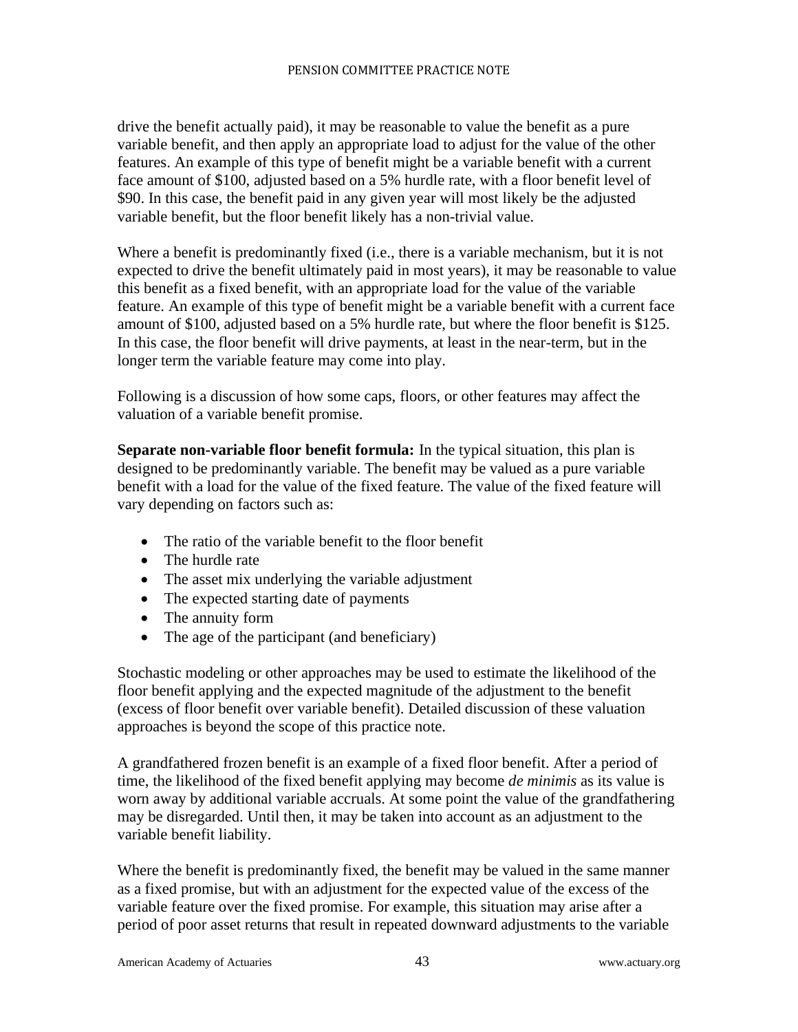drive the benefit actually paid), it may be reasonable to value the benefit as a pure variable benefit, and then apply an appropriate load to adjust for the value of the other features. An example of this type of benefit might be a variable benefit with a current face amount of $100, adjusted based on a 5% hurdle rate, with a floor benefit level of $90. In this case, the benefit paid in any given year will most likely be the adjusted variable benefit, but the floor benefit likely has a non-trivial value.

Where a benefit is predominantly fixed (i.e., there is a variable mechanism, but it is not expected to drive the benefit ultimately paid in most years), it may be reasonable to value this benefit as a fixed benefit, with an appropriate load for the value of the variable feature. An example of this type of benefit might be a variable benefit with a current face amount of $100, adjusted based on a 5% hurdle rate, but where the floor benefit is $125. In this case, the floor benefit will drive payments, at least in the near-term, but in the longer term the variable feature may come into play.

Following is a discussion of how some caps, floors, or other features may affect the valuation of a variable benefit promise.

**Separate non-variable floor benefit formula:** In the typical situation, this plan is designed to be predominantly variable. The benefit may be valued as a pure variable benefit with a load for the value of the fixed feature. The value of the fixed feature will vary depending on factors such as:

- The ratio of the variable benefit to the floor benefit
- The hurdle rate
- The asset mix underlying the variable adjustment
- The expected starting date of payments
- The annuity form
- The age of the participant (and beneficiary)

Stochastic modeling or other approaches may be used to estimate the likelihood of the floor benefit applying and the expected magnitude of the adjustment to the benefit (excess of floor benefit over variable benefit). Detailed discussion of these valuation approaches is beyond the scope of this practice note.

A grandfathered frozen benefit is an example of a fixed floor benefit. After a period of time, the likelihood of the fixed benefit applying may become *de minimis* as its value is worn away by additional variable accruals. At some point the value of the grandfathering may be disregarded. Until then, it may be taken into account as an adjustment to the variable benefit liability.

Where the benefit is predominantly fixed, the benefit may be valued in the same manner as a fixed promise, but with an adjustment for the expected value of the excess of the variable feature over the fixed promise. For example, this situation may arise after a period of poor asset returns that result in repeated downward adjustments to the variable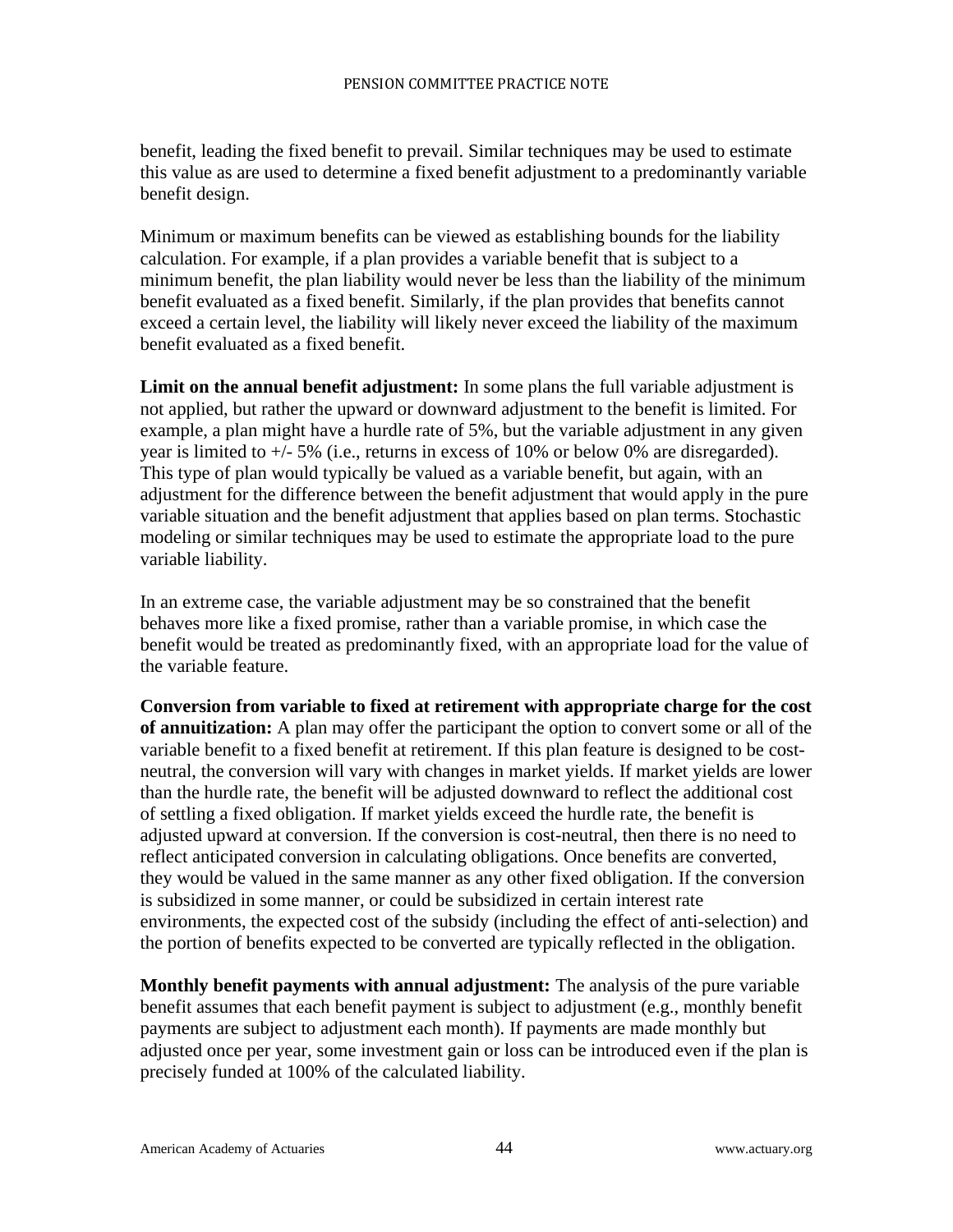benefit, leading the fixed benefit to prevail. Similar techniques may be used to estimate this value as are used to determine a fixed benefit adjustment to a predominantly variable benefit design.

Minimum or maximum benefits can be viewed as establishing bounds for the liability calculation. For example, if a plan provides a variable benefit that is subject to a minimum benefit, the plan liability would never be less than the liability of the minimum benefit evaluated as a fixed benefit. Similarly, if the plan provides that benefits cannot exceed a certain level, the liability will likely never exceed the liability of the maximum benefit evaluated as a fixed benefit.

**Limit on the annual benefit adjustment:** In some plans the full variable adjustment is not applied, but rather the upward or downward adjustment to the benefit is limited. For example, a plan might have a hurdle rate of 5%, but the variable adjustment in any given year is limited to +/- 5% (i.e., returns in excess of 10% or below 0% are disregarded). This type of plan would typically be valued as a variable benefit, but again, with an adjustment for the difference between the benefit adjustment that would apply in the pure variable situation and the benefit adjustment that applies based on plan terms. Stochastic modeling or similar techniques may be used to estimate the appropriate load to the pure variable liability.

In an extreme case, the variable adjustment may be so constrained that the benefit behaves more like a fixed promise, rather than a variable promise, in which case the benefit would be treated as predominantly fixed, with an appropriate load for the value of the variable feature.

**Conversion from variable to fixed at retirement with appropriate charge for the cost of annuitization:** A plan may offer the participant the option to convert some or all of the variable benefit to a fixed benefit at retirement. If this plan feature is designed to be cost-neutral, the conversion will vary with changes in market yields. If market yields are lower than the hurdle rate, the benefit will be adjusted downward to reflect the additional cost of settling a fixed obligation. If market yields exceed the hurdle rate, the benefit is adjusted upward at conversion. If the conversion is cost-neutral, then there is no need to reflect anticipated conversion in calculating obligations. Once benefits are converted, they would be valued in the same manner as any other fixed obligation. If the conversion is subsidized in some manner, or could be subsidized in certain interest rate environments, the expected cost of the subsidy (including the effect of anti-selection) and the portion of benefits expected to be converted are typically reflected in the obligation.

**Monthly benefit payments with annual adjustment:** The analysis of the pure variable benefit assumes that each benefit payment is subject to adjustment (e.g., monthly benefit payments are subject to adjustment each month). If payments are made monthly but adjusted once per year, some investment gain or loss can be introduced even if the plan is precisely funded at 100% of the calculated liability.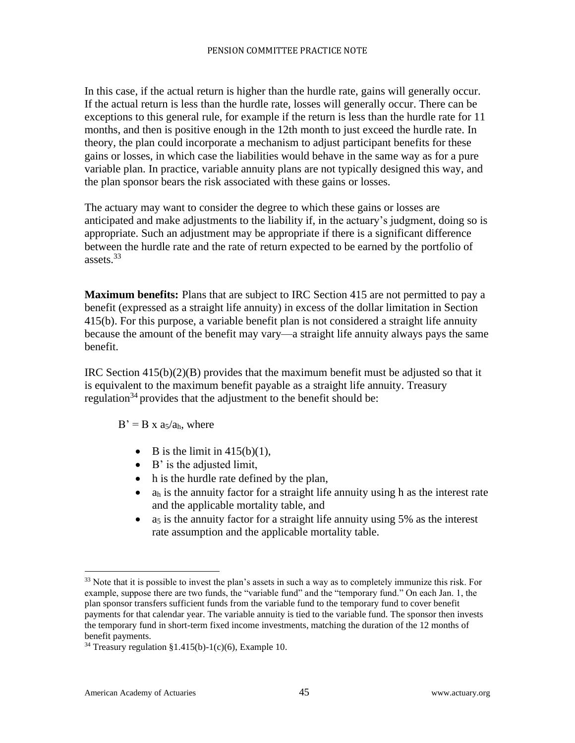In this case, if the actual return is higher than the hurdle rate, gains will generally occur. If the actual return is less than the hurdle rate, losses will generally occur. There can be exceptions to this general rule, for example if the return is less than the hurdle rate for 11 months, and then is positive enough in the 12th month to just exceed the hurdle rate. In theory, the plan could incorporate a mechanism to adjust participant benefits for these gains or losses, in which case the liabilities would behave in the same way as for a pure variable plan. In practice, variable annuity plans are not typically designed this way, and the plan sponsor bears the risk associated with these gains or losses.

The actuary may want to consider the degree to which these gains or losses are anticipated and make adjustments to the liability if, in the actuary's judgment, doing so is appropriate. Such an adjustment may be appropriate if there is a significant difference between the hurdle rate and the rate of return expected to be earned by the portfolio of assets.[33]

**Maximum benefits:** Plans that are subject to IRC Section 415 are not permitted to pay a benefit (expressed as a straight life annuity) in excess of the dollar limitation in Section 415(b). For this purpose, a variable benefit plan is not considered a straight life annuity because the amount of the benefit may vary—a straight life annuity always pays the same benefit.

IRC Section 415(b)(2)(B) provides that the maximum benefit must be adjusted so that it is equivalent to the maximum benefit payable as a straight life annuity. Treasury regulation[34] provides that the adjustment to the benefit should be:

$B' = B \times a_5/a_h$, where

- B is the limit in 415(b)(1),
- B' is the adjusted limit,
- h is the hurdle rate defined by the plan,
- $a_h$ is the annuity factor for a straight life annuity using h as the interest rate and the applicable mortality table, and
- $a_5$ is the annuity factor for a straight life annuity using 5% as the interest rate assumption and the applicable mortality table.

[33] Note that it is possible to invest the plan's assets in such a way as to completely immunize this risk. For example, suppose there are two funds, the "variable fund" and the "temporary fund." On each Jan. 1, the plan sponsor transfers sufficient funds from the variable fund to the temporary fund to cover benefit payments for that calendar year. The variable annuity is tied to the variable fund. The sponsor then invests the temporary fund in short-term fixed income investments, matching the duration of the 12 months of benefit payments.

[34] Treasury regulation §1.415(b)-1(c)(6), Example 10.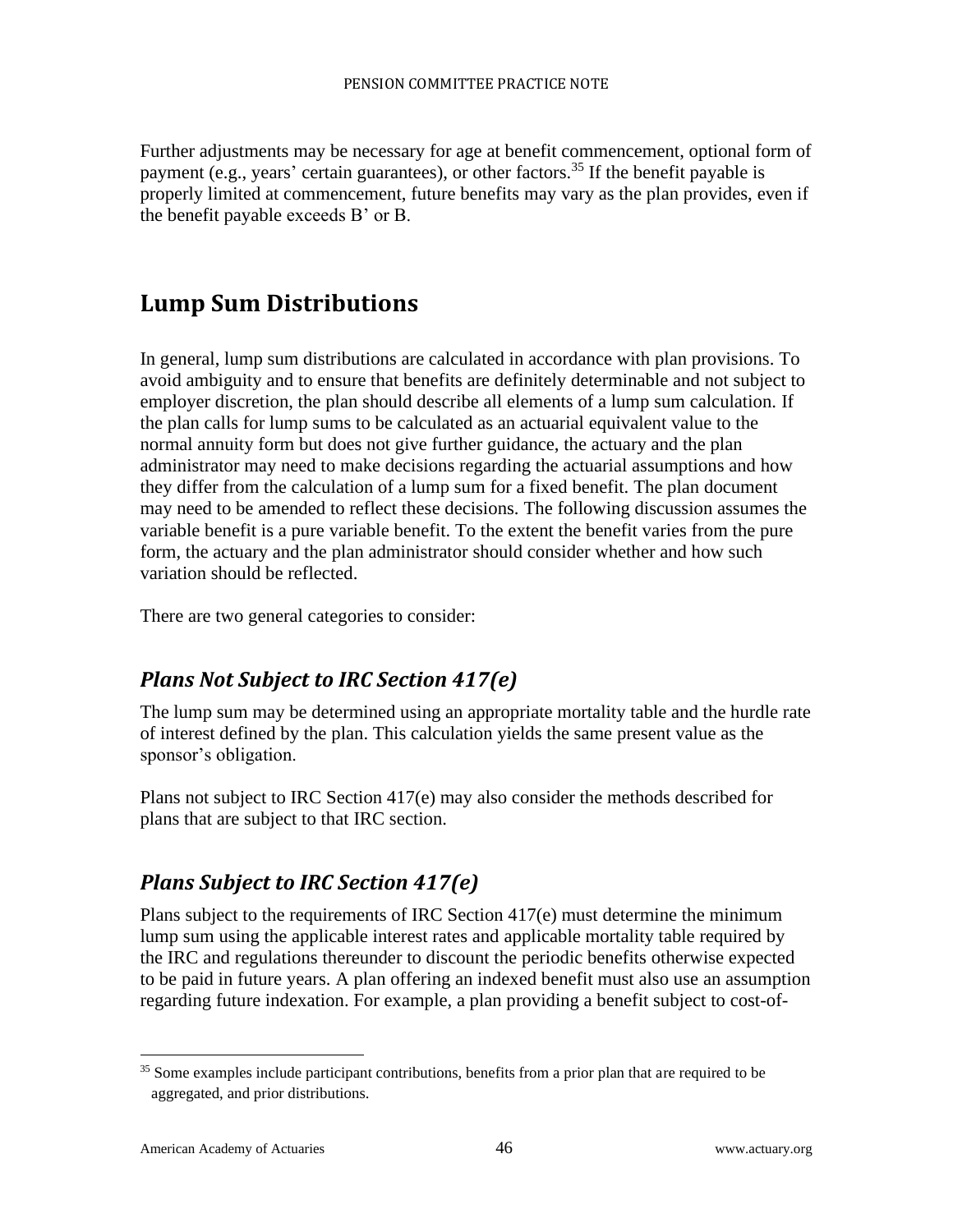Further adjustments may be necessary for age at benefit commencement, optional form of payment (e.g., years' certain guarantees), or other factors.[35] If the benefit payable is properly limited at commencement, future benefits may vary as the plan provides, even if the benefit payable exceeds B' or B.

## Lump Sum Distributions

In general, lump sum distributions are calculated in accordance with plan provisions. To avoid ambiguity and to ensure that benefits are definitely determinable and not subject to employer discretion, the plan should describe all elements of a lump sum calculation. If the plan calls for lump sums to be calculated as an actuarial equivalent value to the normal annuity form but does not give further guidance, the actuary and the plan administrator may need to make decisions regarding the actuarial assumptions and how they differ from the calculation of a lump sum for a fixed benefit. The plan document may need to be amended to reflect these decisions. The following discussion assumes the variable benefit is a pure variable benefit. To the extent the benefit varies from the pure form, the actuary and the plan administrator should consider whether and how such variation should be reflected.

There are two general categories to consider:

### *Plans Not Subject to IRC Section 417(e)*

The lump sum may be determined using an appropriate mortality table and the hurdle rate of interest defined by the plan. This calculation yields the same present value as the sponsor's obligation.

Plans not subject to IRC Section 417(e) may also consider the methods described for plans that are subject to that IRC section.

### *Plans Subject to IRC Section 417(e)*

Plans subject to the requirements of IRC Section 417(e) must determine the minimum lump sum using the applicable interest rates and applicable mortality table required by the IRC and regulations thereunder to discount the periodic benefits otherwise expected to be paid in future years. A plan offering an indexed benefit must also use an assumption regarding future indexation. For example, a plan providing a benefit subject to cost-of-

---

[35] Some examples include participant contributions, benefits from a prior plan that are required to be aggregated, and prior distributions.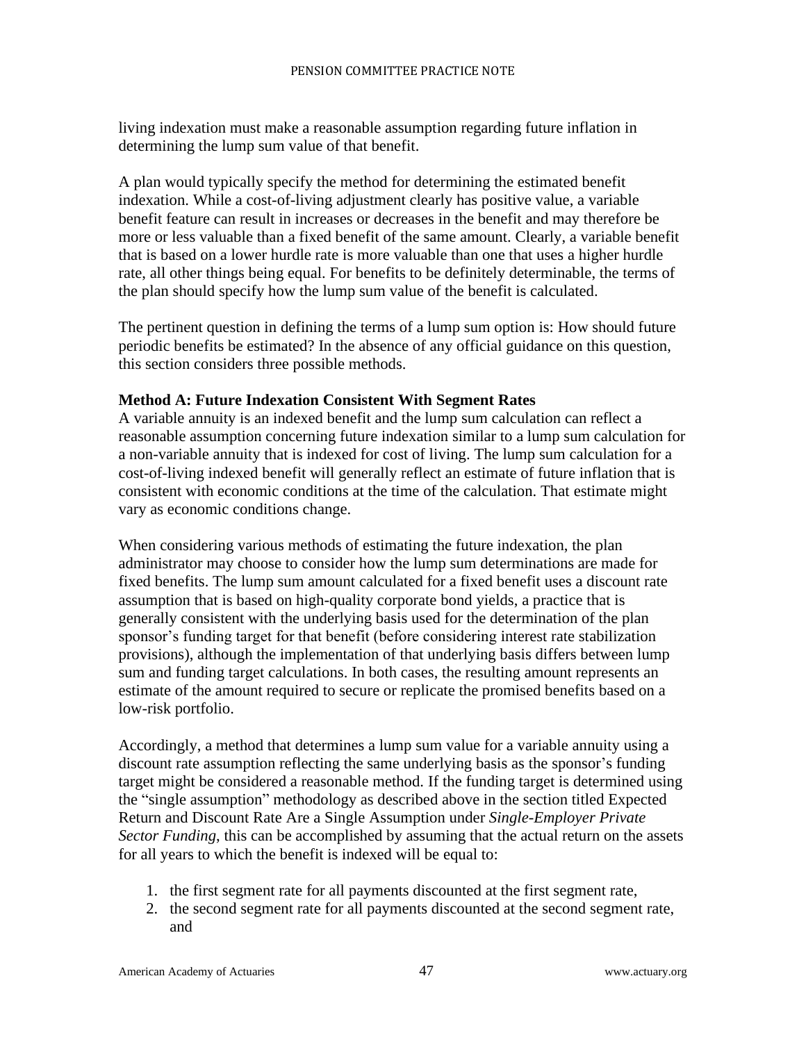living indexation must make a reasonable assumption regarding future inflation in determining the lump sum value of that benefit.

A plan would typically specify the method for determining the estimated benefit indexation. While a cost-of-living adjustment clearly has positive value, a variable benefit feature can result in increases or decreases in the benefit and may therefore be more or less valuable than a fixed benefit of the same amount. Clearly, a variable benefit that is based on a lower hurdle rate is more valuable than one that uses a higher hurdle rate, all other things being equal. For benefits to be definitely determinable, the terms of the plan should specify how the lump sum value of the benefit is calculated.

The pertinent question in defining the terms of a lump sum option is: How should future periodic benefits be estimated? In the absence of any official guidance on this question, this section considers three possible methods.

**Method A: Future Indexation Consistent With Segment Rates**

A variable annuity is an indexed benefit and the lump sum calculation can reflect a reasonable assumption concerning future indexation similar to a lump sum calculation for a non-variable annuity that is indexed for cost of living. The lump sum calculation for a cost-of-living indexed benefit will generally reflect an estimate of future inflation that is consistent with economic conditions at the time of the calculation. That estimate might vary as economic conditions change.

When considering various methods of estimating the future indexation, the plan administrator may choose to consider how the lump sum determinations are made for fixed benefits. The lump sum amount calculated for a fixed benefit uses a discount rate assumption that is based on high-quality corporate bond yields, a practice that is generally consistent with the underlying basis used for the determination of the plan sponsor's funding target for that benefit (before considering interest rate stabilization provisions), although the implementation of that underlying basis differs between lump sum and funding target calculations. In both cases, the resulting amount represents an estimate of the amount required to secure or replicate the promised benefits based on a low-risk portfolio.

Accordingly, a method that determines a lump sum value for a variable annuity using a discount rate assumption reflecting the same underlying basis as the sponsor's funding target might be considered a reasonable method. If the funding target is determined using the "single assumption" methodology as described above in the section titled Expected Return and Discount Rate Are a Single Assumption under *Single-Employer Private Sector Funding*, this can be accomplished by assuming that the actual return on the assets for all years to which the benefit is indexed will be equal to:

1. the first segment rate for all payments discounted at the first segment rate,
2. the second segment rate for all payments discounted at the second segment rate, and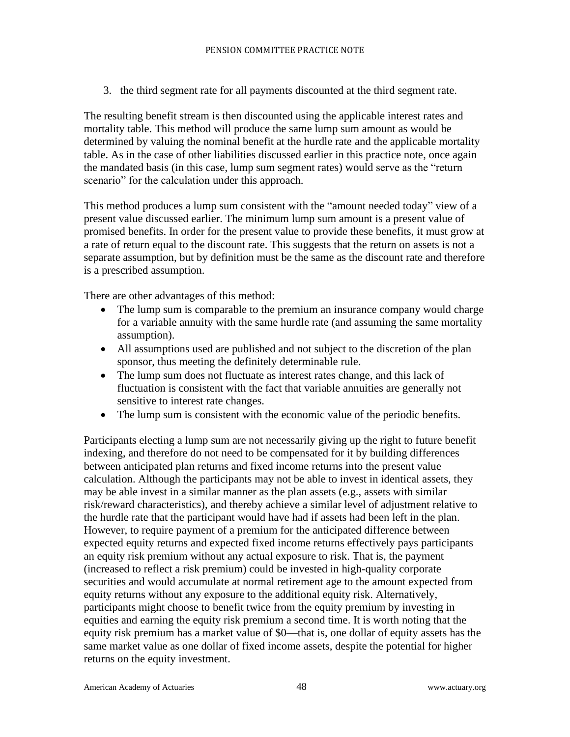3. the third segment rate for all payments discounted at the third segment rate.

The resulting benefit stream is then discounted using the applicable interest rates and mortality table. This method will produce the same lump sum amount as would be determined by valuing the nominal benefit at the hurdle rate and the applicable mortality table. As in the case of other liabilities discussed earlier in this practice note, once again the mandated basis (in this case, lump sum segment rates) would serve as the "return scenario" for the calculation under this approach.

This method produces a lump sum consistent with the "amount needed today" view of a present value discussed earlier. The minimum lump sum amount is a present value of promised benefits. In order for the present value to provide these benefits, it must grow at a rate of return equal to the discount rate. This suggests that the return on assets is not a separate assumption, but by definition must be the same as the discount rate and therefore is a prescribed assumption.

There are other advantages of this method:

- The lump sum is comparable to the premium an insurance company would charge for a variable annuity with the same hurdle rate (and assuming the same mortality assumption).
- All assumptions used are published and not subject to the discretion of the plan sponsor, thus meeting the definitely determinable rule.
- The lump sum does not fluctuate as interest rates change, and this lack of fluctuation is consistent with the fact that variable annuities are generally not sensitive to interest rate changes.
- The lump sum is consistent with the economic value of the periodic benefits.

Participants electing a lump sum are not necessarily giving up the right to future benefit indexing, and therefore do not need to be compensated for it by building differences between anticipated plan returns and fixed income returns into the present value calculation. Although the participants may not be able to invest in identical assets, they may be able invest in a similar manner as the plan assets (e.g., assets with similar risk/reward characteristics), and thereby achieve a similar level of adjustment relative to the hurdle rate that the participant would have had if assets had been left in the plan. However, to require payment of a premium for the anticipated difference between expected equity returns and expected fixed income returns effectively pays participants an equity risk premium without any actual exposure to risk. That is, the payment (increased to reflect a risk premium) could be invested in high-quality corporate securities and would accumulate at normal retirement age to the amount expected from equity returns without any exposure to the additional equity risk. Alternatively, participants might choose to benefit twice from the equity premium by investing in equities and earning the equity risk premium a second time. It is worth noting that the equity risk premium has a market value of $0—that is, one dollar of equity assets has the same market value as one dollar of fixed income assets, despite the potential for higher returns on the equity investment.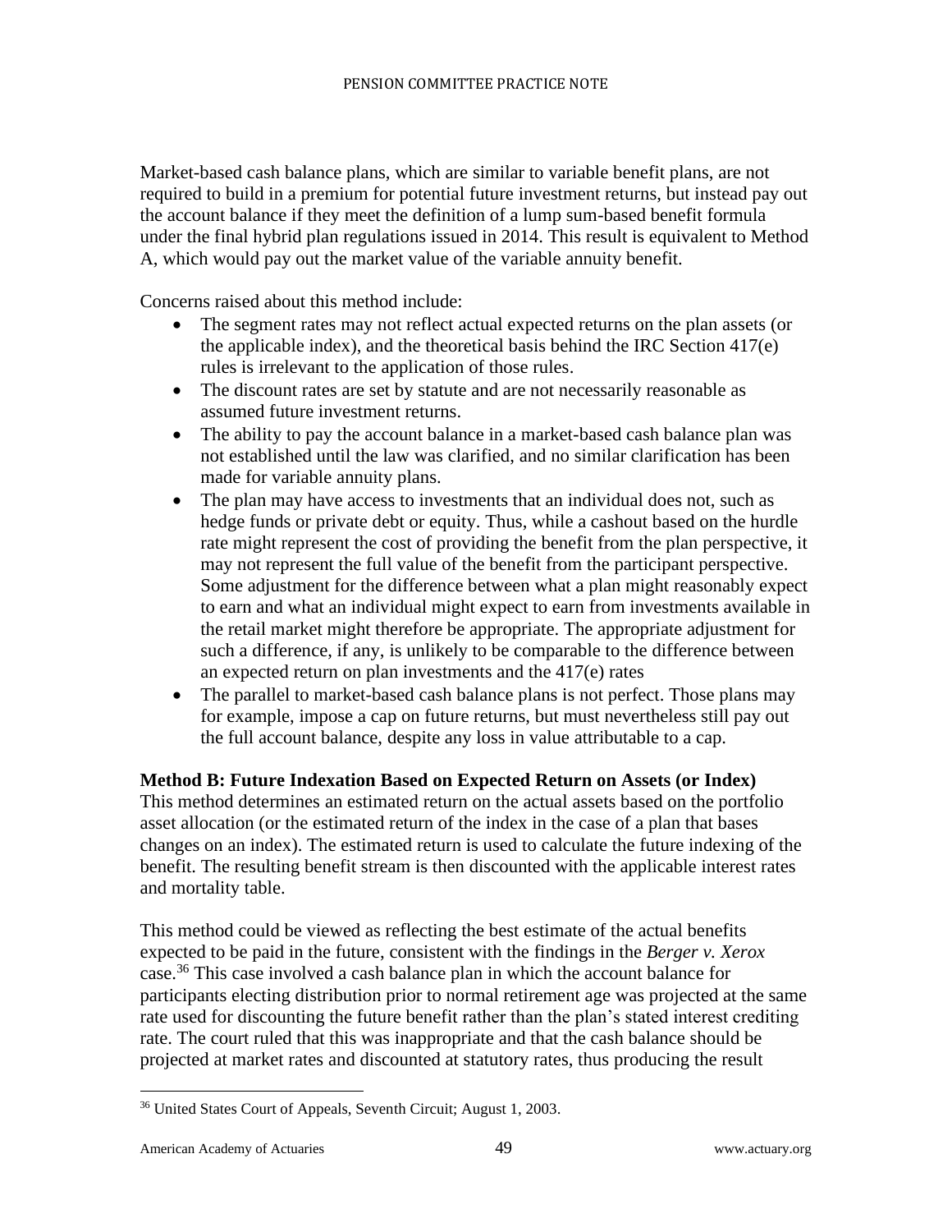Market-based cash balance plans, which are similar to variable benefit plans, are not required to build in a premium for potential future investment returns, but instead pay out the account balance if they meet the definition of a lump sum-based benefit formula under the final hybrid plan regulations issued in 2014. This result is equivalent to Method A, which would pay out the market value of the variable annuity benefit.

Concerns raised about this method include:

- The segment rates may not reflect actual expected returns on the plan assets (or the applicable index), and the theoretical basis behind the IRC Section 417(e) rules is irrelevant to the application of those rules.
- The discount rates are set by statute and are not necessarily reasonable as assumed future investment returns.
- The ability to pay the account balance in a market-based cash balance plan was not established until the law was clarified, and no similar clarification has been made for variable annuity plans.
- The plan may have access to investments that an individual does not, such as hedge funds or private debt or equity. Thus, while a cashout based on the hurdle rate might represent the cost of providing the benefit from the plan perspective, it may not represent the full value of the benefit from the participant perspective. Some adjustment for the difference between what a plan might reasonably expect to earn and what an individual might expect to earn from investments available in the retail market might therefore be appropriate. The appropriate adjustment for such a difference, if any, is unlikely to be comparable to the difference between an expected return on plan investments and the 417(e) rates
- The parallel to market-based cash balance plans is not perfect. Those plans may for example, impose a cap on future returns, but must nevertheless still pay out the full account balance, despite any loss in value attributable to a cap.

**Method B: Future Indexation Based on Expected Return on Assets (or Index)**

This method determines an estimated return on the actual assets based on the portfolio asset allocation (or the estimated return of the index in the case of a plan that bases changes on an index). The estimated return is used to calculate the future indexing of the benefit. The resulting benefit stream is then discounted with the applicable interest rates and mortality table.

This method could be viewed as reflecting the best estimate of the actual benefits expected to be paid in the future, consistent with the findings in the *Berger v. Xerox* case.[36] This case involved a cash balance plan in which the account balance for participants electing distribution prior to normal retirement age was projected at the same rate used for discounting the future benefit rather than the plan's stated interest crediting rate. The court ruled that this was inappropriate and that the cash balance should be projected at market rates and discounted at statutory rates, thus producing the result

[36] United States Court of Appeals, Seventh Circuit; August 1, 2003.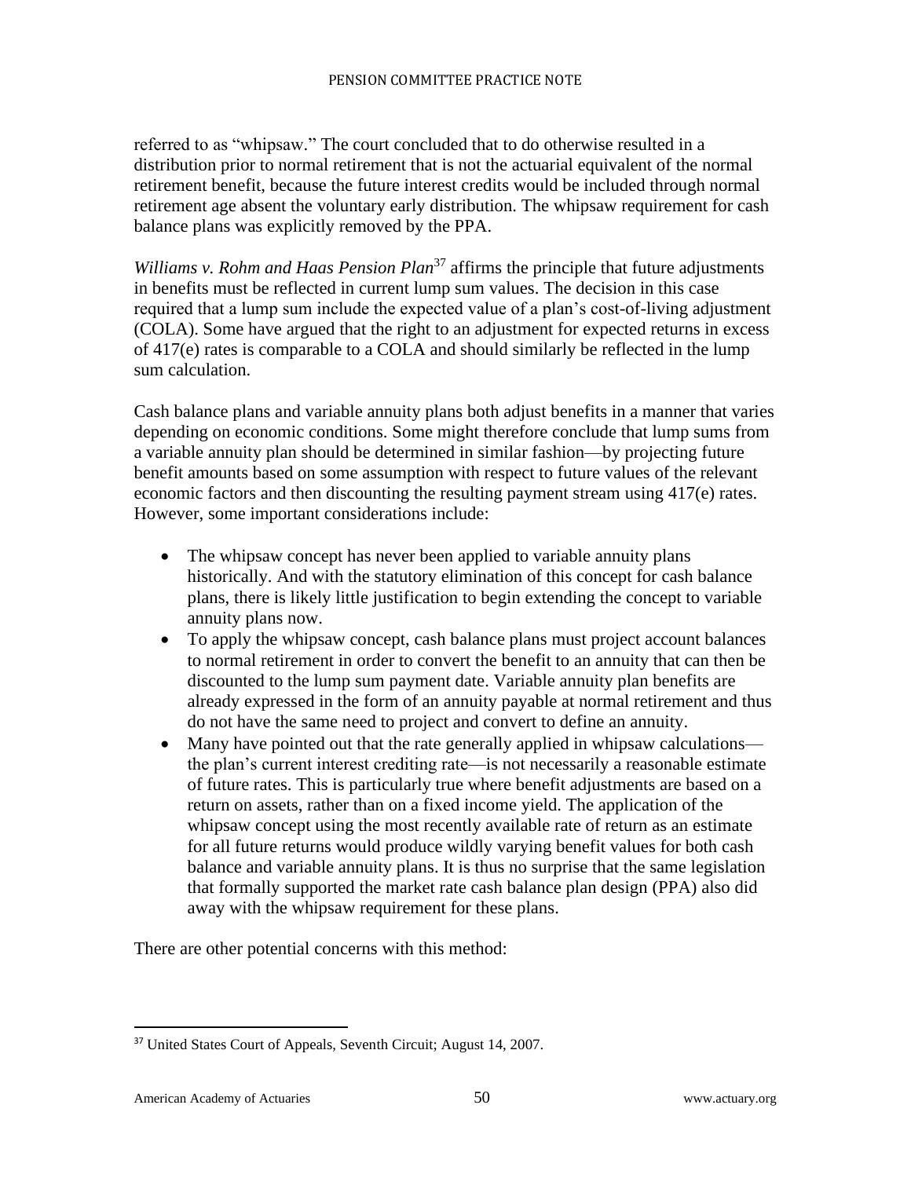referred to as "whipsaw." The court concluded that to do otherwise resulted in a distribution prior to normal retirement that is not the actuarial equivalent of the normal retirement benefit, because the future interest credits would be included through normal retirement age absent the voluntary early distribution. The whipsaw requirement for cash balance plans was explicitly removed by the PPA.

*Williams v. Rohm and Haas Pension Plan*[37] affirms the principle that future adjustments in benefits must be reflected in current lump sum values. The decision in this case required that a lump sum include the expected value of a plan's cost-of-living adjustment (COLA). Some have argued that the right to an adjustment for expected returns in excess of 417(e) rates is comparable to a COLA and should similarly be reflected in the lump sum calculation.

Cash balance plans and variable annuity plans both adjust benefits in a manner that varies depending on economic conditions. Some might therefore conclude that lump sums from a variable annuity plan should be determined in similar fashion—by projecting future benefit amounts based on some assumption with respect to future values of the relevant economic factors and then discounting the resulting payment stream using 417(e) rates. However, some important considerations include:

- The whipsaw concept has never been applied to variable annuity plans historically. And with the statutory elimination of this concept for cash balance plans, there is likely little justification to begin extending the concept to variable annuity plans now.
- To apply the whipsaw concept, cash balance plans must project account balances to normal retirement in order to convert the benefit to an annuity that can then be discounted to the lump sum payment date. Variable annuity plan benefits are already expressed in the form of an annuity payable at normal retirement and thus do not have the same need to project and convert to define an annuity.
- Many have pointed out that the rate generally applied in whipsaw calculations—the plan's current interest crediting rate—is not necessarily a reasonable estimate of future rates. This is particularly true where benefit adjustments are based on a return on assets, rather than on a fixed income yield. The application of the whipsaw concept using the most recently available rate of return as an estimate for all future returns would produce wildly varying benefit values for both cash balance and variable annuity plans. It is thus no surprise that the same legislation that formally supported the market rate cash balance plan design (PPA) also did away with the whipsaw requirement for these plans.

There are other potential concerns with this method:

[37] United States Court of Appeals, Seventh Circuit; August 14, 2007.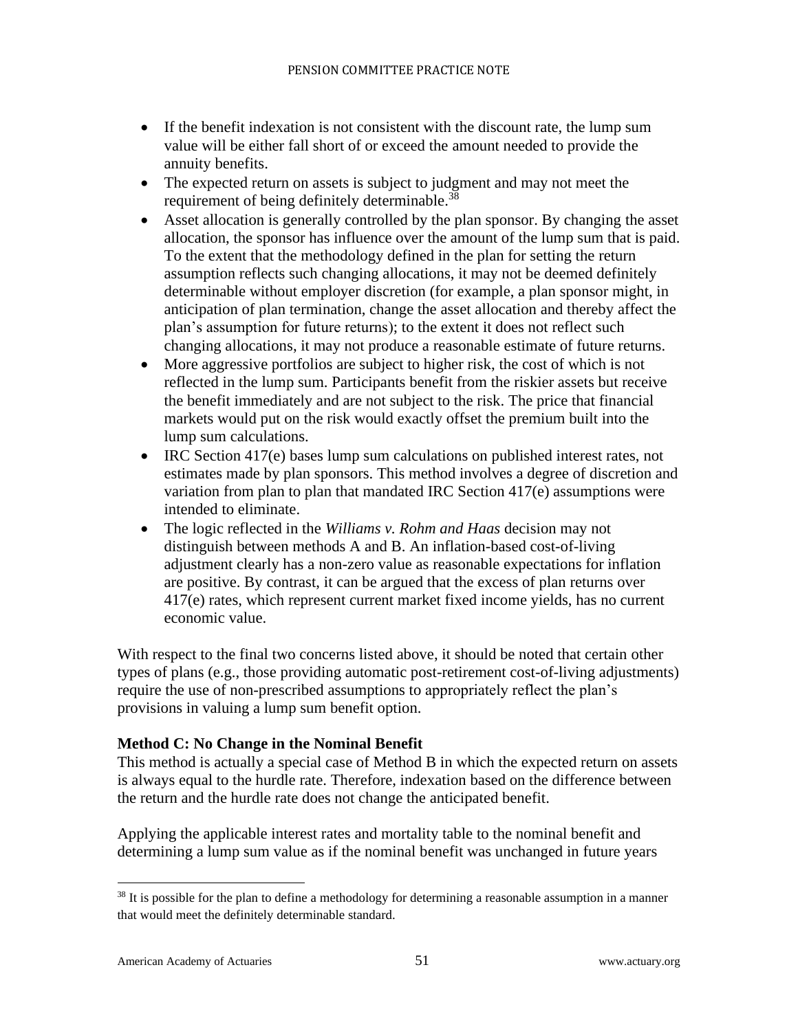- If the benefit indexation is not consistent with the discount rate, the lump sum value will be either fall short of or exceed the amount needed to provide the annuity benefits.
- The expected return on assets is subject to judgment and may not meet the requirement of being definitely determinable.[38]
- Asset allocation is generally controlled by the plan sponsor. By changing the asset allocation, the sponsor has influence over the amount of the lump sum that is paid. To the extent that the methodology defined in the plan for setting the return assumption reflects such changing allocations, it may not be deemed definitely determinable without employer discretion (for example, a plan sponsor might, in anticipation of plan termination, change the asset allocation and thereby affect the plan's assumption for future returns); to the extent it does not reflect such changing allocations, it may not produce a reasonable estimate of future returns.
- More aggressive portfolios are subject to higher risk, the cost of which is not reflected in the lump sum. Participants benefit from the riskier assets but receive the benefit immediately and are not subject to the risk. The price that financial markets would put on the risk would exactly offset the premium built into the lump sum calculations.
- IRC Section 417(e) bases lump sum calculations on published interest rates, not estimates made by plan sponsors. This method involves a degree of discretion and variation from plan to plan that mandated IRC Section 417(e) assumptions were intended to eliminate.
- The logic reflected in the *Williams v. Rohm and Haas* decision may not distinguish between methods A and B. An inflation-based cost-of-living adjustment clearly has a non-zero value as reasonable expectations for inflation are positive. By contrast, it can be argued that the excess of plan returns over 417(e) rates, which represent current market fixed income yields, has no current economic value.

With respect to the final two concerns listed above, it should be noted that certain other types of plans (e.g., those providing automatic post-retirement cost-of-living adjustments) require the use of non-prescribed assumptions to appropriately reflect the plan's provisions in valuing a lump sum benefit option.

**Method C: No Change in the Nominal Benefit**

This method is actually a special case of Method B in which the expected return on assets is always equal to the hurdle rate. Therefore, indexation based on the difference between the return and the hurdle rate does not change the anticipated benefit.

Applying the applicable interest rates and mortality table to the nominal benefit and determining a lump sum value as if the nominal benefit was unchanged in future years

---

[38] It is possible for the plan to define a methodology for determining a reasonable assumption in a manner that would meet the definitely determinable standard.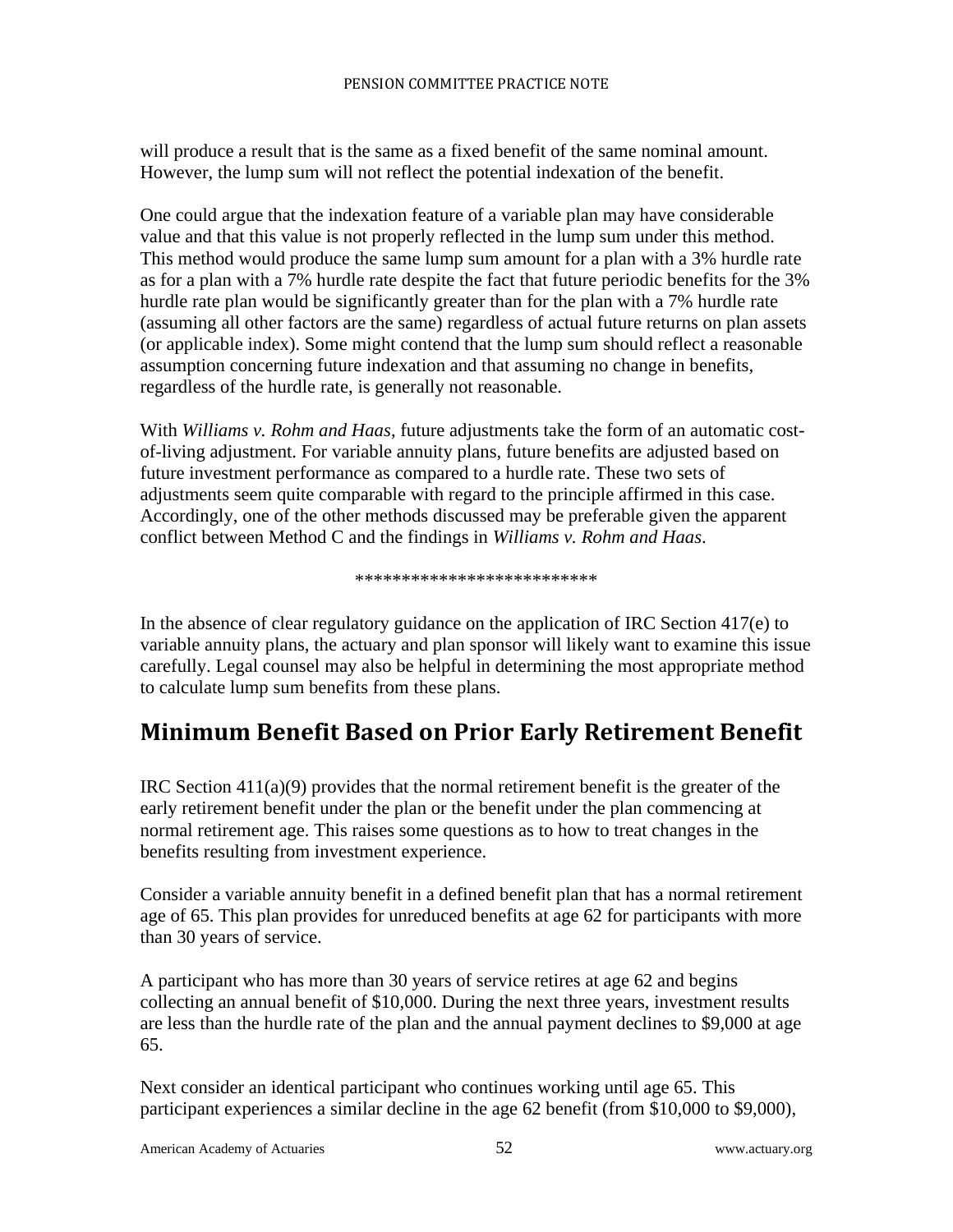will produce a result that is the same as a fixed benefit of the same nominal amount. However, the lump sum will not reflect the potential indexation of the benefit.

One could argue that the indexation feature of a variable plan may have considerable value and that this value is not properly reflected in the lump sum under this method. This method would produce the same lump sum amount for a plan with a 3% hurdle rate as for a plan with a 7% hurdle rate despite the fact that future periodic benefits for the 3% hurdle rate plan would be significantly greater than for the plan with a 7% hurdle rate (assuming all other factors are the same) regardless of actual future returns on plan assets (or applicable index). Some might contend that the lump sum should reflect a reasonable assumption concerning future indexation and that assuming no change in benefits, regardless of the hurdle rate, is generally not reasonable.

With *Williams v. Rohm and Haas*, future adjustments take the form of an automatic cost-of-living adjustment. For variable annuity plans, future benefits are adjusted based on future investment performance as compared to a hurdle rate. These two sets of adjustments seem quite comparable with regard to the principle affirmed in this case. Accordingly, one of the other methods discussed may be preferable given the apparent conflict between Method C and the findings in *Williams v. Rohm and Haas*.

**************************

In the absence of clear regulatory guidance on the application of IRC Section 417(e) to variable annuity plans, the actuary and plan sponsor will likely want to examine this issue carefully. Legal counsel may also be helpful in determining the most appropriate method to calculate lump sum benefits from these plans.

## Minimum Benefit Based on Prior Early Retirement Benefit

IRC Section 411(a)(9) provides that the normal retirement benefit is the greater of the early retirement benefit under the plan or the benefit under the plan commencing at normal retirement age. This raises some questions as to how to treat changes in the benefits resulting from investment experience.

Consider a variable annuity benefit in a defined benefit plan that has a normal retirement age of 65. This plan provides for unreduced benefits at age 62 for participants with more than 30 years of service.

A participant who has more than 30 years of service retires at age 62 and begins collecting an annual benefit of $10,000. During the next three years, investment results are less than the hurdle rate of the plan and the annual payment declines to $9,000 at age 65.

Next consider an identical participant who continues working until age 65. This participant experiences a similar decline in the age 62 benefit (from $10,000 to $9,000),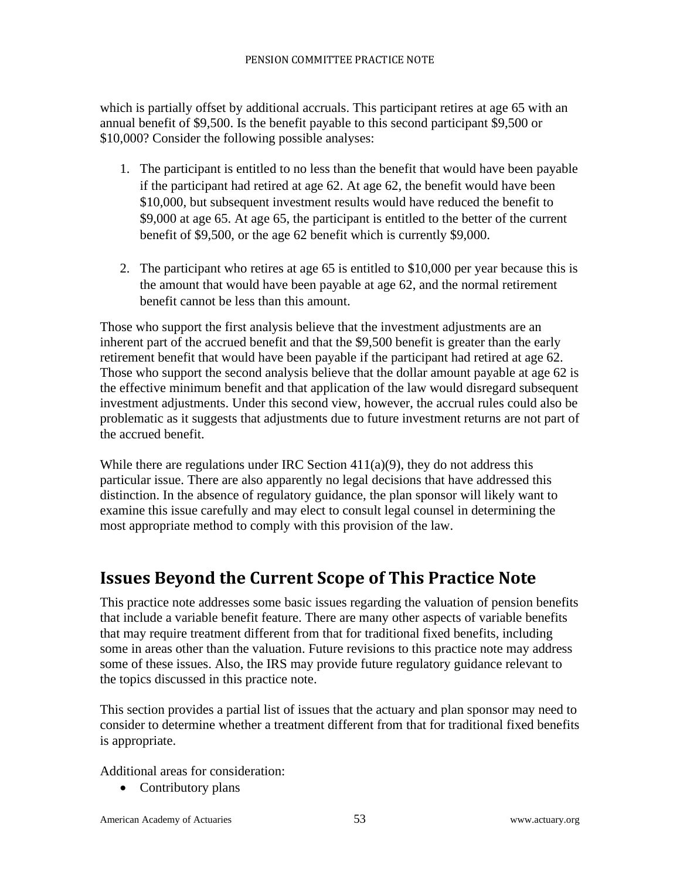which is partially offset by additional accruals. This participant retires at age 65 with an annual benefit of $9,500. Is the benefit payable to this second participant $9,500 or $10,000? Consider the following possible analyses:

1. The participant is entitled to no less than the benefit that would have been payable if the participant had retired at age 62. At age 62, the benefit would have been $10,000, but subsequent investment results would have reduced the benefit to $9,000 at age 65. At age 65, the participant is entitled to the better of the current benefit of $9,500, or the age 62 benefit which is currently $9,000.

2. The participant who retires at age 65 is entitled to $10,000 per year because this is the amount that would have been payable at age 62, and the normal retirement benefit cannot be less than this amount.

Those who support the first analysis believe that the investment adjustments are an inherent part of the accrued benefit and that the $9,500 benefit is greater than the early retirement benefit that would have been payable if the participant had retired at age 62. Those who support the second analysis believe that the dollar amount payable at age 62 is the effective minimum benefit and that application of the law would disregard subsequent investment adjustments. Under this second view, however, the accrual rules could also be problematic as it suggests that adjustments due to future investment returns are not part of the accrued benefit.

While there are regulations under IRC Section 411(a)(9), they do not address this particular issue. There are also apparently no legal decisions that have addressed this distinction. In the absence of regulatory guidance, the plan sponsor will likely want to examine this issue carefully and may elect to consult legal counsel in determining the most appropriate method to comply with this provision of the law.

## Issues Beyond the Current Scope of This Practice Note

This practice note addresses some basic issues regarding the valuation of pension benefits that include a variable benefit feature. There are many other aspects of variable benefits that may require treatment different from that for traditional fixed benefits, including some in areas other than the valuation. Future revisions to this practice note may address some of these issues. Also, the IRS may provide future regulatory guidance relevant to the topics discussed in this practice note.

This section provides a partial list of issues that the actuary and plan sponsor may need to consider to determine whether a treatment different from that for traditional fixed benefits is appropriate.

Additional areas for consideration:

- Contributory plans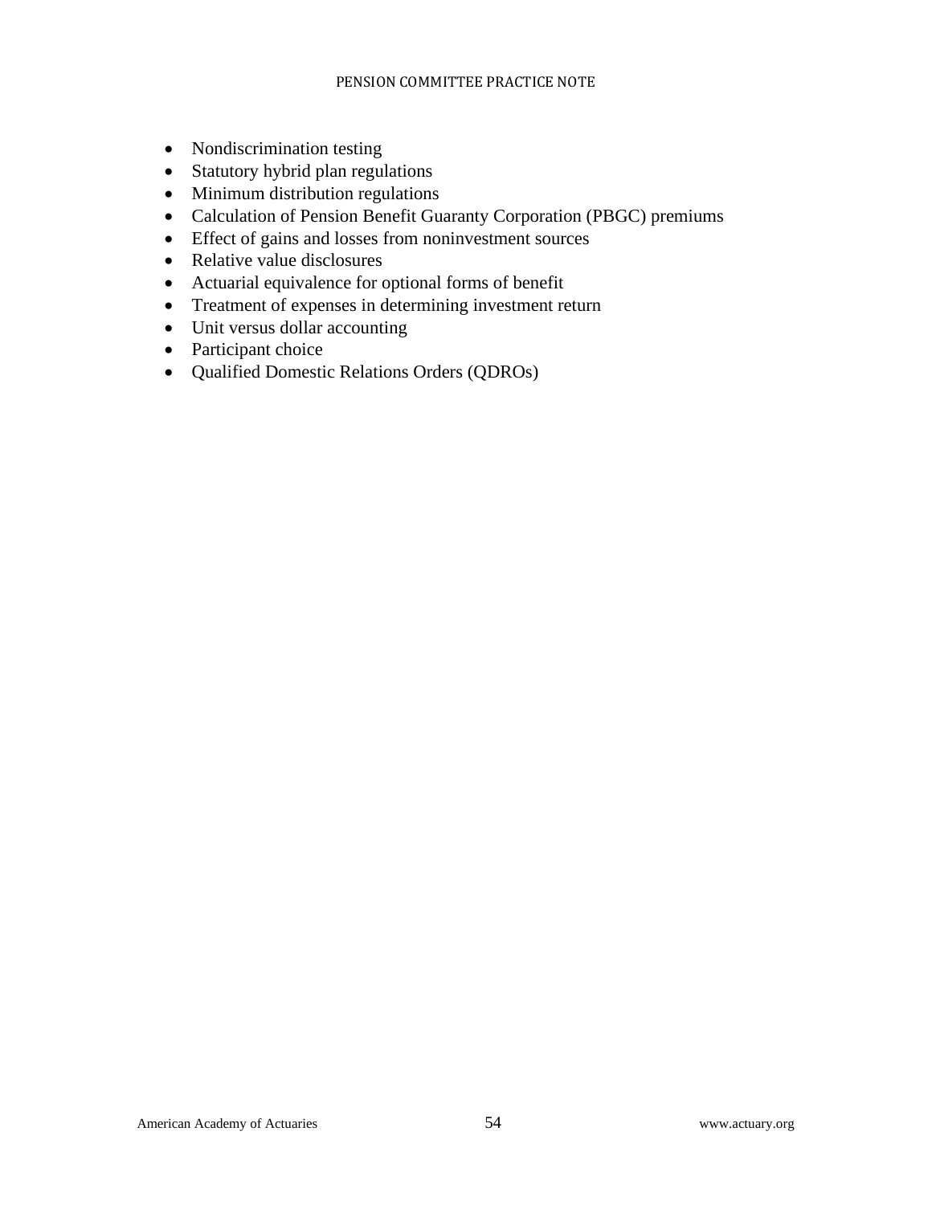- Nondiscrimination testing
- Statutory hybrid plan regulations
- Minimum distribution regulations
- Calculation of Pension Benefit Guaranty Corporation (PBGC) premiums
- Effect of gains and losses from noninvestment sources
- Relative value disclosures
- Actuarial equivalence for optional forms of benefit
- Treatment of expenses in determining investment return
- Unit versus dollar accounting
- Participant choice
- Qualified Domestic Relations Orders (QDROs)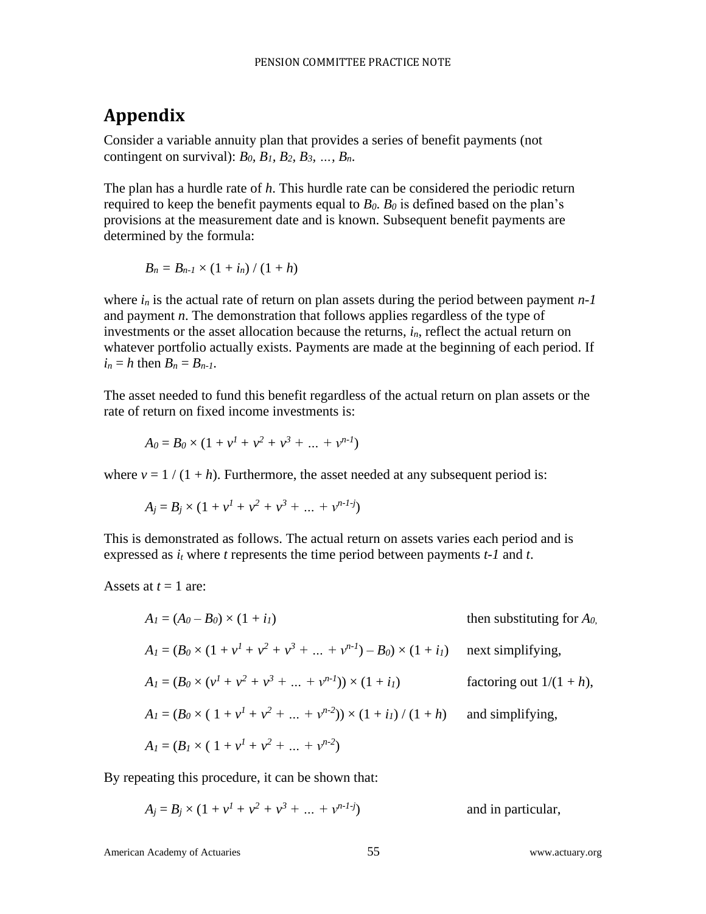# Appendix

Consider a variable annuity plan that provides a series of benefit payments (not contingent on survival): $B_0$, $B_1$, $B_2$, $B_3$, …, $B_n$.

The plan has a hurdle rate of $h$. This hurdle rate can be considered the periodic return required to keep the benefit payments equal to $B_0$. $B_0$ is defined based on the plan's provisions at the measurement date and is known. Subsequent benefit payments are determined by the formula:

$$B_n = B_{n-1} \times (1 + i_n) / (1 + h)$$

where $i_n$ is the actual rate of return on plan assets during the period between payment $n-1$ and payment $n$. The demonstration that follows applies regardless of the type of investments or the asset allocation because the returns, $i_n$, reflect the actual return on whatever portfolio actually exists. Payments are made at the beginning of each period. If $i_n = h$ then $B_n = B_{n-1}$.

The asset needed to fund this benefit regardless of the actual return on plan assets or the rate of return on fixed income investments is:

$$A_0 = B_0 \times (1 + v^1 + v^2 + v^3 + \ldots + v^{n-1})$$

where $v = 1 / (1 + h)$. Furthermore, the asset needed at any subsequent period is:

$$A_j = B_j \times (1 + v^1 + v^2 + v^3 + \ldots + v^{n-1-j})$$

This is demonstrated as follows. The actual return on assets varies each period and is expressed as $i_t$ where $t$ represents the time period between payments $t-1$ and $t$.

Assets at $t = 1$ are:

$$A_1 = (A_0 - B_0) \times (1 + i_1) \qquad \text{then substituting for } A_0,$$

$$A_1 = (B_0 \times (1 + v^1 + v^2 + v^3 + \ldots + v^{n-1}) - B_0) \times (1 + i_1) \qquad \text{next simplifying,}$$

$$A_1 = (B_0 \times (v^1 + v^2 + v^3 + \ldots + v^{n-1})) \times (1 + i_1) \qquad \text{factoring out } 1/(1 + h),$$

$$A_1 = (B_0 \times ( 1 + v^1 + v^2 + \ldots + v^{n-2})) \times (1 + i_1) / (1 + h) \qquad \text{and simplifying,}$$

$$A_1 = (B_1 \times ( 1 + v^1 + v^2 + \ldots + v^{n-2})$$

By repeating this procedure, it can be shown that:

$$A_j = B_j \times (1 + v^1 + v^2 + v^3 + \ldots + v^{n-1-j}) \qquad \text{and in particular,}$$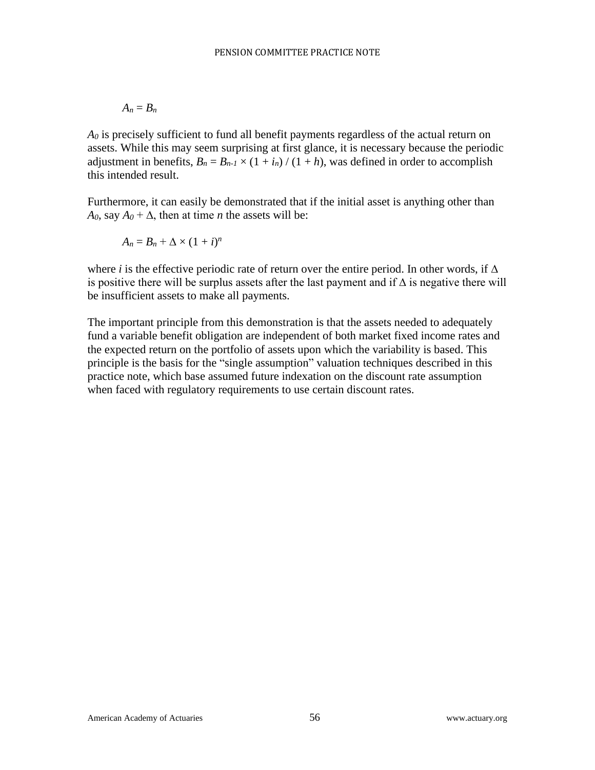$$A_n = B_n$$

$A_0$ is precisely sufficient to fund all benefit payments regardless of the actual return on assets. While this may seem surprising at first glance, it is necessary because the periodic adjustment in benefits, $B_n = B_{n-1} \times (1 + i_n) / (1 + h)$, was defined in order to accomplish this intended result.

Furthermore, it can easily be demonstrated that if the initial asset is anything other than $A_0$, say $A_0 + \Delta$, then at time $n$ the assets will be:

$$A_n = B_n + \Delta \times (1 + i)^n$$

where $i$ is the effective periodic rate of return over the entire period. In other words, if $\Delta$ is positive there will be surplus assets after the last payment and if $\Delta$ is negative there will be insufficient assets to make all payments.

The important principle from this demonstration is that the assets needed to adequately fund a variable benefit obligation are independent of both market fixed income rates and the expected return on the portfolio of assets upon which the variability is based. This principle is the basis for the "single assumption" valuation techniques described in this practice note, which base assumed future indexation on the discount rate assumption when faced with regulatory requirements to use certain discount rates.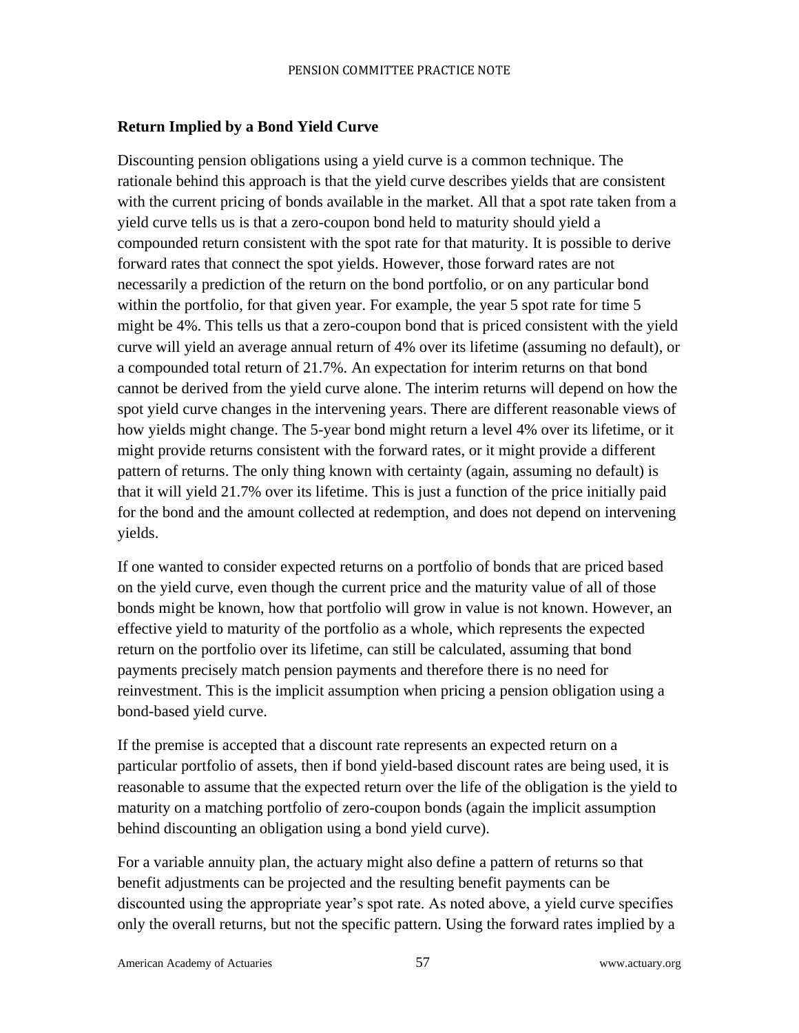### Return Implied by a Bond Yield Curve

Discounting pension obligations using a yield curve is a common technique. The rationale behind this approach is that the yield curve describes yields that are consistent with the current pricing of bonds available in the market. All that a spot rate taken from a yield curve tells us is that a zero-coupon bond held to maturity should yield a compounded return consistent with the spot rate for that maturity. It is possible to derive forward rates that connect the spot yields. However, those forward rates are not necessarily a prediction of the return on the bond portfolio, or on any particular bond within the portfolio, for that given year. For example, the year 5 spot rate for time 5 might be 4%. This tells us that a zero-coupon bond that is priced consistent with the yield curve will yield an average annual return of 4% over its lifetime (assuming no default), or a compounded total return of 21.7%. An expectation for interim returns on that bond cannot be derived from the yield curve alone. The interim returns will depend on how the spot yield curve changes in the intervening years. There are different reasonable views of how yields might change. The 5-year bond might return a level 4% over its lifetime, or it might provide returns consistent with the forward rates, or it might provide a different pattern of returns. The only thing known with certainty (again, assuming no default) is that it will yield 21.7% over its lifetime. This is just a function of the price initially paid for the bond and the amount collected at redemption, and does not depend on intervening yields.

If one wanted to consider expected returns on a portfolio of bonds that are priced based on the yield curve, even though the current price and the maturity value of all of those bonds might be known, how that portfolio will grow in value is not known. However, an effective yield to maturity of the portfolio as a whole, which represents the expected return on the portfolio over its lifetime, can still be calculated, assuming that bond payments precisely match pension payments and therefore there is no need for reinvestment. This is the implicit assumption when pricing a pension obligation using a bond-based yield curve.

If the premise is accepted that a discount rate represents an expected return on a particular portfolio of assets, then if bond yield-based discount rates are being used, it is reasonable to assume that the expected return over the life of the obligation is the yield to maturity on a matching portfolio of zero-coupon bonds (again the implicit assumption behind discounting an obligation using a bond yield curve).

For a variable annuity plan, the actuary might also define a pattern of returns so that benefit adjustments can be projected and the resulting benefit payments can be discounted using the appropriate year's spot rate. As noted above, a yield curve specifies only the overall returns, but not the specific pattern. Using the forward rates implied by a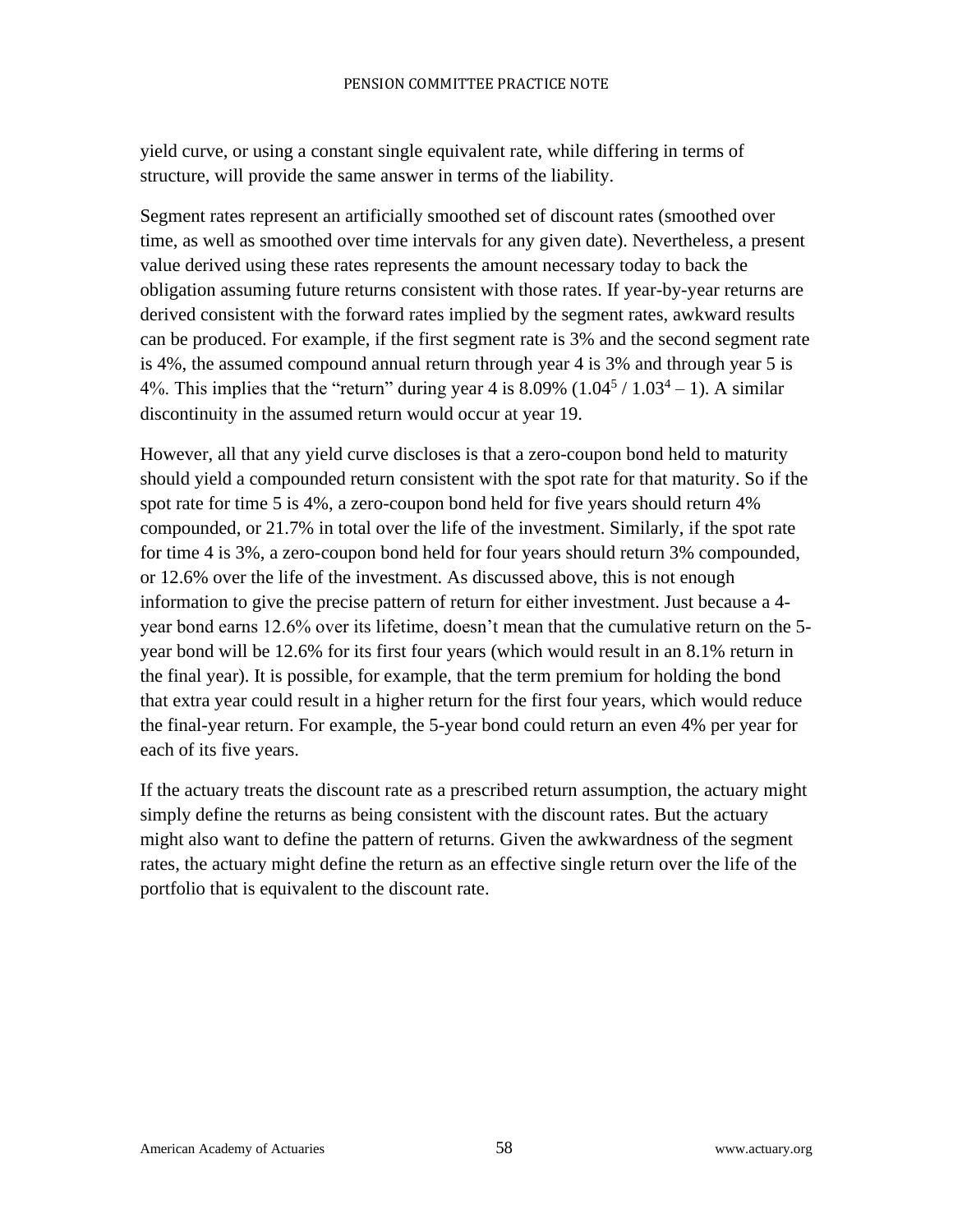yield curve, or using a constant single equivalent rate, while differing in terms of structure, will provide the same answer in terms of the liability.

Segment rates represent an artificially smoothed set of discount rates (smoothed over time, as well as smoothed over time intervals for any given date). Nevertheless, a present value derived using these rates represents the amount necessary today to back the obligation assuming future returns consistent with those rates. If year-by-year returns are derived consistent with the forward rates implied by the segment rates, awkward results can be produced. For example, if the first segment rate is 3% and the second segment rate is 4%, the assumed compound annual return through year 4 is 3% and through year 5 is 4%. This implies that the "return" during year 4 is 8.09% ($1.04^5 / 1.03^4 - 1$). A similar discontinuity in the assumed return would occur at year 19.

However, all that any yield curve discloses is that a zero-coupon bond held to maturity should yield a compounded return consistent with the spot rate for that maturity. So if the spot rate for time 5 is 4%, a zero-coupon bond held for five years should return 4% compounded, or 21.7% in total over the life of the investment. Similarly, if the spot rate for time 4 is 3%, a zero-coupon bond held for four years should return 3% compounded, or 12.6% over the life of the investment. As discussed above, this is not enough information to give the precise pattern of return for either investment. Just because a 4-year bond earns 12.6% over its lifetime, doesn't mean that the cumulative return on the 5-year bond will be 12.6% for its first four years (which would result in an 8.1% return in the final year). It is possible, for example, that the term premium for holding the bond that extra year could result in a higher return for the first four years, which would reduce the final-year return. For example, the 5-year bond could return an even 4% per year for each of its five years.

If the actuary treats the discount rate as a prescribed return assumption, the actuary might simply define the returns as being consistent with the discount rates. But the actuary might also want to define the pattern of returns. Given the awkwardness of the segment rates, the actuary might define the return as an effective single return over the life of the portfolio that is equivalent to the discount rate.